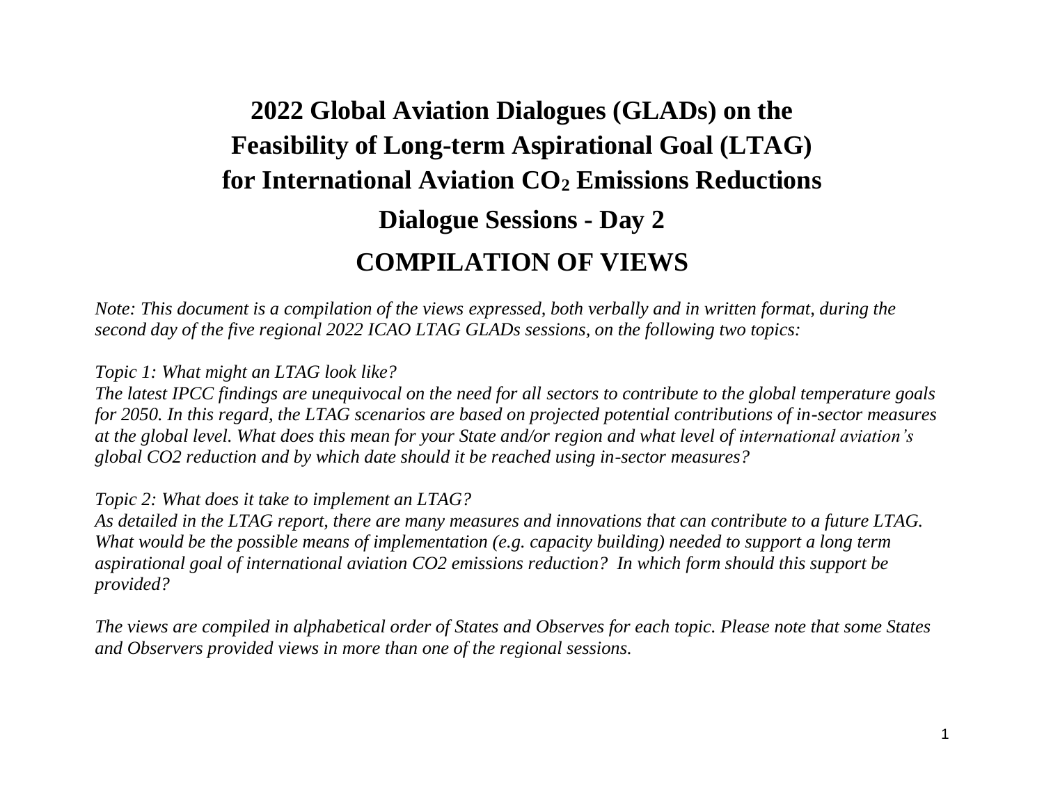# 2022 Global Aviation Dialogues (GLADs) on the Feasibility of Long-term Aspirational Goal (LTAG) for International Aviation $CO_2$ Emissions Reductions

## Dialogue Sessions - Day 2

## COMPILATION OF VIEWS

*Note: This document is a compilation of the views expressed, both verbally and in written format, during the second day of the five regional 2022 ICAO LTAG GLADs sessions, on the following two topics:*

*Topic 1: What might an LTAG look like?*
*The latest IPCC findings are unequivocal on the need for all sectors to contribute to the global temperature goals for 2050. In this regard, the LTAG scenarios are based on projected potential contributions of in-sector measures at the global level. What does this mean for your State and/or region and what level of international aviation's global CO2 reduction and by which date should it be reached using in-sector measures?*

*Topic 2: What does it take to implement an LTAG?*
*As detailed in the LTAG report, there are many measures and innovations that can contribute to a future LTAG. What would be the possible means of implementation (e.g. capacity building) needed to support a long term aspirational goal of international aviation CO2 emissions reduction? In which form should this support be provided?*

*The views are compiled in alphabetical order of States and Observes for each topic. Please note that some States and Observers provided views in more than one of the regional sessions.*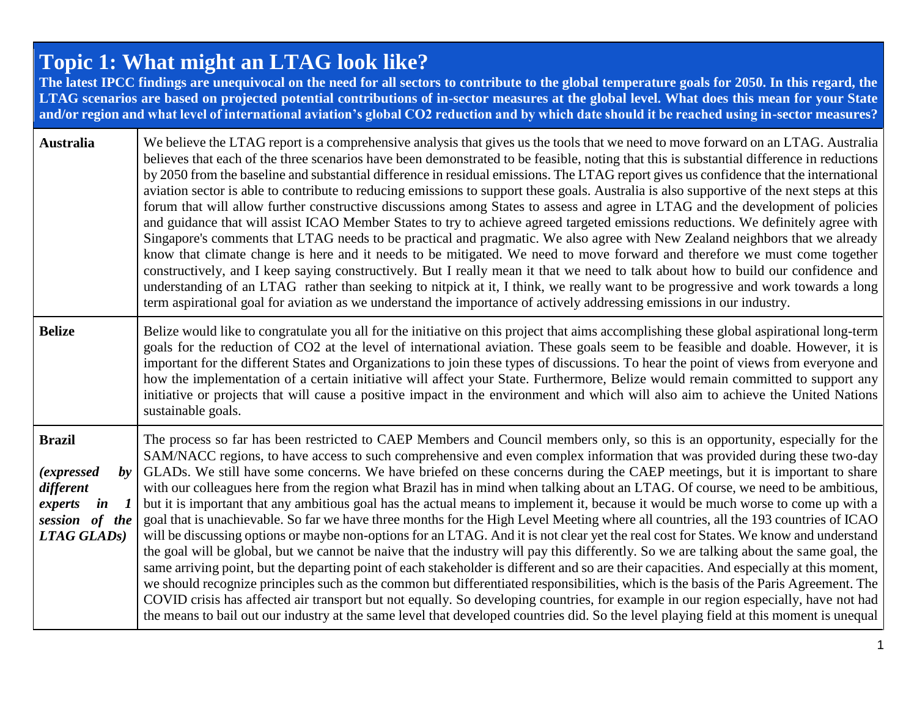| **Topic 1: What might an LTAG look like?**<br>**The latest IPCC findings are unequivocal on the need for all sectors to contribute to the global temperature goals for 2050. In this regard, the LTAG scenarios are based on projected potential contributions of in-sector measures at the global level. What does this mean for your State and/or region and what level of international aviation's global CO2 reduction and by which date should it be reached using in-sector measures?** | |
|---|---|
| **Australia** | We believe the LTAG report is a comprehensive analysis that gives us the tools that we need to move forward on an LTAG. Australia believes that each of the three scenarios have been demonstrated to be feasible, noting that this is substantial difference in reductions by 2050 from the baseline and substantial difference in residual emissions. The LTAG report gives us confidence that the international aviation sector is able to contribute to reducing emissions to support these goals. Australia is also supportive of the next steps at this forum that will allow further constructive discussions among States to assess and agree in LTAG and the development of policies and guidance that will assist ICAO Member States to try to achieve agreed targeted emissions reductions. We definitely agree with Singapore's comments that LTAG needs to be practical and pragmatic. We also agree with New Zealand neighbors that we already know that climate change is here and it needs to be mitigated. We need to move forward and therefore we must come together constructively, and I keep saying constructively. But I really mean it that we need to talk about how to build our confidence and understanding of an LTAG rather than seeking to nitpick at it, I think, we really want to be progressive and work towards a long term aspirational goal for aviation as we understand the importance of actively addressing emissions in our industry. |
| **Belize** | Belize would like to congratulate you all for the initiative on this project that aims accomplishing these global aspirational long-term goals for the reduction of CO2 at the level of international aviation. These goals seem to be feasible and doable. However, it is important for the different States and Organizations to join these types of discussions. To hear the point of views from everyone and how the implementation of a certain initiative will affect your State. Furthermore, Belize would remain committed to support any initiative or projects that will cause a positive impact in the environment and which will also aim to achieve the United Nations sustainable goals. |
| **Brazil**<br><br>***(expressed by different experts in 1 session of the LTAG GLADs)*** | The process so far has been restricted to CAEP Members and Council members only, so this is an opportunity, especially for the SAM/NACC regions, to have access to such comprehensive and even complex information that was provided during these two-day GLADs. We still have some concerns. We have briefed on these concerns during the CAEP meetings, but it is important to share with our colleagues here from the region what Brazil has in mind when talking about an LTAG. Of course, we need to be ambitious, but it is important that any ambitious goal has the actual means to implement it, because it would be much worse to come up with a goal that is unachievable. So far we have three months for the High Level Meeting where all countries, all the 193 countries of ICAO will be discussing options or maybe non-options for an LTAG. And it is not clear yet the real cost for States. We know and understand the goal will be global, but we cannot be naive that the industry will pay this differently. So we are talking about the same goal, the same arriving point, but the departing point of each stakeholder is different and so are their capacities. And especially at this moment, we should recognize principles such as the common but differentiated responsibilities, which is the basis of the Paris Agreement. The COVID crisis has affected air transport but not equally. So developing countries, for example in our region especially, have not had the means to bail out our industry at the same level that developed countries did. So the level playing field at this moment is unequal |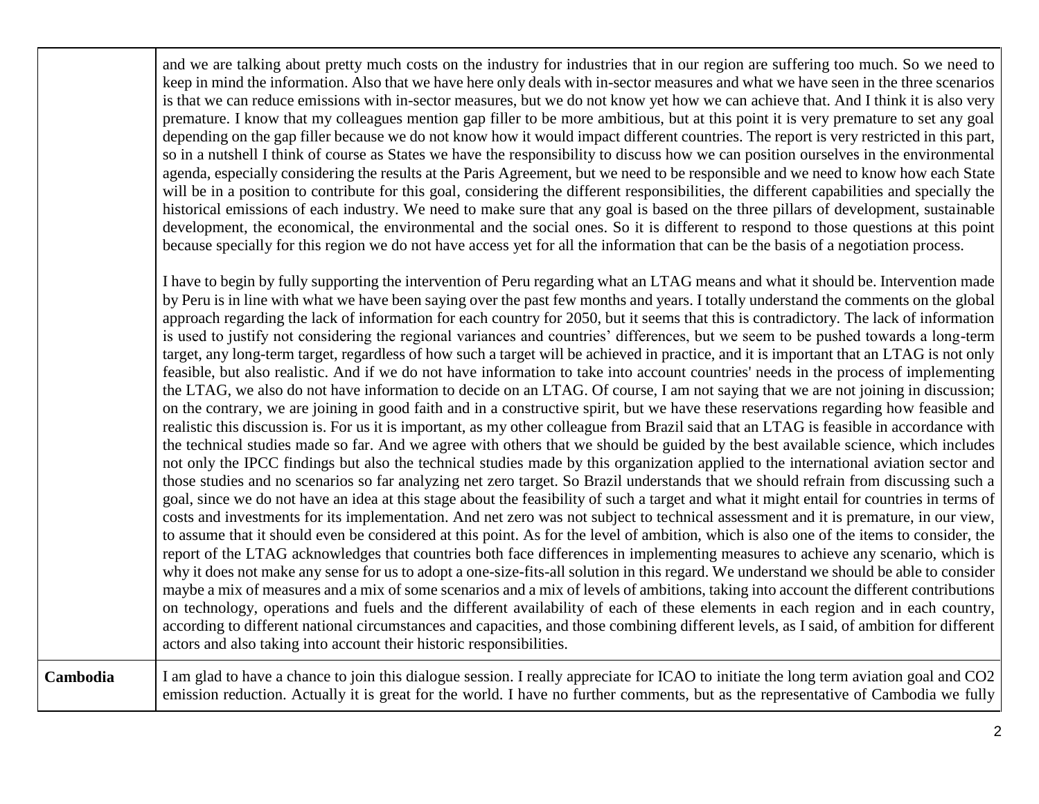| | |
|---|---|
| | and we are talking about pretty much costs on the industry for industries that in our region are suffering too much. So we need to keep in mind the information. Also that we have here only deals with in-sector measures and what we have seen in the three scenarios is that we can reduce emissions with in-sector measures, but we do not know yet how we can achieve that. And I think it is also very premature. I know that my colleagues mention gap filler to be more ambitious, but at this point it is very premature to set any goal depending on the gap filler because we do not know how it would impact different countries. The report is very restricted in this part, so in a nutshell I think of course as States we have the responsibility to discuss how we can position ourselves in the environmental agenda, especially considering the results at the Paris Agreement, but we need to be responsible and we need to know how each State will be in a position to contribute for this goal, considering the different responsibilities, the different capabilities and specially the historical emissions of each industry. We need to make sure that any goal is based on the three pillars of development, sustainable development, the economical, the environmental and the social ones. So it is different to respond to those questions at this point because specially for this region we do not have access yet for all the information that can be the basis of a negotiation process.<br><br>I have to begin by fully supporting the intervention of Peru regarding what an LTAG means and what it should be. Intervention made by Peru is in line with what we have been saying over the past few months and years. I totally understand the comments on the global approach regarding the lack of information for each country for 2050, but it seems that this is contradictory. The lack of information is used to justify not considering the regional variances and countries' differences, but we seem to be pushed towards a long-term target, any long-term target, regardless of how such a target will be achieved in practice, and it is important that an LTAG is not only feasible, but also realistic. And if we do not have information to take into account countries' needs in the process of implementing the LTAG, we also do not have information to decide on an LTAG. Of course, I am not saying that we are not joining in discussion; on the contrary, we are joining in good faith and in a constructive spirit, but we have these reservations regarding how feasible and realistic this discussion is. For us it is important, as my other colleague from Brazil said that an LTAG is feasible in accordance with the technical studies made so far. And we agree with others that we should be guided by the best available science, which includes not only the IPCC findings but also the technical studies made by this organization applied to the international aviation sector and those studies and no scenarios so far analyzing net zero target. So Brazil understands that we should refrain from discussing such a goal, since we do not have an idea at this stage about the feasibility of such a target and what it might entail for countries in terms of costs and investments for its implementation. And net zero was not subject to technical assessment and it is premature, in our view, to assume that it should even be considered at this point. As for the level of ambition, which is also one of the items to consider, the report of the LTAG acknowledges that countries both face differences in implementing measures to achieve any scenario, which is why it does not make any sense for us to adopt a one-size-fits-all solution in this regard. We understand we should be able to consider maybe a mix of measures and a mix of some scenarios and a mix of levels of ambitions, taking into account the different contributions on technology, operations and fuels and the different availability of each of these elements in each region and in each country, according to different national circumstances and capacities, and those combining different levels, as I said, of ambition for different actors and also taking into account their historic responsibilities. |
| **Cambodia** | I am glad to have a chance to join this dialogue session. I really appreciate for ICAO to initiate the long term aviation goal and $CO_2$ emission reduction. Actually it is great for the world. I have no further comments, but as the representative of Cambodia we fully |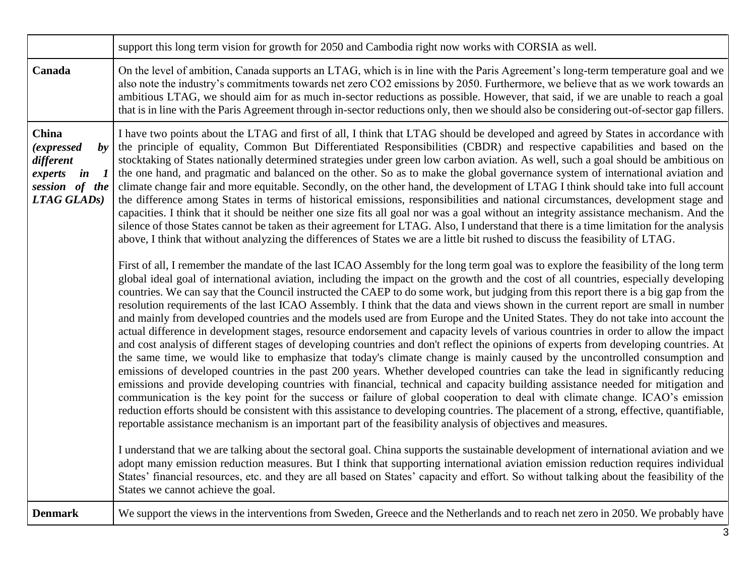| | |
|---|---|
| | support this long term vision for growth for 2050 and Cambodia right now works with CORSIA as well. |
| **Canada** | On the level of ambition, Canada supports an LTAG, which is in line with the Paris Agreement's long-term temperature goal and we also note the industry's commitments towards net zero CO2 emissions by 2050. Furthermore, we believe that as we work towards an ambitious LTAG, we should aim for as much in-sector reductions as possible. However, that said, if we are unable to reach a goal that is in line with the Paris Agreement through in-sector reductions only, then we should also be considering out-of-sector gap fillers. |
| **China** ***(expressed by different experts in 1 session of the LTAG GLADs)*** | I have two points about the LTAG and first of all, I think that LTAG should be developed and agreed by States in accordance with the principle of equality, Common But Differentiated Responsibilities (CBDR) and respective capabilities and based on the stocktaking of States nationally determined strategies under green low carbon aviation. As well, such a goal should be ambitious on the one hand, and pragmatic and balanced on the other. So as to make the global governance system of international aviation and climate change fair and more equitable. Secondly, on the other hand, the development of LTAG I think should take into full account the difference among States in terms of historical emissions, responsibilities and national circumstances, development stage and capacities. I think that it should be neither one size fits all goal nor was a goal without an integrity assistance mechanism. And the silence of those States cannot be taken as their agreement for LTAG. Also, I understand that there is a time limitation for the analysis above, I think that without analyzing the differences of States we are a little bit rushed to discuss the feasibility of LTAG.<br><br>First of all, I remember the mandate of the last ICAO Assembly for the long term goal was to explore the feasibility of the long term global ideal goal of international aviation, including the impact on the growth and the cost of all countries, especially developing countries. We can say that the Council instructed the CAEP to do some work, but judging from this report there is a big gap from the resolution requirements of the last ICAO Assembly. I think that the data and views shown in the current report are small in number and mainly from developed countries and the models used are from Europe and the United States. They do not take into account the actual difference in development stages, resource endorsement and capacity levels of various countries in order to allow the impact and cost analysis of different stages of developing countries and don't reflect the opinions of experts from developing countries. At the same time, we would like to emphasize that today's climate change is mainly caused by the uncontrolled consumption and emissions of developed countries in the past 200 years. Whether developed countries can take the lead in significantly reducing emissions and provide developing countries with financial, technical and capacity building assistance needed for mitigation and communication is the key point for the success or failure of global cooperation to deal with climate change. ICAO's emission reduction efforts should be consistent with this assistance to developing countries. The placement of a strong, effective, quantifiable, reportable assistance mechanism is an important part of the feasibility analysis of objectives and measures.<br><br>I understand that we are talking about the sectoral goal. China supports the sustainable development of international aviation and we adopt many emission reduction measures. But I think that supporting international aviation emission reduction requires individual States' financial resources, etc. and they are all based on States' capacity and effort. So without talking about the feasibility of the States we cannot achieve the goal. |
| **Denmark** | We support the views in the interventions from Sweden, Greece and the Netherlands and to reach net zero in 2050. We probably have |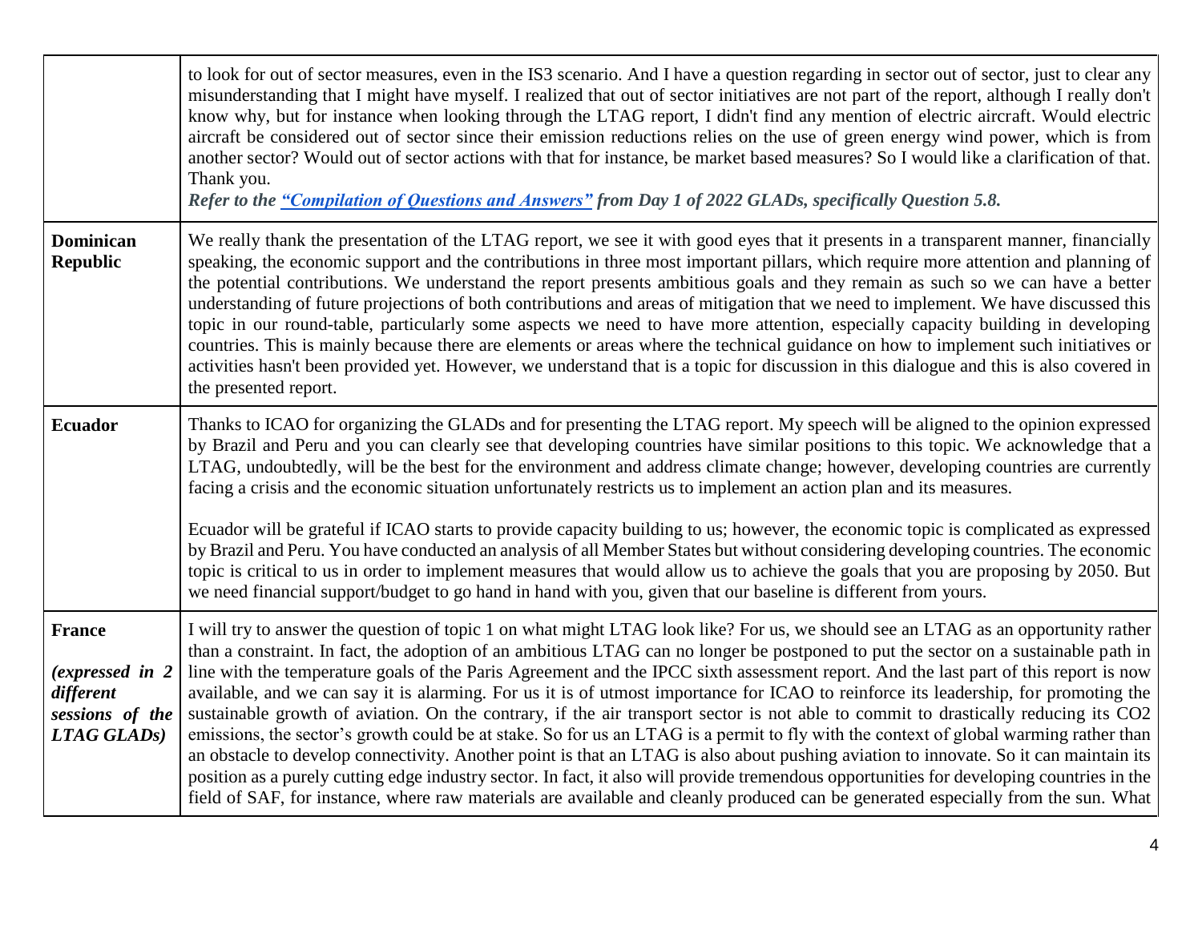| | |
|---|---|
| | to look for out of sector measures, even in the IS3 scenario. And I have a question regarding in sector out of sector, just to clear any misunderstanding that I might have myself. I realized that out of sector initiatives are not part of the report, although I really don't know why, but for instance when looking through the LTAG report, I didn't find any mention of electric aircraft. Would electric aircraft be considered out of sector since their emission reductions relies on the use of green energy wind power, which is from another sector? Would out of sector actions with that for instance, be market based measures? So I would like a clarification of that. Thank you.<br>***Refer to the "Compilation of Questions and Answers" from Day 1 of 2022 GLADs, specifically Question 5.8.*** |
| **Dominican Republic** | We really thank the presentation of the LTAG report, we see it with good eyes that it presents in a transparent manner, financially speaking, the economic support and the contributions in three most important pillars, which require more attention and planning of the potential contributions. We understand the report presents ambitious goals and they remain as such so we can have a better understanding of future projections of both contributions and areas of mitigation that we need to implement. We have discussed this topic in our round-table, particularly some aspects we need to have more attention, especially capacity building in developing countries. This is mainly because there are elements or areas where the technical guidance on how to implement such initiatives or activities hasn't been provided yet. However, we understand that is a topic for discussion in this dialogue and this is also covered in the presented report. |
| **Ecuador** | Thanks to ICAO for organizing the GLADs and for presenting the LTAG report. My speech will be aligned to the opinion expressed by Brazil and Peru and you can clearly see that developing countries have similar positions to this topic. We acknowledge that a LTAG, undoubtedly, will be the best for the environment and address climate change; however, developing countries are currently facing a crisis and the economic situation unfortunately restricts us to implement an action plan and its measures.<br><br>Ecuador will be grateful if ICAO starts to provide capacity building to us; however, the economic topic is complicated as expressed by Brazil and Peru. You have conducted an analysis of all Member States but without considering developing countries. The economic topic is critical to us in order to implement measures that would allow us to achieve the goals that you are proposing by 2050. But we need financial support/budget to go hand in hand with you, given that our baseline is different from yours. |
| **France**<br><br>***(expressed in 2 different sessions of the LTAG GLADs)*** | I will try to answer the question of topic 1 on what might LTAG look like? For us, we should see an LTAG as an opportunity rather than a constraint. In fact, the adoption of an ambitious LTAG can no longer be postponed to put the sector on a sustainable path in line with the temperature goals of the Paris Agreement and the IPCC sixth assessment report. And the last part of this report is now available, and we can say it is alarming. For us it is of utmost importance for ICAO to reinforce its leadership, for promoting the sustainable growth of aviation. On the contrary, if the air transport sector is not able to commit to drastically reducing its $CO_2$ emissions, the sector's growth could be at stake. So for us an LTAG is a permit to fly with the context of global warming rather than an obstacle to develop connectivity. Another point is that an LTAG is also about pushing aviation to innovate. So it can maintain its position as a purely cutting edge industry sector. In fact, it also will provide tremendous opportunities for developing countries in the field of SAF, for instance, where raw materials are available and cleanly produced can be generated especially from the sun. What |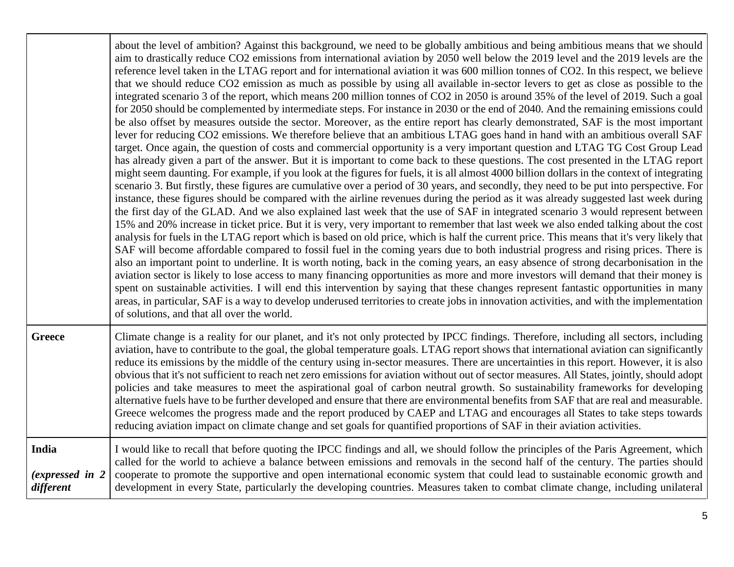| | |
|---|---|
| | about the level of ambition? Against this background, we need to be globally ambitious and being ambitious means that we should aim to drastically reduce CO2 emissions from international aviation by 2050 well below the 2019 level and the 2019 levels are the reference level taken in the LTAG report and for international aviation it was 600 million tonnes of CO2. In this respect, we believe that we should reduce CO2 emission as much as possible by using all available in-sector levers to get as close as possible to the integrated scenario 3 of the report, which means 200 million tonnes of CO2 in 2050 is around 35% of the level of 2019. Such a goal for 2050 should be complemented by intermediate steps. For instance in 2030 or the end of 2040. And the remaining emissions could be also offset by measures outside the sector. Moreover, as the entire report has clearly demonstrated, SAF is the most important lever for reducing CO2 emissions. We therefore believe that an ambitious LTAG goes hand in hand with an ambitious overall SAF target. Once again, the question of costs and commercial opportunity is a very important question and LTAG TG Cost Group Lead has already given a part of the answer. But it is important to come back to these questions. The cost presented in the LTAG report might seem daunting. For example, if you look at the figures for fuels, it is all almost 4000 billion dollars in the context of integrating scenario 3. But firstly, these figures are cumulative over a period of 30 years, and secondly, they need to be put into perspective. For instance, these figures should be compared with the airline revenues during the period as it was already suggested last week during the first day of the GLAD. And we also explained last week that the use of SAF in integrated scenario 3 would represent between 15% and 20% increase in ticket price. But it is very, very important to remember that last week we also ended talking about the cost analysis for fuels in the LTAG report which is based on old price, which is half the current price. This means that it's very likely that SAF will become affordable compared to fossil fuel in the coming years due to both industrial progress and rising prices. There is also an important point to underline. It is worth noting, back in the coming years, an easy absence of strong decarbonisation in the aviation sector is likely to lose access to many financing opportunities as more and more investors will demand that their money is spent on sustainable activities. I will end this intervention by saying that these changes represent fantastic opportunities in many areas, in particular, SAF is a way to develop underused territories to create jobs in innovation activities, and with the implementation of solutions, and that all over the world. |
| **Greece** | Climate change is a reality for our planet, and it's not only protected by IPCC findings. Therefore, including all sectors, including aviation, have to contribute to the goal, the global temperature goals. LTAG report shows that international aviation can significantly reduce its emissions by the middle of the century using in-sector measures. There are uncertainties in this report. However, it is also obvious that it's not sufficient to reach net zero emissions for aviation without out of sector measures. All States, jointly, should adopt policies and take measures to meet the aspirational goal of carbon neutral growth. So sustainability frameworks for developing alternative fuels have to be further developed and ensure that there are environmental benefits from SAF that are real and measurable. Greece welcomes the progress made and the report produced by CAEP and LTAG and encourages all States to take steps towards reducing aviation impact on climate change and set goals for quantified proportions of SAF in their aviation activities. |
| **India**<br><br>*(expressed in 2 different* | I would like to recall that before quoting the IPCC findings and all, we should follow the principles of the Paris Agreement, which called for the world to achieve a balance between emissions and removals in the second half of the century. The parties should cooperate to promote the supportive and open international economic system that could lead to sustainable economic growth and development in every State, particularly the developing countries. Measures taken to combat climate change, including unilateral |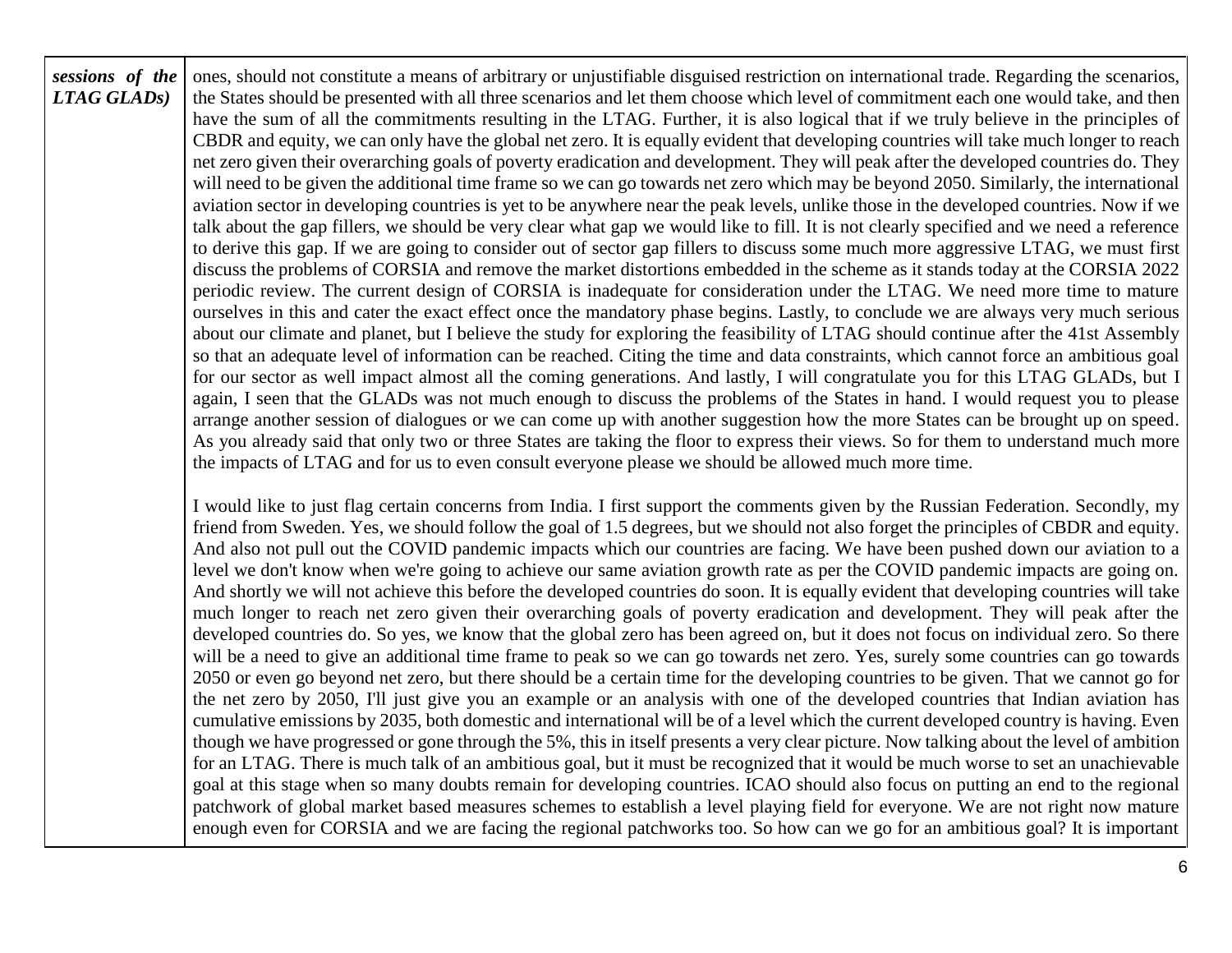| | |
|---|---|
| ***sessions of the LTAG GLADs)*** | ones, should not constitute a means of arbitrary or unjustifiable disguised restriction on international trade. Regarding the scenarios, the States should be presented with all three scenarios and let them choose which level of commitment each one would take, and then have the sum of all the commitments resulting in the LTAG. Further, it is also logical that if we truly believe in the principles of CBDR and equity, we can only have the global net zero. It is equally evident that developing countries will take much longer to reach net zero given their overarching goals of poverty eradication and development. They will peak after the developed countries do. They will need to be given the additional time frame so we can go towards net zero which may be beyond 2050. Similarly, the international aviation sector in developing countries is yet to be anywhere near the peak levels, unlike those in the developed countries. Now if we talk about the gap fillers, we should be very clear what gap we would like to fill. It is not clearly specified and we need a reference to derive this gap. If we are going to consider out of sector gap fillers to discuss some much more aggressive LTAG, we must first discuss the problems of CORSIA and remove the market distortions embedded in the scheme as it stands today at the CORSIA 2022 periodic review. The current design of CORSIA is inadequate for consideration under the LTAG. We need more time to mature ourselves in this and cater the exact effect once the mandatory phase begins. Lastly, to conclude we are always very much serious about our climate and planet, but I believe the study for exploring the feasibility of LTAG should continue after the 41st Assembly so that an adequate level of information can be reached. Citing the time and data constraints, which cannot force an ambitious goal for our sector as well impact almost all the coming generations. And lastly, I will congratulate you for this LTAG GLADs, but I again, I seen that the GLADs was not much enough to discuss the problems of the States in hand. I would request you to please arrange another session of dialogues or we can come up with another suggestion how the more States can be brought up on speed. As you already said that only two or three States are taking the floor to express their views. So for them to understand much more the impacts of LTAG and for us to even consult everyone please we should be allowed much more time.<br><br>I would like to just flag certain concerns from India. I first support the comments given by the Russian Federation. Secondly, my friend from Sweden. Yes, we should follow the goal of 1.5 degrees, but we should not also forget the principles of CBDR and equity. And also not pull out the COVID pandemic impacts which our countries are facing. We have been pushed down our aviation to a level we don't know when we're going to achieve our same aviation growth rate as per the COVID pandemic impacts are going on. And shortly we will not achieve this before the developed countries do soon. It is equally evident that developing countries will take much longer to reach net zero given their overarching goals of poverty eradication and development. They will peak after the developed countries do. So yes, we know that the global zero has been agreed on, but it does not focus on individual zero. So there will be a need to give an additional time frame to peak so we can go towards net zero. Yes, surely some countries can go towards 2050 or even go beyond net zero, but there should be a certain time for the developing countries to be given. That we cannot go for the net zero by 2050, I'll just give you an example or an analysis with one of the developed countries that Indian aviation has cumulative emissions by 2035, both domestic and international will be of a level which the current developed country is having. Even though we have progressed or gone through the 5%, this in itself presents a very clear picture. Now talking about the level of ambition for an LTAG. There is much talk of an ambitious goal, but it must be recognized that it would be much worse to set an unachievable goal at this stage when so many doubts remain for developing countries. ICAO should also focus on putting an end to the regional patchwork of global market based measures schemes to establish a level playing field for everyone. We are not right now mature enough even for CORSIA and we are facing the regional patchworks too. So how can we go for an ambitious goal? It is important |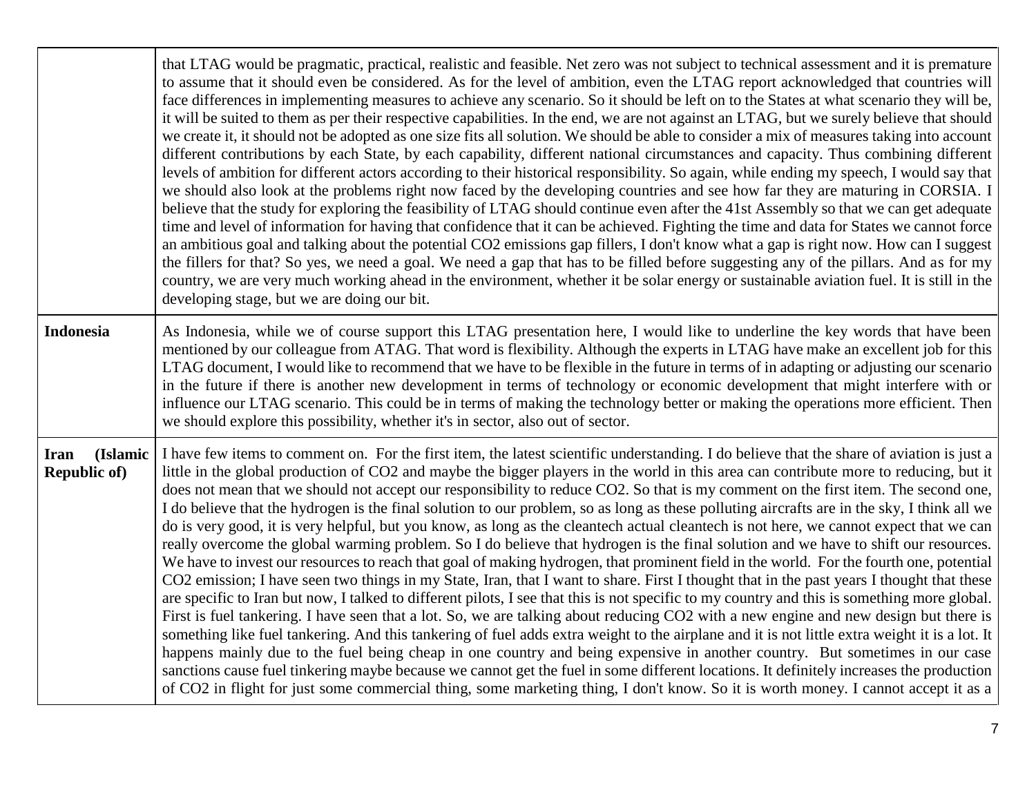| | |
|---|---|
| | that LTAG would be pragmatic, practical, realistic and feasible. Net zero was not subject to technical assessment and it is premature to assume that it should even be considered. As for the level of ambition, even the LTAG report acknowledged that countries will face differences in implementing measures to achieve any scenario. So it should be left on to the States at what scenario they will be, it will be suited to them as per their respective capabilities. In the end, we are not against an LTAG, but we surely believe that should we create it, it should not be adopted as one size fits all solution. We should be able to consider a mix of measures taking into account different contributions by each State, by each capability, different national circumstances and capacity. Thus combining different levels of ambition for different actors according to their historical responsibility. So again, while ending my speech, I would say that we should also look at the problems right now faced by the developing countries and see how far they are maturing in CORSIA. I believe that the study for exploring the feasibility of LTAG should continue even after the 41st Assembly so that we can get adequate time and level of information for having that confidence that it can be achieved. Fighting the time and data for States we cannot force an ambitious goal and talking about the potential CO2 emissions gap fillers, I don't know what a gap is right now. How can I suggest the fillers for that? So yes, we need a goal. We need a gap that has to be filled before suggesting any of the pillars. And as for my country, we are very much working ahead in the environment, whether it be solar energy or sustainable aviation fuel. It is still in the developing stage, but we are doing our bit. |
| **Indonesia** | As Indonesia, while we of course support this LTAG presentation here, I would like to underline the key words that have been mentioned by our colleague from ATAG. That word is flexibility. Although the experts in LTAG have make an excellent job for this LTAG document, I would like to recommend that we have to be flexible in the future in terms of in adapting or adjusting our scenario in the future if there is another new development in terms of technology or economic development that might interfere with or influence our LTAG scenario. This could be in terms of making the technology better or making the operations more efficient. Then we should explore this possibility, whether it's in sector, also out of sector. |
| **Iran (Islamic Republic of)** | I have few items to comment on. For the first item, the latest scientific understanding. I do believe that the share of aviation is just a little in the global production of CO2 and maybe the bigger players in the world in this area can contribute more to reducing, but it does not mean that we should not accept our responsibility to reduce CO2. So that is my comment on the first item. The second one, I do believe that the hydrogen is the final solution to our problem, so as long as these polluting aircrafts are in the sky, I think all we do is very good, it is very helpful, but you know, as long as the cleantech actual cleantech is not here, we cannot expect that we can really overcome the global warming problem. So I do believe that hydrogen is the final solution and we have to shift our resources. We have to invest our resources to reach that goal of making hydrogen, that prominent field in the world. For the fourth one, potential CO2 emission; I have seen two things in my State, Iran, that I want to share. First I thought that in the past years I thought that these are specific to Iran but now, I talked to different pilots, I see that this is not specific to my country and this is something more global. First is fuel tankering. I have seen that a lot. So, we are talking about reducing CO2 with a new engine and new design but there is something like fuel tankering. And this tankering of fuel adds extra weight to the airplane and it is not little extra weight it is a lot. It happens mainly due to the fuel being cheap in one country and being expensive in another country. But sometimes in our case sanctions cause fuel tinkering maybe because we cannot get the fuel in some different locations. It definitely increases the production of CO2 in flight for just some commercial thing, some marketing thing, I don't know. So it is worth money. I cannot accept it as a |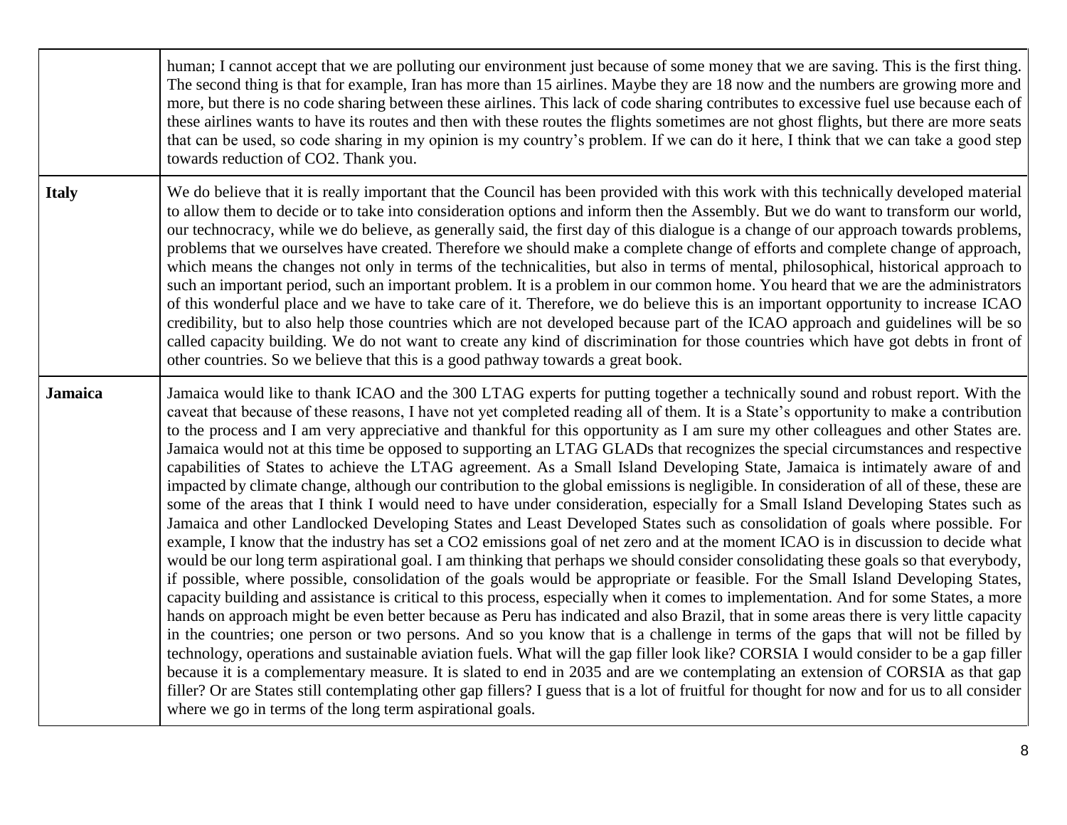| | |
|---|---|
| | human; I cannot accept that we are polluting our environment just because of some money that we are saving. This is the first thing. The second thing is that for example, Iran has more than 15 airlines. Maybe they are 18 now and the numbers are growing more and more, but there is no code sharing between these airlines. This lack of code sharing contributes to excessive fuel use because each of these airlines wants to have its routes and then with these routes the flights sometimes are not ghost flights, but there are more seats that can be used, so code sharing in my opinion is my country's problem. If we can do it here, I think that we can take a good step towards reduction of CO2. Thank you. |
| **Italy** | We do believe that it is really important that the Council has been provided with this work with this technically developed material to allow them to decide or to take into consideration options and inform then the Assembly. But we do want to transform our world, our technocracy, while we do believe, as generally said, the first day of this dialogue is a change of our approach towards problems, problems that we ourselves have created. Therefore we should make a complete change of efforts and complete change of approach, which means the changes not only in terms of the technicalities, but also in terms of mental, philosophical, historical approach to such an important period, such an important problem. It is a problem in our common home. You heard that we are the administrators of this wonderful place and we have to take care of it. Therefore, we do believe this is an important opportunity to increase ICAO credibility, but to also help those countries which are not developed because part of the ICAO approach and guidelines will be so called capacity building. We do not want to create any kind of discrimination for those countries which have got debts in front of other countries. So we believe that this is a good pathway towards a great book. |
| **Jamaica** | Jamaica would like to thank ICAO and the 300 LTAG experts for putting together a technically sound and robust report. With the caveat that because of these reasons, I have not yet completed reading all of them. It is a State's opportunity to make a contribution to the process and I am very appreciative and thankful for this opportunity as I am sure my other colleagues and other States are. Jamaica would not at this time be opposed to supporting an LTAG GLADs that recognizes the special circumstances and respective capabilities of States to achieve the LTAG agreement. As a Small Island Developing State, Jamaica is intimately aware of and impacted by climate change, although our contribution to the global emissions is negligible. In consideration of all of these, these are some of the areas that I think I would need to have under consideration, especially for a Small Island Developing States such as Jamaica and other Landlocked Developing States and Least Developed States such as consolidation of goals where possible. For example, I know that the industry has set a CO2 emissions goal of net zero and at the moment ICAO is in discussion to decide what would be our long term aspirational goal. I am thinking that perhaps we should consider consolidating these goals so that everybody, if possible, where possible, consolidation of the goals would be appropriate or feasible. For the Small Island Developing States, capacity building and assistance is critical to this process, especially when it comes to implementation. And for some States, a more hands on approach might be even better because as Peru has indicated and also Brazil, that in some areas there is very little capacity in the countries; one person or two persons. And so you know that is a challenge in terms of the gaps that will not be filled by technology, operations and sustainable aviation fuels. What will the gap filler look like? CORSIA I would consider to be a gap filler because it is a complementary measure. It is slated to end in 2035 and are we contemplating an extension of CORSIA as that gap filler? Or are States still contemplating other gap fillers? I guess that is a lot of fruitful for thought for now and for us to all consider where we go in terms of the long term aspirational goals. |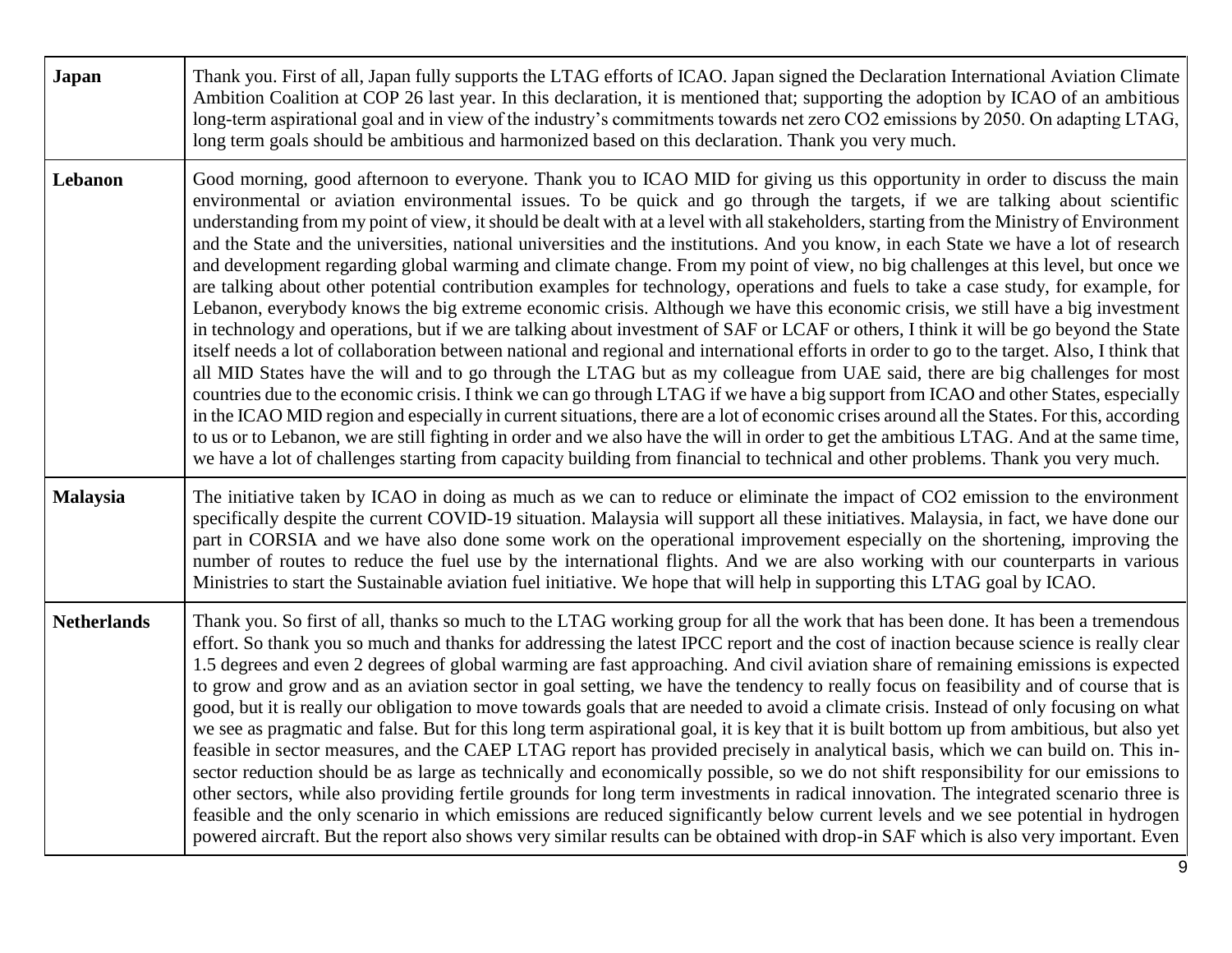| | |
|---|---|
| **Japan** | Thank you. First of all, Japan fully supports the LTAG efforts of ICAO. Japan signed the Declaration International Aviation Climate Ambition Coalition at COP 26 last year. In this declaration, it is mentioned that; supporting the adoption by ICAO of an ambitious long-term aspirational goal and in view of the industry's commitments towards net zero CO2 emissions by 2050. On adapting LTAG, long term goals should be ambitious and harmonized based on this declaration. Thank you very much. |
| **Lebanon** | Good morning, good afternoon to everyone. Thank you to ICAO MID for giving us this opportunity in order to discuss the main environmental or aviation environmental issues. To be quick and go through the targets, if we are talking about scientific understanding from my point of view, it should be dealt with at a level with all stakeholders, starting from the Ministry of Environment and the State and the universities, national universities and the institutions. And you know, in each State we have a lot of research and development regarding global warming and climate change. From my point of view, no big challenges at this level, but once we are talking about other potential contribution examples for technology, operations and fuels to take a case study, for example, for Lebanon, everybody knows the big extreme economic crisis. Although we have this economic crisis, we still have a big investment in technology and operations, but if we are talking about investment of SAF or LCAF or others, I think it will be go beyond the State itself needs a lot of collaboration between national and regional and international efforts in order to go to the target. Also, I think that all MID States have the will and to go through the LTAG but as my colleague from UAE said, there are big challenges for most countries due to the economic crisis. I think we can go through LTAG if we have a big support from ICAO and other States, especially in the ICAO MID region and especially in current situations, there are a lot of economic crises around all the States. For this, according to us or to Lebanon, we are still fighting in order and we also have the will in order to get the ambitious LTAG. And at the same time, we have a lot of challenges starting from capacity building from financial to technical and other problems. Thank you very much. |
| **Malaysia** | The initiative taken by ICAO in doing as much as we can to reduce or eliminate the impact of CO2 emission to the environment specifically despite the current COVID-19 situation. Malaysia will support all these initiatives. Malaysia, in fact, we have done our part in CORSIA and we have also done some work on the operational improvement especially on the shortening, improving the number of routes to reduce the fuel use by the international flights. And we are also working with our counterparts in various Ministries to start the Sustainable aviation fuel initiative. We hope that will help in supporting this LTAG goal by ICAO. |
| **Netherlands** | Thank you. So first of all, thanks so much to the LTAG working group for all the work that has been done. It has been a tremendous effort. So thank you so much and thanks for addressing the latest IPCC report and the cost of inaction because science is really clear 1.5 degrees and even 2 degrees of global warming are fast approaching. And civil aviation share of remaining emissions is expected to grow and grow and as an aviation sector in goal setting, we have the tendency to really focus on feasibility and of course that is good, but it is really our obligation to move towards goals that are needed to avoid a climate crisis. Instead of only focusing on what we see as pragmatic and false. But for this long term aspirational goal, it is key that it is built bottom up from ambitious, but also yet feasible in sector measures, and the CAEP LTAG report has provided precisely in analytical basis, which we can build on. This in-sector reduction should be as large as technically and economically possible, so we do not shift responsibility for our emissions to other sectors, while also providing fertile grounds for long term investments in radical innovation. The integrated scenario three is feasible and the only scenario in which emissions are reduced significantly below current levels and we see potential in hydrogen powered aircraft. But the report also shows very similar results can be obtained with drop-in SAF which is also very important. Even |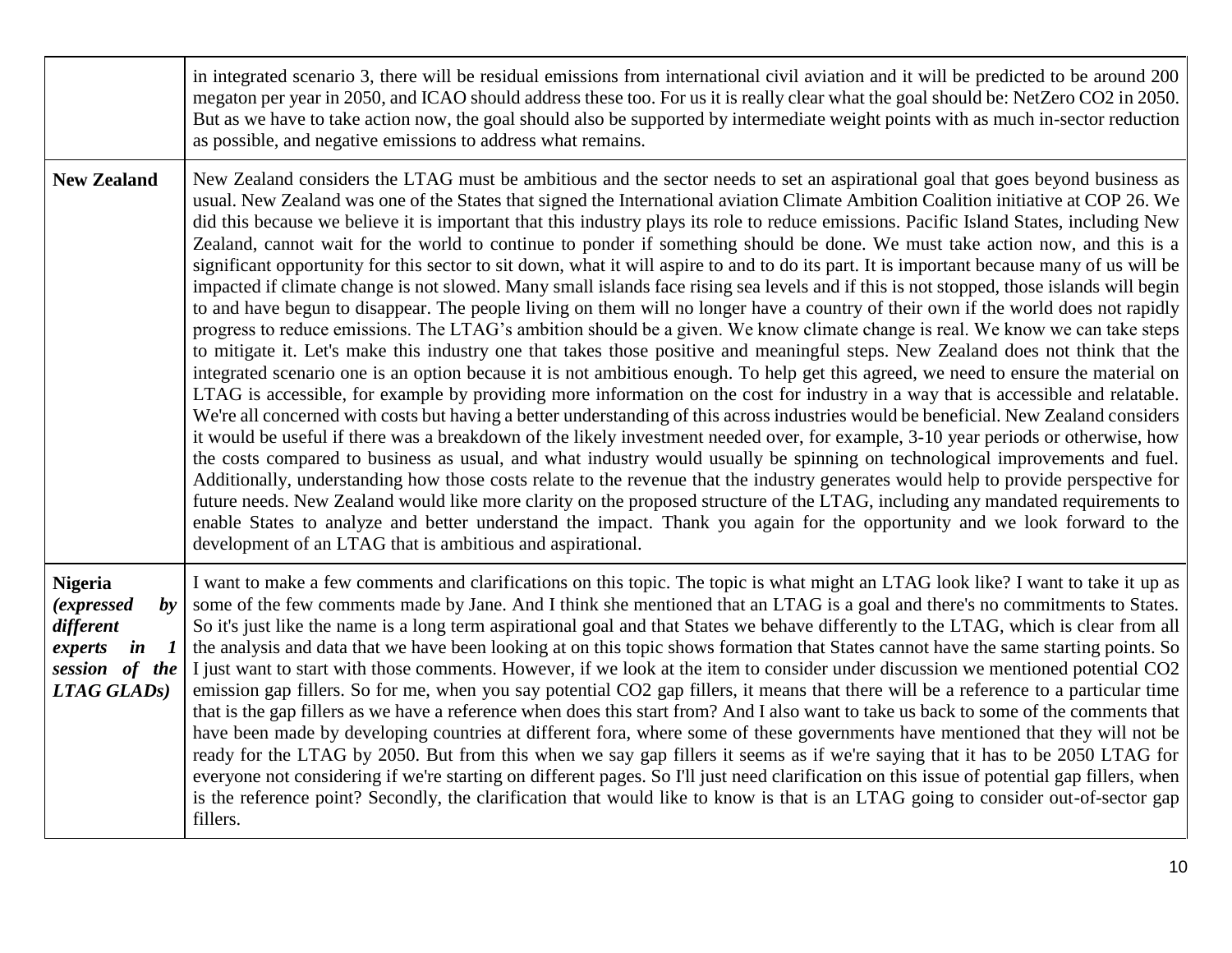| | |
|---|---|
| | in integrated scenario 3, there will be residual emissions from international civil aviation and it will be predicted to be around 200 megaton per year in 2050, and ICAO should address these too. For us it is really clear what the goal should be: NetZero CO2 in 2050. But as we have to take action now, the goal should also be supported by intermediate weight points with as much in-sector reduction as possible, and negative emissions to address what remains. |
| **New Zealand** | New Zealand considers the LTAG must be ambitious and the sector needs to set an aspirational goal that goes beyond business as usual. New Zealand was one of the States that signed the International aviation Climate Ambition Coalition initiative at COP 26. We did this because we believe it is important that this industry plays its role to reduce emissions. Pacific Island States, including New Zealand, cannot wait for the world to continue to ponder if something should be done. We must take action now, and this is a significant opportunity for this sector to sit down, what it will aspire to and to do its part. It is important because many of us will be impacted if climate change is not slowed. Many small islands face rising sea levels and if this is not stopped, those islands will begin to and have begun to disappear. The people living on them will no longer have a country of their own if the world does not rapidly progress to reduce emissions. The LTAG's ambition should be a given. We know climate change is real. We know we can take steps to mitigate it. Let's make this industry one that takes those positive and meaningful steps. New Zealand does not think that the integrated scenario one is an option because it is not ambitious enough. To help get this agreed, we need to ensure the material on LTAG is accessible, for example by providing more information on the cost for industry in a way that is accessible and relatable. We're all concerned with costs but having a better understanding of this across industries would be beneficial. New Zealand considers it would be useful if there was a breakdown of the likely investment needed over, for example, 3-10 year periods or otherwise, how the costs compared to business as usual, and what industry would usually be spinning on technological improvements and fuel. Additionally, understanding how those costs relate to the revenue that the industry generates would help to provide perspective for future needs. New Zealand would like more clarity on the proposed structure of the LTAG, including any mandated requirements to enable States to analyze and better understand the impact. Thank you again for the opportunity and we look forward to the development of an LTAG that is ambitious and aspirational. |
| **Nigeria** ***(expressed by different experts in 1 session of the LTAG GLADs)*** | I want to make a few comments and clarifications on this topic. The topic is what might an LTAG look like? I want to take it up as some of the few comments made by Jane. And I think she mentioned that an LTAG is a goal and there's no commitments to States. So it's just like the name is a long term aspirational goal and that States we behave differently to the LTAG, which is clear from all the analysis and data that we have been looking at on this topic shows formation that States cannot have the same starting points. So I just want to start with those comments. However, if we look at the item to consider under discussion we mentioned potential CO2 emission gap fillers. So for me, when you say potential CO2 gap fillers, it means that there will be a reference to a particular time that is the gap fillers as we have a reference when does this start from? And I also want to take us back to some of the comments that have been made by developing countries at different fora, where some of these governments have mentioned that they will not be ready for the LTAG by 2050. But from this when we say gap fillers it seems as if we're saying that it has to be 2050 LTAG for everyone not considering if we're starting on different pages. So I'll just need clarification on this issue of potential gap fillers, when is the reference point? Secondly, the clarification that would like to know is that is an LTAG going to consider out-of-sector gap fillers. |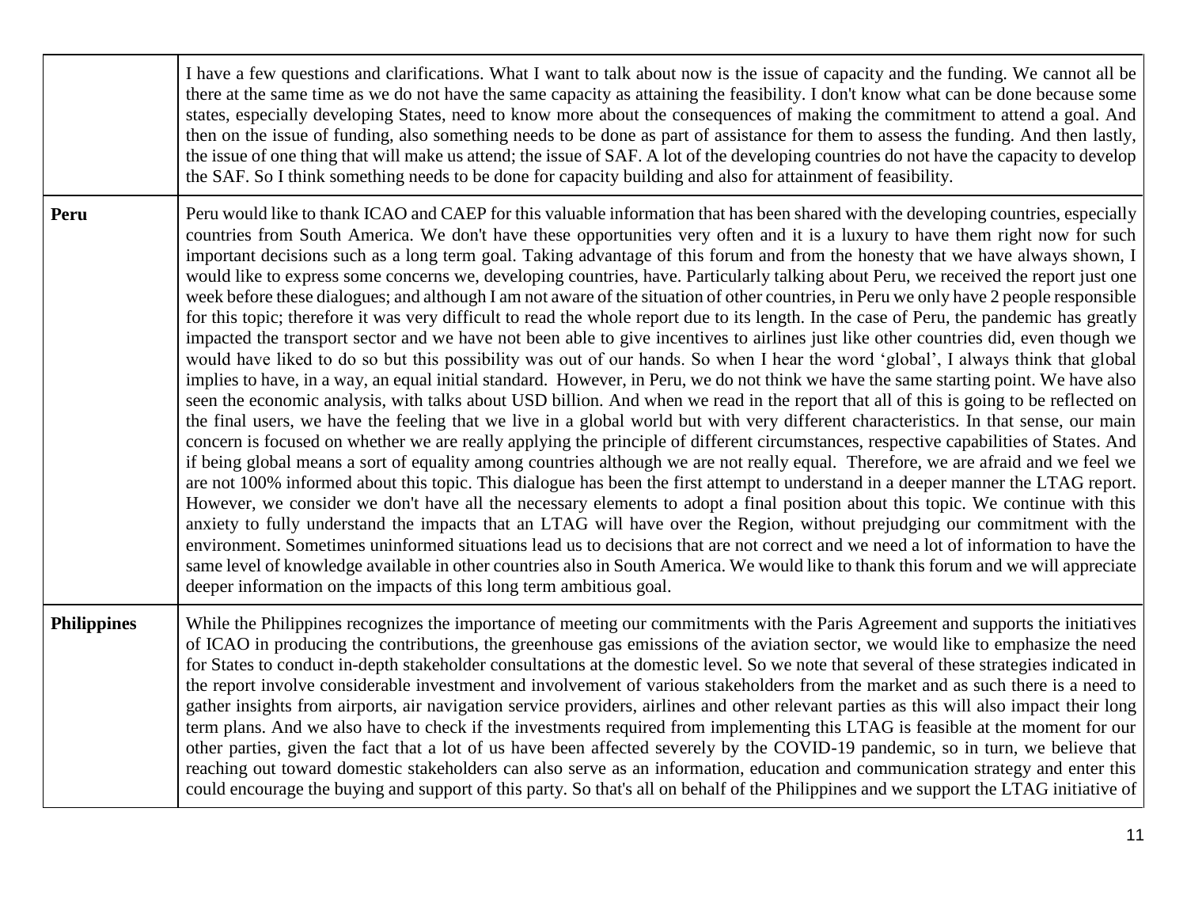| | |
|---|---|
| | I have a few questions and clarifications. What I want to talk about now is the issue of capacity and the funding. We cannot all be there at the same time as we do not have the same capacity as attaining the feasibility. I don't know what can be done because some states, especially developing States, need to know more about the consequences of making the commitment to attend a goal. And then on the issue of funding, also something needs to be done as part of assistance for them to assess the funding. And then lastly, the issue of one thing that will make us attend; the issue of SAF. A lot of the developing countries do not have the capacity to develop the SAF. So I think something needs to be done for capacity building and also for attainment of feasibility. |
| **Peru** | Peru would like to thank ICAO and CAEP for this valuable information that has been shared with the developing countries, especially countries from South America. We don't have these opportunities very often and it is a luxury to have them right now for such important decisions such as a long term goal. Taking advantage of this forum and from the honesty that we have always shown, I would like to express some concerns we, developing countries, have. Particularly talking about Peru, we received the report just one week before these dialogues; and although I am not aware of the situation of other countries, in Peru we only have 2 people responsible for this topic; therefore it was very difficult to read the whole report due to its length. In the case of Peru, the pandemic has greatly impacted the transport sector and we have not been able to give incentives to airlines just like other countries did, even though we would have liked to do so but this possibility was out of our hands. So when I hear the word 'global', I always think that global implies to have, in a way, an equal initial standard. However, in Peru, we do not think we have the same starting point. We have also seen the economic analysis, with talks about USD billion. And when we read in the report that all of this is going to be reflected on the final users, we have the feeling that we live in a global world but with very different characteristics. In that sense, our main concern is focused on whether we are really applying the principle of different circumstances, respective capabilities of States. And if being global means a sort of equality among countries although we are not really equal. Therefore, we are afraid and we feel we are not 100% informed about this topic. This dialogue has been the first attempt to understand in a deeper manner the LTAG report. However, we consider we don't have all the necessary elements to adopt a final position about this topic. We continue with this anxiety to fully understand the impacts that an LTAG will have over the Region, without prejudging our commitment with the environment. Sometimes uninformed situations lead us to decisions that are not correct and we need a lot of information to have the same level of knowledge available in other countries also in South America. We would like to thank this forum and we will appreciate deeper information on the impacts of this long term ambitious goal. |
| **Philippines** | While the Philippines recognizes the importance of meeting our commitments with the Paris Agreement and supports the initiatives of ICAO in producing the contributions, the greenhouse gas emissions of the aviation sector, we would like to emphasize the need for States to conduct in-depth stakeholder consultations at the domestic level. So we note that several of these strategies indicated in the report involve considerable investment and involvement of various stakeholders from the market and as such there is a need to gather insights from airports, air navigation service providers, airlines and other relevant parties as this will also impact their long term plans. And we also have to check if the investments required from implementing this LTAG is feasible at the moment for our other parties, given the fact that a lot of us have been affected severely by the COVID-19 pandemic, so in turn, we believe that reaching out toward domestic stakeholders can also serve as an information, education and communication strategy and enter this could encourage the buying and support of this party. So that's all on behalf of the Philippines and we support the LTAG initiative of |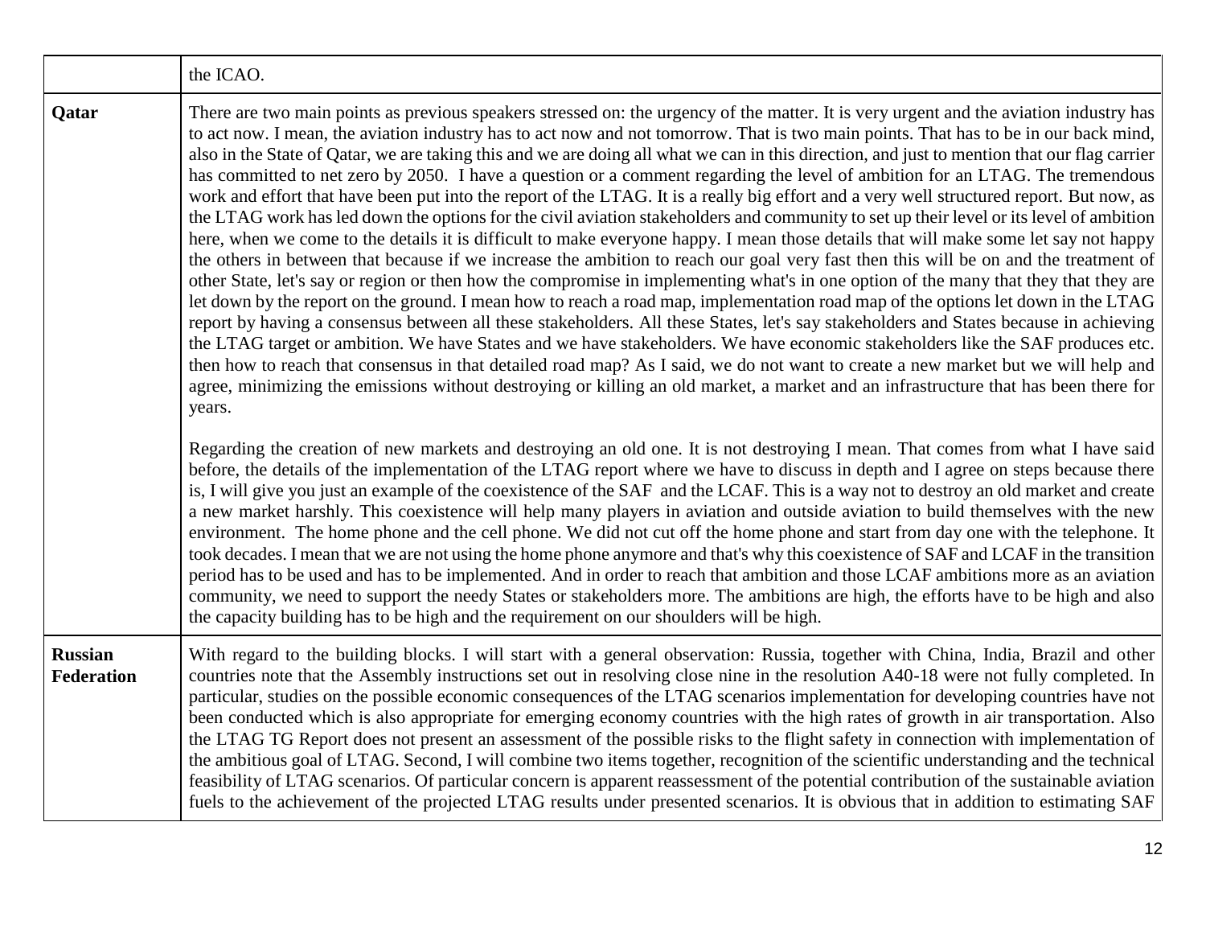| | |
|---|---|
| | the ICAO. |
| **Qatar** | There are two main points as previous speakers stressed on: the urgency of the matter. It is very urgent and the aviation industry has to act now. I mean, the aviation industry has to act now and not tomorrow. That is two main points. That has to be in our back mind, also in the State of Qatar, we are taking this and we are doing all what we can in this direction, and just to mention that our flag carrier has committed to net zero by 2050. I have a question or a comment regarding the level of ambition for an LTAG. The tremendous work and effort that have been put into the report of the LTAG. It is a really big effort and a very well structured report. But now, as the LTAG work has led down the options for the civil aviation stakeholders and community to set up their level or its level of ambition here, when we come to the details it is difficult to make everyone happy. I mean those details that will make some let say not happy the others in between that because if we increase the ambition to reach our goal very fast then this will be on and the treatment of other State, let's say or region or then how the compromise in implementing what's in one option of the many that they that they are let down by the report on the ground. I mean how to reach a road map, implementation road map of the options let down in the LTAG report by having a consensus between all these stakeholders. All these States, let's say stakeholders and States because in achieving the LTAG target or ambition. We have States and we have stakeholders. We have economic stakeholders like the SAF produces etc. then how to reach that consensus in that detailed road map? As I said, we do not want to create a new market but we will help and agree, minimizing the emissions without destroying or killing an old market, a market and an infrastructure that has been there for years.<br><br>Regarding the creation of new markets and destroying an old one. It is not destroying I mean. That comes from what I have said before, the details of the implementation of the LTAG report where we have to discuss in depth and I agree on steps because there is, I will give you just an example of the coexistence of the SAF and the LCAF. This is a way not to destroy an old market and create a new market harshly. This coexistence will help many players in aviation and outside aviation to build themselves with the new environment. The home phone and the cell phone. We did not cut off the home phone and start from day one with the telephone. It took decades. I mean that we are not using the home phone anymore and that's why this coexistence of SAF and LCAF in the transition period has to be used and has to be implemented. And in order to reach that ambition and those LCAF ambitions more as an aviation community, we need to support the needy States or stakeholders more. The ambitions are high, the efforts have to be high and also the capacity building has to be high and the requirement on our shoulders will be high. |
| **Russian Federation** | With regard to the building blocks. I will start with a general observation: Russia, together with China, India, Brazil and other countries note that the Assembly instructions set out in resolving close nine in the resolution A40-18 were not fully completed. In particular, studies on the possible economic consequences of the LTAG scenarios implementation for developing countries have not been conducted which is also appropriate for emerging economy countries with the high rates of growth in air transportation. Also the LTAG TG Report does not present an assessment of the possible risks to the flight safety in connection with implementation of the ambitious goal of LTAG. Second, I will combine two items together, recognition of the scientific understanding and the technical feasibility of LTAG scenarios. Of particular concern is apparent reassessment of the potential contribution of the sustainable aviation fuels to the achievement of the projected LTAG results under presented scenarios. It is obvious that in addition to estimating SAF |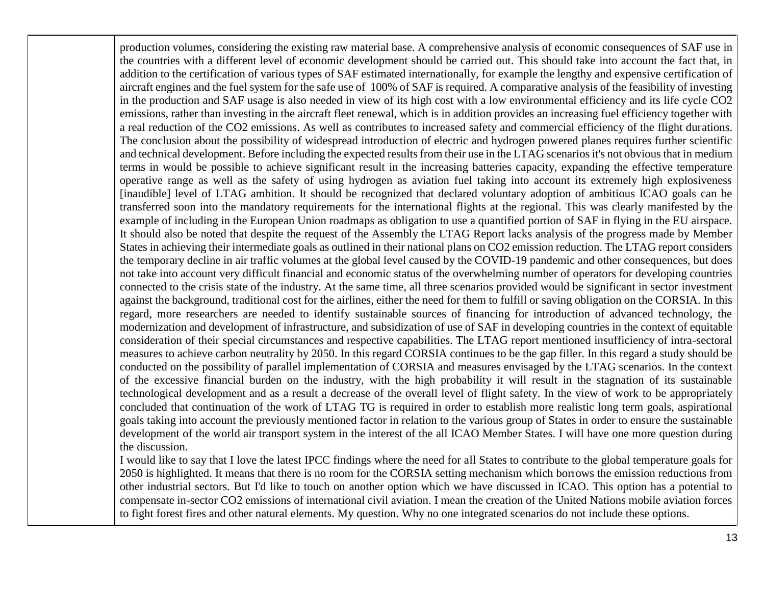| | |
|---|---|
| | production volumes, considering the existing raw material base. A comprehensive analysis of economic consequences of SAF use in the countries with a different level of economic development should be carried out. This should take into account the fact that, in addition to the certification of various types of SAF estimated internationally, for example the lengthy and expensive certification of aircraft engines and the fuel system for the safe use of 100% of SAF is required. A comparative analysis of the feasibility of investing in the production and SAF usage is also needed in view of its high cost with a low environmental efficiency and its life cycle $CO_2$ emissions, rather than investing in the aircraft fleet renewal, which is in addition provides an increasing fuel efficiency together with a real reduction of the $CO_2$ emissions. As well as contributes to increased safety and commercial efficiency of the flight durations. The conclusion about the possibility of widespread introduction of electric and hydrogen powered planes requires further scientific and technical development. Before including the expected results from their use in the LTAG scenarios it's not obvious that in medium terms in would be possible to achieve significant result in the increasing batteries capacity, expanding the effective temperature operative range as well as the safety of using hydrogen as aviation fuel taking into account its extremely high explosiveness [inaudible] level of LTAG ambition. It should be recognized that declared voluntary adoption of ambitious ICAO goals can be transferred soon into the mandatory requirements for the international flights at the regional. This was clearly manifested by the example of including in the European Union roadmaps as obligation to use a quantified portion of SAF in flying in the EU airspace. It should also be noted that despite the request of the Assembly the LTAG Report lacks analysis of the progress made by Member States in achieving their intermediate goals as outlined in their national plans on $CO_2$ emission reduction. The LTAG report considers the temporary decline in air traffic volumes at the global level caused by the COVID-19 pandemic and other consequences, but does not take into account very difficult financial and economic status of the overwhelming number of operators for developing countries connected to the crisis state of the industry. At the same time, all three scenarios provided would be significant in sector investment against the background, traditional cost for the airlines, either the need for them to fulfill or saving obligation on the CORSIA. In this regard, more researchers are needed to identify sustainable sources of financing for introduction of advanced technology, the modernization and development of infrastructure, and subsidization of use of SAF in developing countries in the context of equitable consideration of their special circumstances and respective capabilities. The LTAG report mentioned insufficiency of intra-sectoral measures to achieve carbon neutrality by 2050. In this regard CORSIA continues to be the gap filler. In this regard a study should be conducted on the possibility of parallel implementation of CORSIA and measures envisaged by the LTAG scenarios. In the context of the excessive financial burden on the industry, with the high probability it will result in the stagnation of its sustainable technological development and as a result a decrease of the overall level of flight safety. In the view of work to be appropriately concluded that continuation of the work of LTAG TG is required in order to establish more realistic long term goals, aspirational goals taking into account the previously mentioned factor in relation to the various group of States in order to ensure the sustainable development of the world air transport system in the interest of the all ICAO Member States. I will have one more question during the discussion.<br>I would like to say that I love the latest IPCC findings where the need for all States to contribute to the global temperature goals for 2050 is highlighted. It means that there is no room for the CORSIA setting mechanism which borrows the emission reductions from other industrial sectors. But I'd like to touch on another option which we have discussed in ICAO. This option has a potential to compensate in-sector $CO_2$ emissions of international civil aviation. I mean the creation of the United Nations mobile aviation forces to fight forest fires and other natural elements. My question. Why no one integrated scenarios do not include these options. |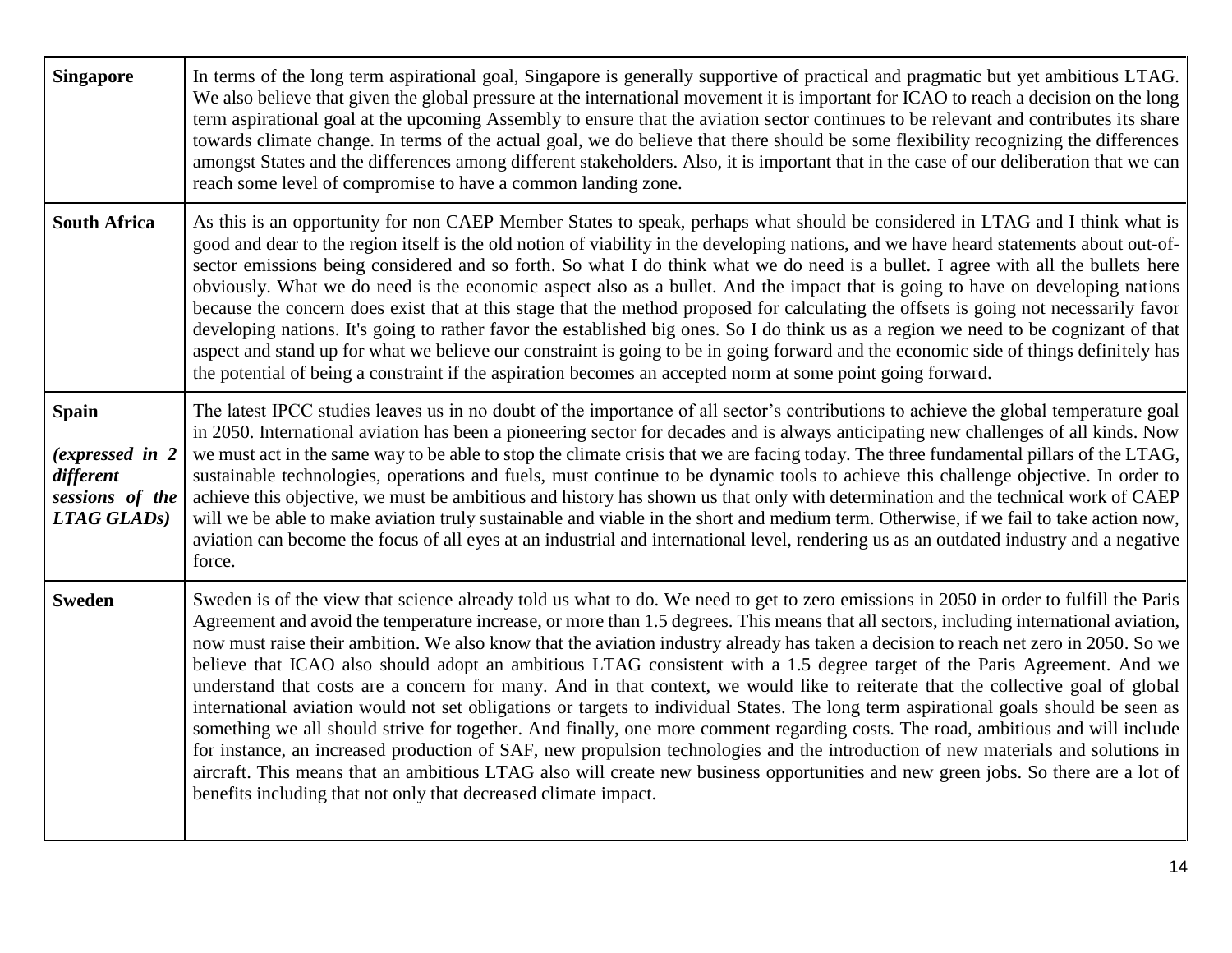| | |
|---|---|
| **Singapore** | In terms of the long term aspirational goal, Singapore is generally supportive of practical and pragmatic but yet ambitious LTAG. We also believe that given the global pressure at the international movement it is important for ICAO to reach a decision on the long term aspirational goal at the upcoming Assembly to ensure that the aviation sector continues to be relevant and contributes its share towards climate change. In terms of the actual goal, we do believe that there should be some flexibility recognizing the differences amongst States and the differences among different stakeholders. Also, it is important that in the case of our deliberation that we can reach some level of compromise to have a common landing zone. |
| **South Africa** | As this is an opportunity for non CAEP Member States to speak, perhaps what should be considered in LTAG and I think what is good and dear to the region itself is the old notion of viability in the developing nations, and we have heard statements about out-of-sector emissions being considered and so forth. So what I do think what we do need is a bullet. I agree with all the bullets here obviously. What we do need is the economic aspect also as a bullet. And the impact that is going to have on developing nations because the concern does exist that at this stage that the method proposed for calculating the offsets is going not necessarily favor developing nations. It's going to rather favor the established big ones. So I do think us as a region we need to be cognizant of that aspect and stand up for what we believe our constraint is going to be in going forward and the economic side of things definitely has the potential of being a constraint if the aspiration becomes an accepted norm at some point going forward. |
| **Spain** *(expressed in 2 different sessions of the LTAG GLADs)* | The latest IPCC studies leaves us in no doubt of the importance of all sector's contributions to achieve the global temperature goal in 2050. International aviation has been a pioneering sector for decades and is always anticipating new challenges of all kinds. Now we must act in the same way to be able to stop the climate crisis that we are facing today. The three fundamental pillars of the LTAG, sustainable technologies, operations and fuels, must continue to be dynamic tools to achieve this challenge objective. In order to achieve this objective, we must be ambitious and history has shown us that only with determination and the technical work of CAEP will we be able to make aviation truly sustainable and viable in the short and medium term. Otherwise, if we fail to take action now, aviation can become the focus of all eyes at an industrial and international level, rendering us as an outdated industry and a negative force. |
| **Sweden** | Sweden is of the view that science already told us what to do. We need to get to zero emissions in 2050 in order to fulfill the Paris Agreement and avoid the temperature increase, or more than 1.5 degrees. This means that all sectors, including international aviation, now must raise their ambition. We also know that the aviation industry already has taken a decision to reach net zero in 2050. So we believe that ICAO also should adopt an ambitious LTAG consistent with a 1.5 degree target of the Paris Agreement. And we understand that costs are a concern for many. And in that context, we would like to reiterate that the collective goal of global international aviation would not set obligations or targets to individual States. The long term aspirational goals should be seen as something we all should strive for together. And finally, one more comment regarding costs. The road, ambitious and will include for instance, an increased production of SAF, new propulsion technologies and the introduction of new materials and solutions in aircraft. This means that an ambitious LTAG also will create new business opportunities and new green jobs. So there are a lot of benefits including that not only that decreased climate impact. |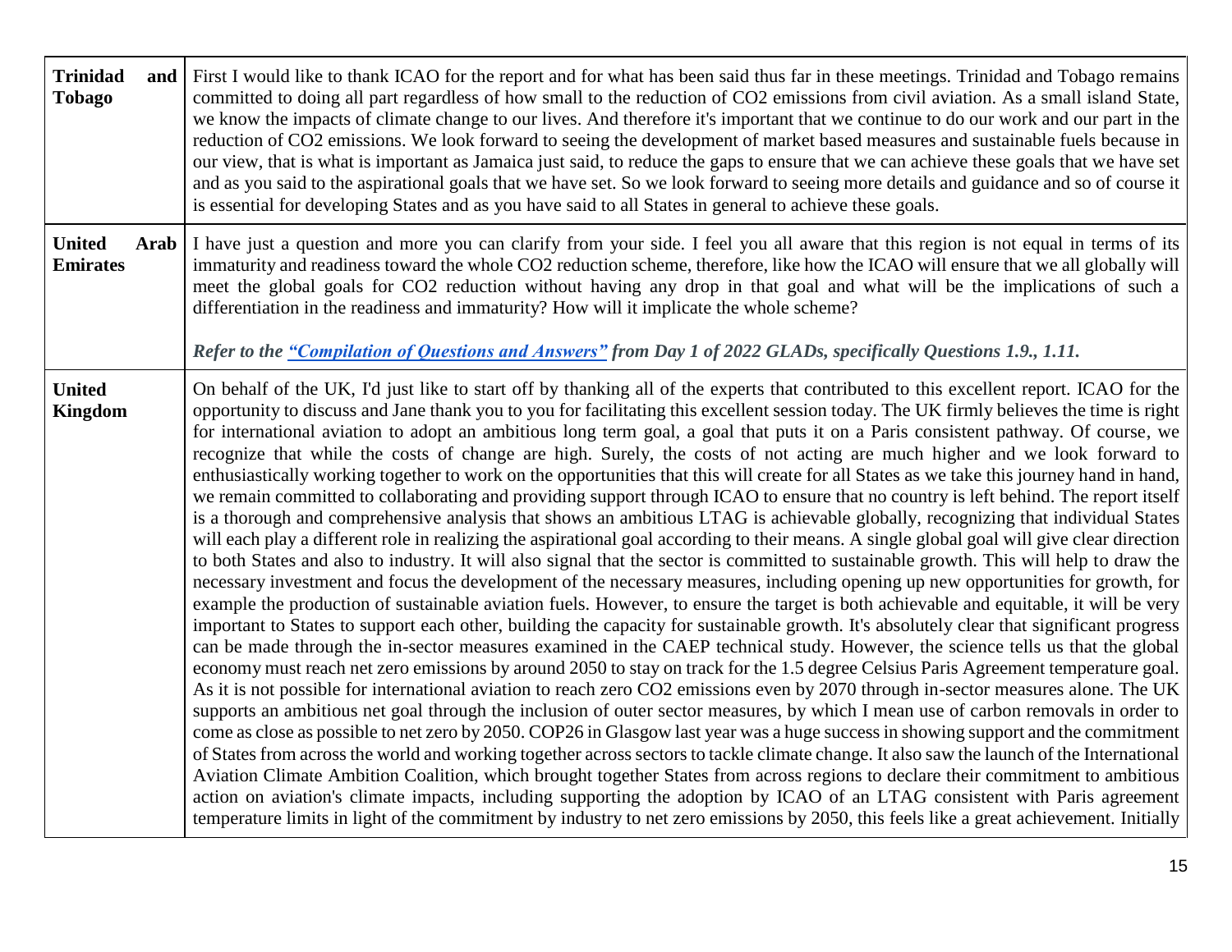| | |
|---|---|
| **Trinidad and Tobago** | First I would like to thank ICAO for the report and for what has been said thus far in these meetings. Trinidad and Tobago remains committed to doing all part regardless of how small to the reduction of CO2 emissions from civil aviation. As a small island State, we know the impacts of climate change to our lives. And therefore it's important that we continue to do our work and our part in the reduction of CO2 emissions. We look forward to seeing the development of market based measures and sustainable fuels because in our view, that is what is important as Jamaica just said, to reduce the gaps to ensure that we can achieve these goals that we have set and as you said to the aspirational goals that we have set. So we look forward to seeing more details and guidance and so of course it is essential for developing States and as you have said to all States in general to achieve these goals. |
| **United Arab Emirates** | I have just a question and more you can clarify from your side. I feel you all aware that this region is not equal in terms of its immaturity and readiness toward the whole CO2 reduction scheme, therefore, like how the ICAO will ensure that we all globally will meet the global goals for CO2 reduction without having any drop in that goal and what will be the implications of such a differentiation in the readiness and immaturity? How will it implicate the whole scheme?<br><br>***Refer to the "Compilation of Questions and Answers" from Day 1 of 2022 GLADs, specifically Questions 1.9., 1.11.*** |
| **United Kingdom** | On behalf of the UK, I'd just like to start off by thanking all of the experts that contributed to this excellent report. ICAO for the opportunity to discuss and Jane thank you to you for facilitating this excellent session today. The UK firmly believes the time is right for international aviation to adopt an ambitious long term goal, a goal that puts it on a Paris consistent pathway. Of course, we recognize that while the costs of change are high. Surely, the costs of not acting are much higher and we look forward to enthusiastically working together to work on the opportunities that this will create for all States as we take this journey hand in hand, we remain committed to collaborating and providing support through ICAO to ensure that no country is left behind. The report itself is a thorough and comprehensive analysis that shows an ambitious LTAG is achievable globally, recognizing that individual States will each play a different role in realizing the aspirational goal according to their means. A single global goal will give clear direction to both States and also to industry. It will also signal that the sector is committed to sustainable growth. This will help to draw the necessary investment and focus the development of the necessary measures, including opening up new opportunities for growth, for example the production of sustainable aviation fuels. However, to ensure the target is both achievable and equitable, it will be very important to States to support each other, building the capacity for sustainable growth. It's absolutely clear that significant progress can be made through the in-sector measures examined in the CAEP technical study. However, the science tells us that the global economy must reach net zero emissions by around 2050 to stay on track for the 1.5 degree Celsius Paris Agreement temperature goal. As it is not possible for international aviation to reach zero CO2 emissions even by 2070 through in-sector measures alone. The UK supports an ambitious net goal through the inclusion of outer sector measures, by which I mean use of carbon removals in order to come as close as possible to net zero by 2050. COP26 in Glasgow last year was a huge success in showing support and the commitment of States from across the world and working together across sectors to tackle climate change. It also saw the launch of the International Aviation Climate Ambition Coalition, which brought together States from across regions to declare their commitment to ambitious action on aviation's climate impacts, including supporting the adoption by ICAO of an LTAG consistent with Paris agreement temperature limits in light of the commitment by industry to net zero emissions by 2050, this feels like a great achievement. Initially |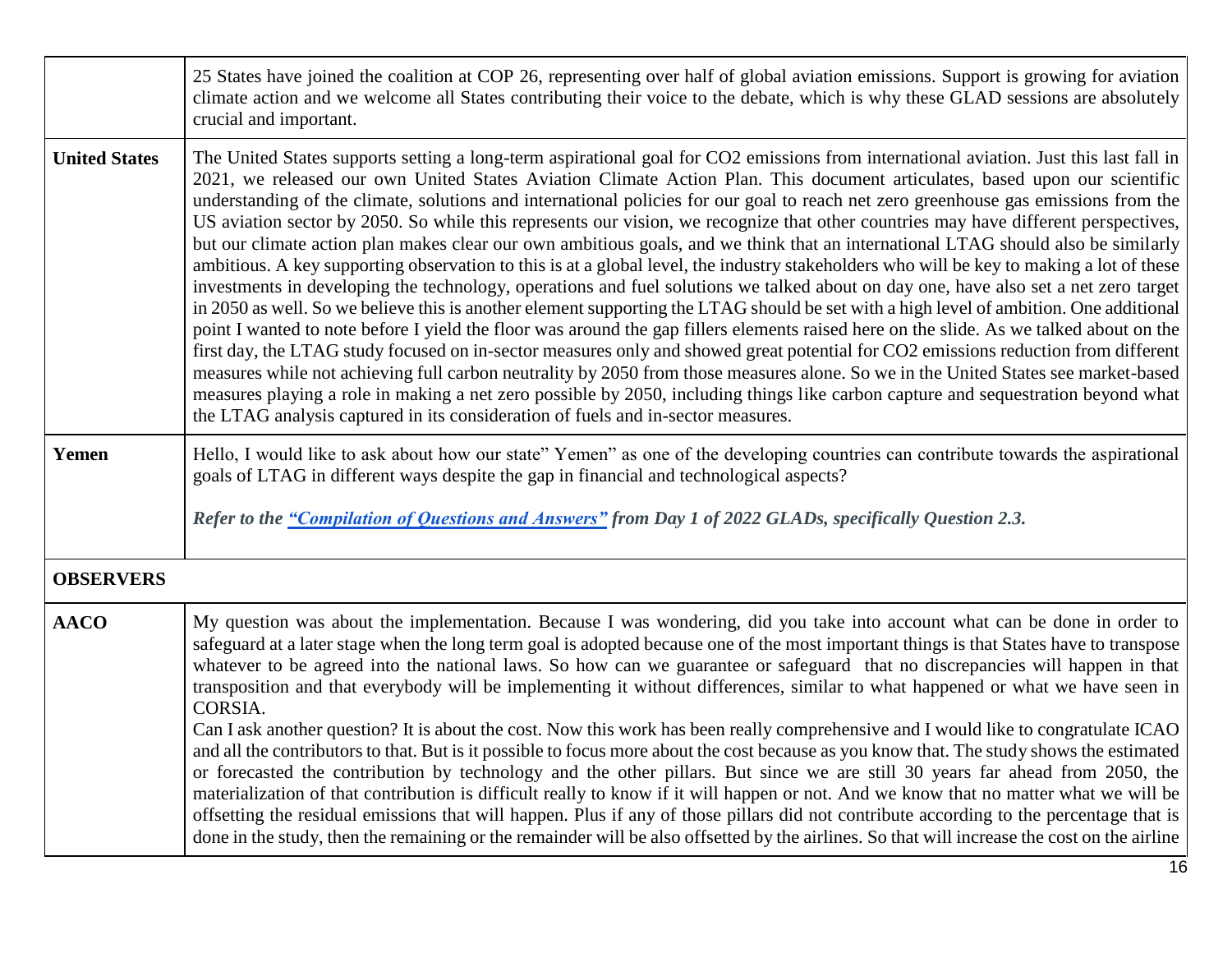| | |
|---|---|
| | 25 States have joined the coalition at COP 26, representing over half of global aviation emissions. Support is growing for aviation climate action and we welcome all States contributing their voice to the debate, which is why these GLAD sessions are absolutely crucial and important. |
| **United States** | The United States supports setting a long-term aspirational goal for CO2 emissions from international aviation. Just this last fall in 2021, we released our own United States Aviation Climate Action Plan. This document articulates, based upon our scientific understanding of the climate, solutions and international policies for our goal to reach net zero greenhouse gas emissions from the US aviation sector by 2050. So while this represents our vision, we recognize that other countries may have different perspectives, but our climate action plan makes clear our own ambitious goals, and we think that an international LTAG should also be similarly ambitious. A key supporting observation to this is at a global level, the industry stakeholders who will be key to making a lot of these investments in developing the technology, operations and fuel solutions we talked about on day one, have also set a net zero target in 2050 as well. So we believe this is another element supporting the LTAG should be set with a high level of ambition. One additional point I wanted to note before I yield the floor was around the gap fillers elements raised here on the slide. As we talked about on the first day, the LTAG study focused on in-sector measures only and showed great potential for CO2 emissions reduction from different measures while not achieving full carbon neutrality by 2050 from those measures alone. So we in the United States see market-based measures playing a role in making a net zero possible by 2050, including things like carbon capture and sequestration beyond what the LTAG analysis captured in its consideration of fuels and in-sector measures. |
| **Yemen** | Hello, I would like to ask about how our state" Yemen" as one of the developing countries can contribute towards the aspirational goals of LTAG in different ways despite the gap in financial and technological aspects?<br><br>***Refer to the "Compilation of Questions and Answers" from Day 1 of 2022 GLADs, specifically Question 2.3.*** |
| **OBSERVERS** | |
| **AACO** | My question was about the implementation. Because I was wondering, did you take into account what can be done in order to safeguard at a later stage when the long term goal is adopted because one of the most important things is that States have to transpose whatever to be agreed into the national laws. So how can we guarantee or safeguard that no discrepancies will happen in that transposition and that everybody will be implementing it without differences, similar to what happened or what we have seen in CORSIA.<br>Can I ask another question? It is about the cost. Now this work has been really comprehensive and I would like to congratulate ICAO and all the contributors to that. But is it possible to focus more about the cost because as you know that. The study shows the estimated or forecasted the contribution by technology and the other pillars. But since we are still 30 years far ahead from 2050, the materialization of that contribution is difficult really to know if it will happen or not. And we know that no matter what we will be offsetting the residual emissions that will happen. Plus if any of those pillars did not contribute according to the percentage that is done in the study, then the remaining or the remainder will be also offsetted by the airlines. So that will increase the cost on the airline |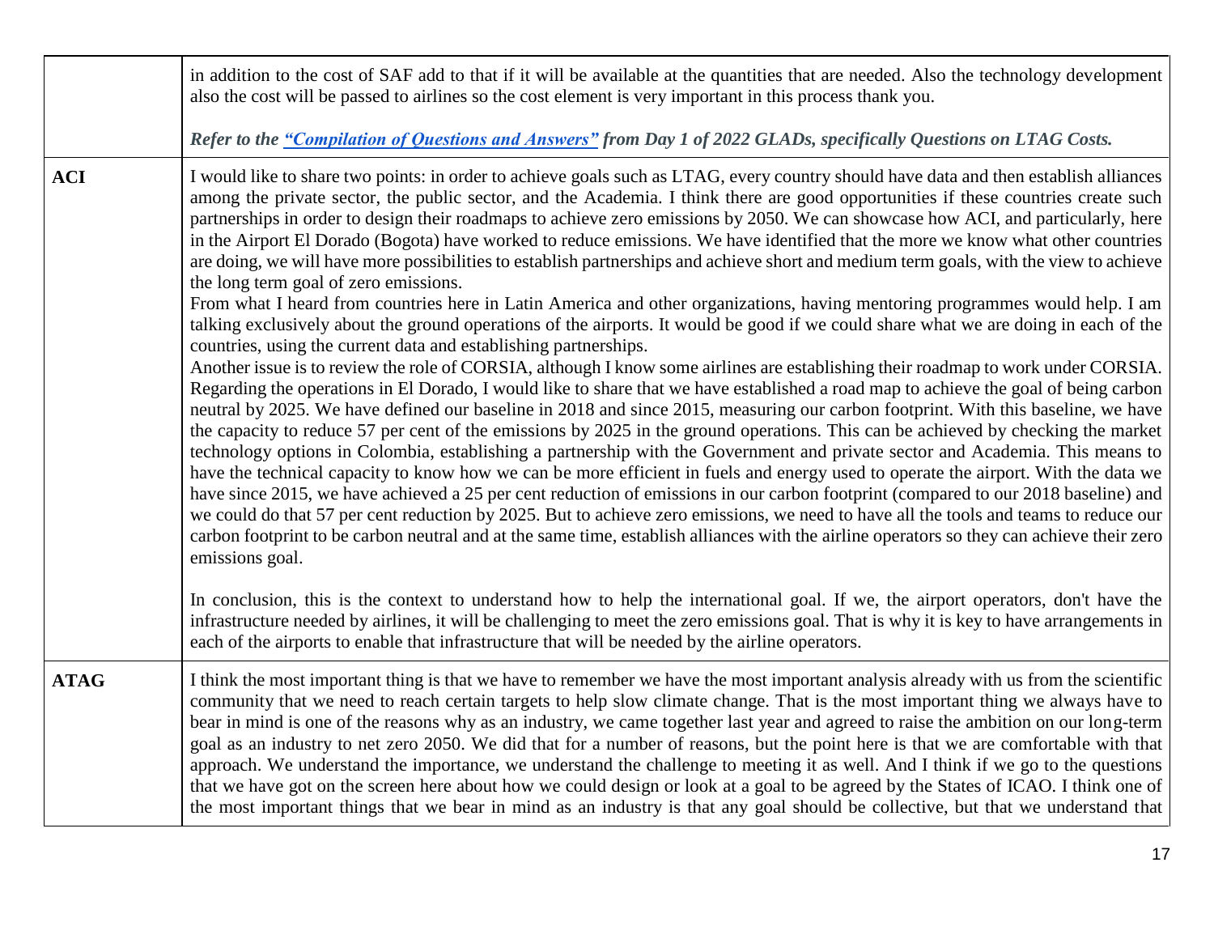| | |
|---|---|
| | in addition to the cost of SAF add to that if it will be available at the quantities that are needed. Also the technology development also the cost will be passed to airlines so the cost element is very important in this process thank you.<br><br>***Refer to the "Compilation of Questions and Answers" from Day 1 of 2022 GLADs, specifically Questions on LTAG Costs.*** |
| **ACI** | I would like to share two points: in order to achieve goals such as LTAG, every country should have data and then establish alliances among the private sector, the public sector, and the Academia. I think there are good opportunities if these countries create such partnerships in order to design their roadmaps to achieve zero emissions by 2050. We can showcase how ACI, and particularly, here in the Airport El Dorado (Bogota) have worked to reduce emissions. We have identified that the more we know what other countries are doing, we will have more possibilities to establish partnerships and achieve short and medium term goals, with the view to achieve the long term goal of zero emissions.<br>From what I heard from countries here in Latin America and other organizations, having mentoring programmes would help. I am talking exclusively about the ground operations of the airports. It would be good if we could share what we are doing in each of the countries, using the current data and establishing partnerships.<br>Another issue is to review the role of CORSIA, although I know some airlines are establishing their roadmap to work under CORSIA. Regarding the operations in El Dorado, I would like to share that we have established a road map to achieve the goal of being carbon neutral by 2025. We have defined our baseline in 2018 and since 2015, measuring our carbon footprint. With this baseline, we have the capacity to reduce 57 per cent of the emissions by 2025 in the ground operations. This can be achieved by checking the market technology options in Colombia, establishing a partnership with the Government and private sector and Academia. This means to have the technical capacity to know how we can be more efficient in fuels and energy used to operate the airport. With the data we have since 2015, we have achieved a 25 per cent reduction of emissions in our carbon footprint (compared to our 2018 baseline) and we could do that 57 per cent reduction by 2025. But to achieve zero emissions, we need to have all the tools and teams to reduce our carbon footprint to be carbon neutral and at the same time, establish alliances with the airline operators so they can achieve their zero emissions goal.<br><br>In conclusion, this is the context to understand how to help the international goal. If we, the airport operators, don't have the infrastructure needed by airlines, it will be challenging to meet the zero emissions goal. That is why it is key to have arrangements in each of the airports to enable that infrastructure that will be needed by the airline operators. |
| **ATAG** | I think the most important thing is that we have to remember we have the most important analysis already with us from the scientific community that we need to reach certain targets to help slow climate change. That is the most important thing we always have to bear in mind is one of the reasons why as an industry, we came together last year and agreed to raise the ambition on our long-term goal as an industry to net zero 2050. We did that for a number of reasons, but the point here is that we are comfortable with that approach. We understand the importance, we understand the challenge to meeting it as well. And I think if we go to the questions that we have got on the screen here about how we could design or look at a goal to be agreed by the States of ICAO. I think one of the most important things that we bear in mind as an industry is that any goal should be collective, but that we understand that |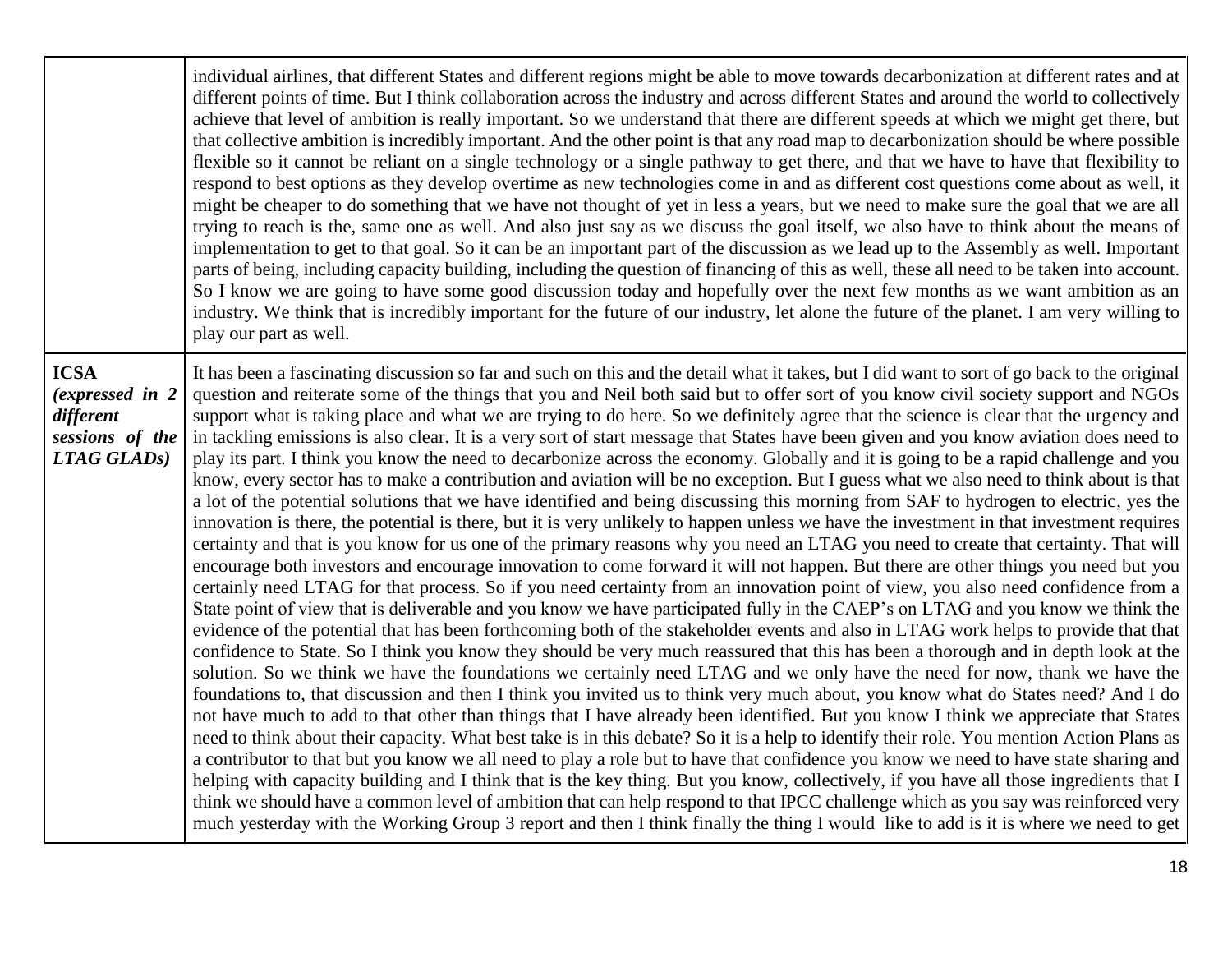| | |
|---|---|
| | individual airlines, that different States and different regions might be able to move towards decarbonization at different rates and at different points of time. But I think collaboration across the industry and across different States and around the world to collectively achieve that level of ambition is really important. So we understand that there are different speeds at which we might get there, but that collective ambition is incredibly important. And the other point is that any road map to decarbonization should be where possible flexible so it cannot be reliant on a single technology or a single pathway to get there, and that we have to have that flexibility to respond to best options as they develop overtime as new technologies come in and as different cost questions come about as well, it might be cheaper to do something that we have not thought of yet in less a years, but we need to make sure the goal that we are all trying to reach is the, same one as well. And also just say as we discuss the goal itself, we also have to think about the means of implementation to get to that goal. So it can be an important part of the discussion as we lead up to the Assembly as well. Important parts of being, including capacity building, including the question of financing of this as well, these all need to be taken into account. So I know we are going to have some good discussion today and hopefully over the next few months as we want ambition as an industry. We think that is incredibly important for the future of our industry, let alone the future of the planet. I am very willing to play our part as well. |
| **ICSA** *(expressed in 2 different sessions of the LTAG GLADs)* | It has been a fascinating discussion so far and such on this and the detail what it takes, but I did want to sort of go back to the original question and reiterate some of the things that you and Neil both said but to offer sort of you know civil society support and NGOs support what is taking place and what we are trying to do here. So we definitely agree that the science is clear that the urgency and in tackling emissions is also clear. It is a very sort of start message that States have been given and you know aviation does need to play its part. I think you know the need to decarbonize across the economy. Globally and it is going to be a rapid challenge and you know, every sector has to make a contribution and aviation will be no exception. But I guess what we also need to think about is that a lot of the potential solutions that we have identified and being discussing this morning from SAF to hydrogen to electric, yes the innovation is there, the potential is there, but it is very unlikely to happen unless we have the investment in that investment requires certainty and that is you know for us one of the primary reasons why you need an LTAG you need to create that certainty. That will encourage both investors and encourage innovation to come forward it will not happen. But there are other things you need but you certainly need LTAG for that process. So if you need certainty from an innovation point of view, you also need confidence from a State point of view that is deliverable and you know we have participated fully in the CAEP's on LTAG and you know we think the evidence of the potential that has been forthcoming both of the stakeholder events and also in LTAG work helps to provide that that confidence to State. So I think you know they should be very much reassured that this has been a thorough and in depth look at the solution. So we think we have the foundations we certainly need LTAG and we only have the need for now, thank we have the foundations to, that discussion and then I think you invited us to think very much about, you know what do States need? And I do not have much to add to that other than things that I have already been identified. But you know I think we appreciate that States need to think about their capacity. What best take is in this debate? So it is a help to identify their role. You mention Action Plans as a contributor to that but you know we all need to play a role but to have that confidence you know we need to have state sharing and helping with capacity building and I think that is the key thing. But you know, collectively, if you have all those ingredients that I think we should have a common level of ambition that can help respond to that IPCC challenge which as you say was reinforced very much yesterday with the Working Group 3 report and then I think finally the thing I would like to add is it is where we need to get |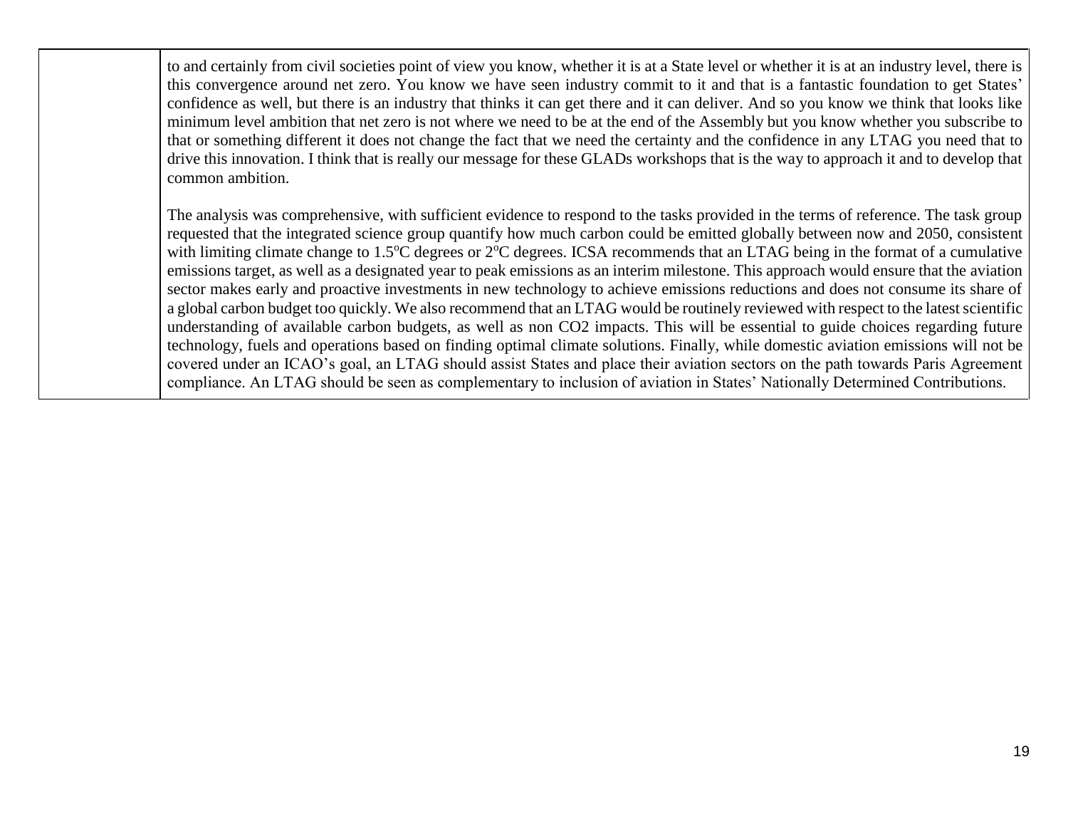| | |
|---|---|
| | to and certainly from civil societies point of view you know, whether it is at a State level or whether it is at an industry level, there is this convergence around net zero. You know we have seen industry commit to it and that is a fantastic foundation to get States' confidence as well, but there is an industry that thinks it can get there and it can deliver. And so you know we think that looks like minimum level ambition that net zero is not where we need to be at the end of the Assembly but you know whether you subscribe to that or something different it does not change the fact that we need the certainty and the confidence in any LTAG you need that to drive this innovation. I think that is really our message for these GLADs workshops that is the way to approach it and to develop that common ambition.<br><br>The analysis was comprehensive, with sufficient evidence to respond to the tasks provided in the terms of reference. The task group requested that the integrated science group quantify how much carbon could be emitted globally between now and 2050, consistent with limiting climate change to 1.5°C degrees or 2°C degrees. ICSA recommends that an LTAG being in the format of a cumulative emissions target, as well as a designated year to peak emissions as an interim milestone. This approach would ensure that the aviation sector makes early and proactive investments in new technology to achieve emissions reductions and does not consume its share of a global carbon budget too quickly. We also recommend that an LTAG would be routinely reviewed with respect to the latest scientific understanding of available carbon budgets, as well as non $CO_2$ impacts. This will be essential to guide choices regarding future technology, fuels and operations based on finding optimal climate solutions. Finally, while domestic aviation emissions will not be covered under an ICAO's goal, an LTAG should assist States and place their aviation sectors on the path towards Paris Agreement compliance. An LTAG should be seen as complementary to inclusion of aviation in States' Nationally Determined Contributions. |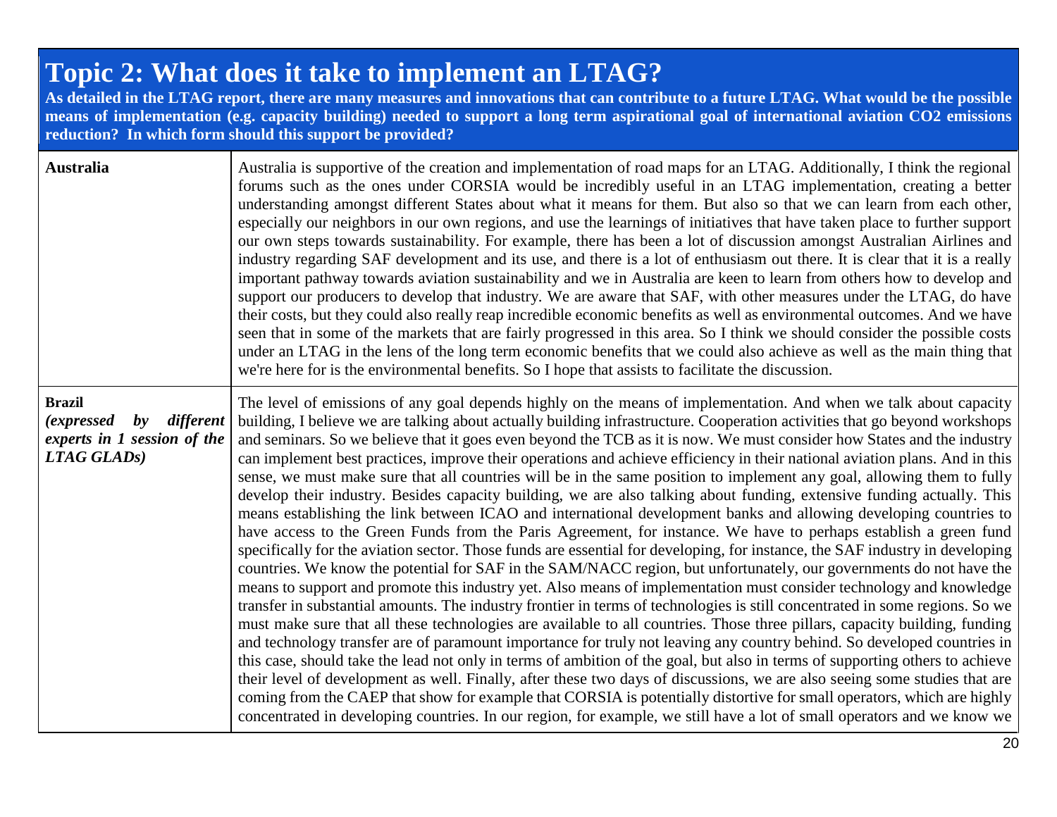# Topic 2: What does it take to implement an LTAG?

**As detailed in the LTAG report, there are many measures and innovations that can contribute to a future LTAG. What would be the possible means of implementation (e.g. capacity building) needed to support a long term aspirational goal of international aviation CO2 emissions reduction? In which form should this support be provided?**

| | |
|---|---|
| **Australia** | Australia is supportive of the creation and implementation of road maps for an LTAG. Additionally, I think the regional forums such as the ones under CORSIA would be incredibly useful in an LTAG implementation, creating a better understanding amongst different States about what it means for them. But also so that we can learn from each other, especially our neighbors in our own regions, and use the learnings of initiatives that have taken place to further support our own steps towards sustainability. For example, there has been a lot of discussion amongst Australian Airlines and industry regarding SAF development and its use, and there is a lot of enthusiasm out there. It is clear that it is a really important pathway towards aviation sustainability and we in Australia are keen to learn from others how to develop and support our producers to develop that industry. We are aware that SAF, with other measures under the LTAG, do have their costs, but they could also really reap incredible economic benefits as well as environmental outcomes. And we have seen that in some of the markets that are fairly progressed in this area. So I think we should consider the possible costs under an LTAG in the lens of the long term economic benefits that we could also achieve as well as the main thing that we're here for is the environmental benefits. So I hope that assists to facilitate the discussion. |
| **Brazil** *(expressed by different experts in 1 session of the LTAG GLADs)* | The level of emissions of any goal depends highly on the means of implementation. And when we talk about capacity building, I believe we are talking about actually building infrastructure. Cooperation activities that go beyond workshops and seminars. So we believe that it goes even beyond the TCB as it is now. We must consider how States and the industry can implement best practices, improve their operations and achieve efficiency in their national aviation plans. And in this sense, we must make sure that all countries will be in the same position to implement any goal, allowing them to fully develop their industry. Besides capacity building, we are also talking about funding, extensive funding actually. This means establishing the link between ICAO and international development banks and allowing developing countries to have access to the Green Funds from the Paris Agreement, for instance. We have to perhaps establish a green fund specifically for the aviation sector. Those funds are essential for developing, for instance, the SAF industry in developing countries. We know the potential for SAF in the SAM/NACC region, but unfortunately, our governments do not have the means to support and promote this industry yet. Also means of implementation must consider technology and knowledge transfer in substantial amounts. The industry frontier in terms of technologies is still concentrated in some regions. So we must make sure that all these technologies are available to all countries. Those three pillars, capacity building, funding and technology transfer are of paramount importance for truly not leaving any country behind. So developed countries in this case, should take the lead not only in terms of ambition of the goal, but also in terms of supporting others to achieve their level of development as well. Finally, after these two days of discussions, we are also seeing some studies that are coming from the CAEP that show for example that CORSIA is potentially distortive for small operators, which are highly concentrated in developing countries. In our region, for example, we still have a lot of small operators and we know we |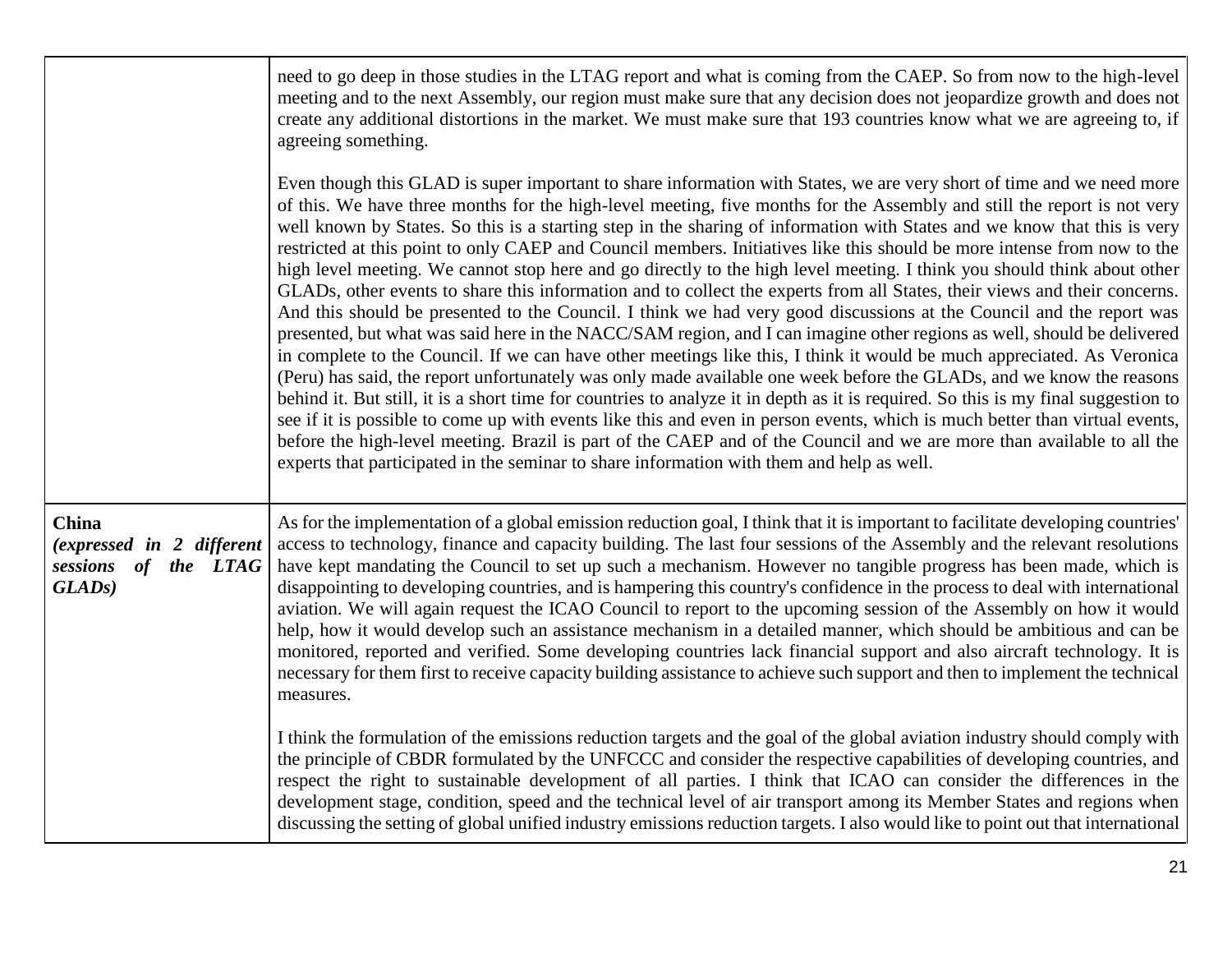| | |
|---|---|
| | need to go deep in those studies in the LTAG report and what is coming from the CAEP. So from now to the high-level meeting and to the next Assembly, our region must make sure that any decision does not jeopardize growth and does not create any additional distortions in the market. We must make sure that 193 countries know what we are agreeing to, if agreeing something.<br><br>Even though this GLAD is super important to share information with States, we are very short of time and we need more of this. We have three months for the high-level meeting, five months for the Assembly and still the report is not very well known by States. So this is a starting step in the sharing of information with States and we know that this is very restricted at this point to only CAEP and Council members. Initiatives like this should be more intense from now to the high level meeting. We cannot stop here and go directly to the high level meeting. I think you should think about other GLADs, other events to share this information and to collect the experts from all States, their views and their concerns. And this should be presented to the Council. I think we had very good discussions at the Council and the report was presented, but what was said here in the NACC/SAM region, and I can imagine other regions as well, should be delivered in complete to the Council. If we can have other meetings like this, I think it would be much appreciated. As Veronica (Peru) has said, the report unfortunately was only made available one week before the GLADs, and we know the reasons behind it. But still, it is a short time for countries to analyze it in depth as it is required. So this is my final suggestion to see if it is possible to come up with events like this and even in person events, which is much better than virtual events, before the high-level meeting. Brazil is part of the CAEP and of the Council and we are more than available to all the experts that participated in the seminar to share information with them and help as well. |
| **China**<br>*(expressed in 2 different sessions of the LTAG GLADs)* | As for the implementation of a global emission reduction goal, I think that it is important to facilitate developing countries' access to technology, finance and capacity building. The last four sessions of the Assembly and the relevant resolutions have kept mandating the Council to set up such a mechanism. However no tangible progress has been made, which is disappointing to developing countries, and is hampering this country's confidence in the process to deal with international aviation. We will again request the ICAO Council to report to the upcoming session of the Assembly on how it would help, how it would develop such an assistance mechanism in a detailed manner, which should be ambitious and can be monitored, reported and verified. Some developing countries lack financial support and also aircraft technology. It is necessary for them first to receive capacity building assistance to achieve such support and then to implement the technical measures.<br><br>I think the formulation of the emissions reduction targets and the goal of the global aviation industry should comply with the principle of CBDR formulated by the UNFCCC and consider the respective capabilities of developing countries, and respect the right to sustainable development of all parties. I think that ICAO can consider the differences in the development stage, condition, speed and the technical level of air transport among its Member States and regions when discussing the setting of global unified industry emissions reduction targets. I also would like to point out that international |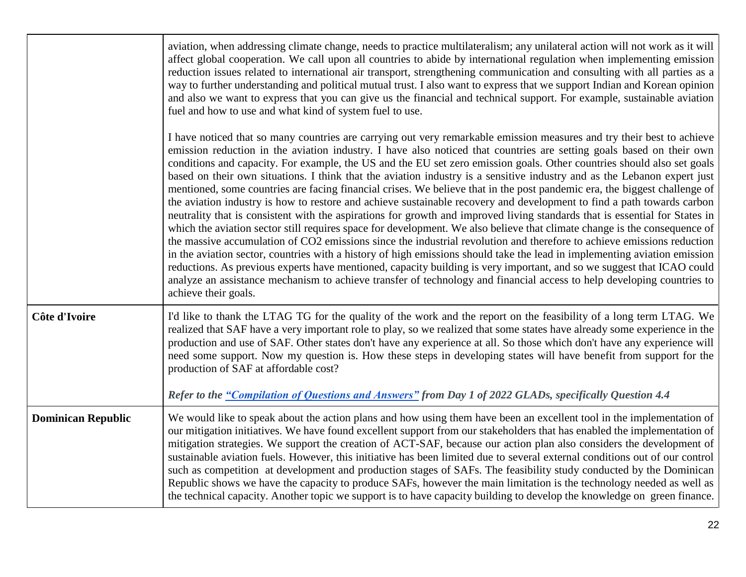| | |
|---|---|
| | aviation, when addressing climate change, needs to practice multilateralism; any unilateral action will not work as it will affect global cooperation. We call upon all countries to abide by international regulation when implementing emission reduction issues related to international air transport, strengthening communication and consulting with all parties as a way to further understanding and political mutual trust. I also want to express that we support Indian and Korean opinion and also we want to express that you can give us the financial and technical support. For example, sustainable aviation fuel and how to use and what kind of system fuel to use.<br><br>I have noticed that so many countries are carrying out very remarkable emission measures and try their best to achieve emission reduction in the aviation industry. I have also noticed that countries are setting goals based on their own conditions and capacity. For example, the US and the EU set zero emission goals. Other countries should also set goals based on their own situations. I think that the aviation industry is a sensitive industry and as the Lebanon expert just mentioned, some countries are facing financial crises. We believe that in the post pandemic era, the biggest challenge of the aviation industry is how to restore and achieve sustainable recovery and development to find a path towards carbon neutrality that is consistent with the aspirations for growth and improved living standards that is essential for States in which the aviation sector still requires space for development. We also believe that climate change is the consequence of the massive accumulation of CO2 emissions since the industrial revolution and therefore to achieve emissions reduction in the aviation sector, countries with a history of high emissions should take the lead in implementing aviation emission reductions. As previous experts have mentioned, capacity building is very important, and so we suggest that ICAO could analyze an assistance mechanism to achieve transfer of technology and financial access to help developing countries to achieve their goals. |
| **Côte d'Ivoire** | I'd like to thank the LTAG TG for the quality of the work and the report on the feasibility of a long term LTAG. We realized that SAF have a very important role to play, so we realized that some states have already some experience in the production and use of SAF. Other states don't have any experience at all. So those which don't have any experience will need some support. Now my question is. How these steps in developing states will have benefit from support for the production of SAF at affordable cost?<br><br>***Refer to the "Compilation of Questions and Answers" from Day 1 of 2022 GLADs, specifically Question 4.4*** |
| **Dominican Republic** | We would like to speak about the action plans and how using them have been an excellent tool in the implementation of our mitigation initiatives. We have found excellent support from our stakeholders that has enabled the implementation of mitigation strategies. We support the creation of ACT-SAF, because our action plan also considers the development of sustainable aviation fuels. However, this initiative has been limited due to several external conditions out of our control such as competition at development and production stages of SAFs. The feasibility study conducted by the Dominican Republic shows we have the capacity to produce SAFs, however the main limitation is the technology needed as well as the technical capacity. Another topic we support is to have capacity building to develop the knowledge on green finance. |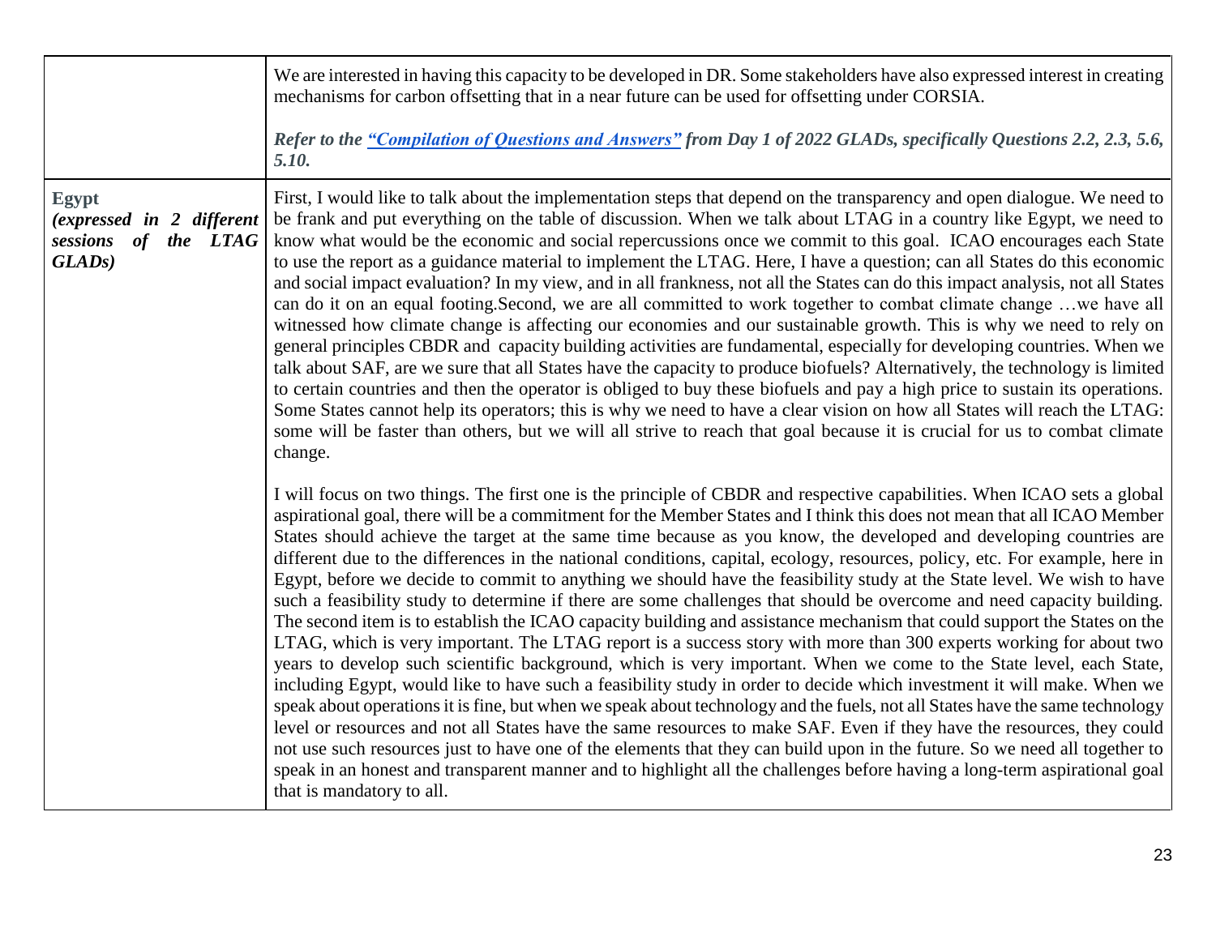| | |
|---|---|
| | We are interested in having this capacity to be developed in DR. Some stakeholders have also expressed interest in creating mechanisms for carbon offsetting that in a near future can be used for offsetting under CORSIA.<br><br>***Refer to the "Compilation of Questions and Answers" from Day 1 of 2022 GLADs, specifically Questions 2.2, 2.3, 5.6, 5.10.*** |
| **Egypt**<br>***(expressed in 2 different sessions of the LTAG GLADs)*** | First, I would like to talk about the implementation steps that depend on the transparency and open dialogue. We need to be frank and put everything on the table of discussion. When we talk about LTAG in a country like Egypt, we need to know what would be the economic and social repercussions once we commit to this goal. ICAO encourages each State to use the report as a guidance material to implement the LTAG. Here, I have a question; can all States do this economic and social impact evaluation? In my view, and in all frankness, not all the States can do this impact analysis, not all States can do it on an equal footing.Second, we are all committed to work together to combat climate change …we have all witnessed how climate change is affecting our economies and our sustainable growth. This is why we need to rely on general principles CBDR and capacity building activities are fundamental, especially for developing countries. When we talk about SAF, are we sure that all States have the capacity to produce biofuels? Alternatively, the technology is limited to certain countries and then the operator is obliged to buy these biofuels and pay a high price to sustain its operations. Some States cannot help its operators; this is why we need to have a clear vision on how all States will reach the LTAG: some will be faster than others, but we will all strive to reach that goal because it is crucial for us to combat climate change.<br><br>I will focus on two things. The first one is the principle of CBDR and respective capabilities. When ICAO sets a global aspirational goal, there will be a commitment for the Member States and I think this does not mean that all ICAO Member States should achieve the target at the same time because as you know, the developed and developing countries are different due to the differences in the national conditions, capital, ecology, resources, policy, etc. For example, here in Egypt, before we decide to commit to anything we should have the feasibility study at the State level. We wish to have such a feasibility study to determine if there are some challenges that should be overcome and need capacity building. The second item is to establish the ICAO capacity building and assistance mechanism that could support the States on the LTAG, which is very important. The LTAG report is a success story with more than 300 experts working for about two years to develop such scientific background, which is very important. When we come to the State level, each State, including Egypt, would like to have such a feasibility study in order to decide which investment it will make. When we speak about operations it is fine, but when we speak about technology and the fuels, not all States have the same technology level or resources and not all States have the same resources to make SAF. Even if they have the resources, they could not use such resources just to have one of the elements that they can build upon in the future. So we need all together to speak in an honest and transparent manner and to highlight all the challenges before having a long-term aspirational goal that is mandatory to all. |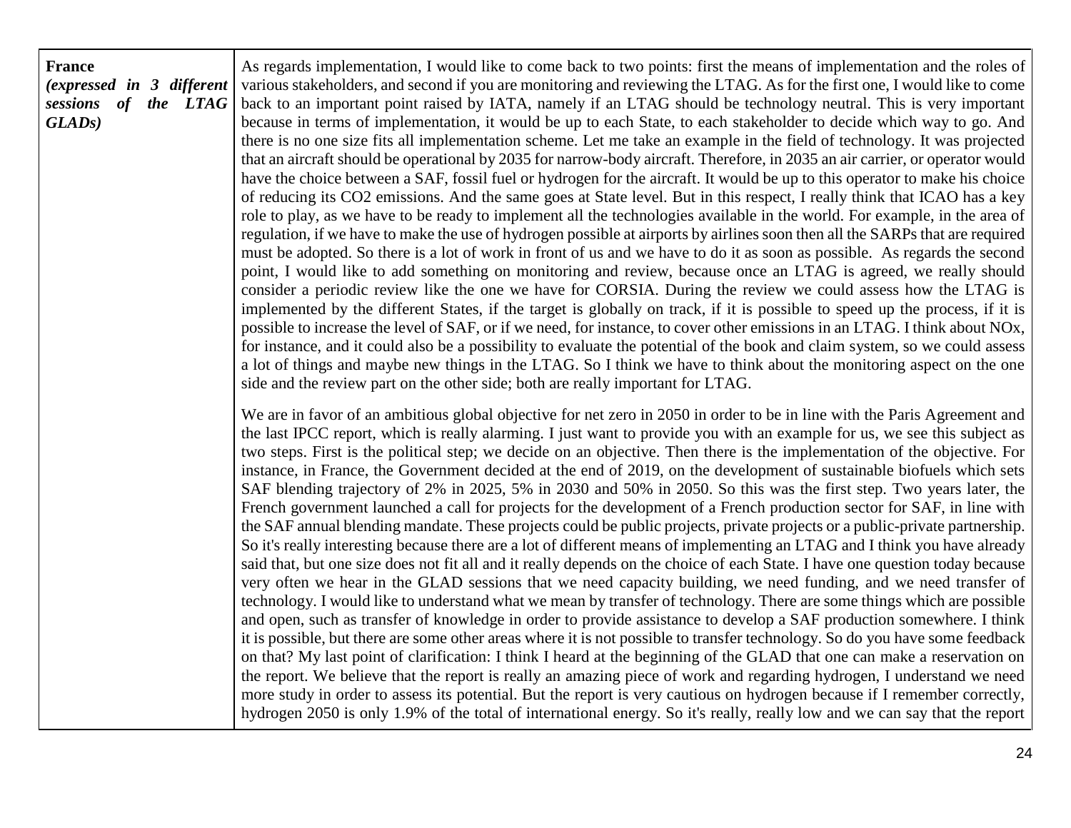| | |
|---|---|
| **France** *(expressed in 3 different sessions of the LTAG GLADs)* | As regards implementation, I would like to come back to two points: first the means of implementation and the roles of various stakeholders, and second if you are monitoring and reviewing the LTAG. As for the first one, I would like to come back to an important point raised by IATA, namely if an LTAG should be technology neutral. This is very important because in terms of implementation, it would be up to each State, to each stakeholder to decide which way to go. And there is no one size fits all implementation scheme. Let me take an example in the field of technology. It was projected that an aircraft should be operational by 2035 for narrow-body aircraft. Therefore, in 2035 an air carrier, or operator would have the choice between a SAF, fossil fuel or hydrogen for the aircraft. It would be up to this operator to make his choice of reducing its CO2 emissions. And the same goes at State level. But in this respect, I really think that ICAO has a key role to play, as we have to be ready to implement all the technologies available in the world. For example, in the area of regulation, if we have to make the use of hydrogen possible at airports by airlines soon then all the SARPs that are required must be adopted. So there is a lot of work in front of us and we have to do it as soon as possible. As regards the second point, I would like to add something on monitoring and review, because once an LTAG is agreed, we really should consider a periodic review like the one we have for CORSIA. During the review we could assess how the LTAG is implemented by the different States, if the target is globally on track, if it is possible to speed up the process, if it is possible to increase the level of SAF, or if we need, for instance, to cover other emissions in an LTAG. I think about NOx, for instance, and it could also be a possibility to evaluate the potential of the book and claim system, so we could assess a lot of things and maybe new things in the LTAG. So I think we have to think about the monitoring aspect on the one side and the review part on the other side; both are really important for LTAG.<br><br>We are in favor of an ambitious global objective for net zero in 2050 in order to be in line with the Paris Agreement and the last IPCC report, which is really alarming. I just want to provide you with an example for us, we see this subject as two steps. First is the political step; we decide on an objective. Then there is the implementation of the objective. For instance, in France, the Government decided at the end of 2019, on the development of sustainable biofuels which sets SAF blending trajectory of 2% in 2025, 5% in 2030 and 50% in 2050. So this was the first step. Two years later, the French government launched a call for projects for the development of a French production sector for SAF, in line with the SAF annual blending mandate. These projects could be public projects, private projects or a public-private partnership. So it's really interesting because there are a lot of different means of implementing an LTAG and I think you have already said that, but one size does not fit all and it really depends on the choice of each State. I have one question today because very often we hear in the GLAD sessions that we need capacity building, we need funding, and we need transfer of technology. I would like to understand what we mean by transfer of technology. There are some things which are possible and open, such as transfer of knowledge in order to provide assistance to develop a SAF production somewhere. I think it is possible, but there are some other areas where it is not possible to transfer technology. So do you have some feedback on that? My last point of clarification: I think I heard at the beginning of the GLAD that one can make a reservation on the report. We believe that the report is really an amazing piece of work and regarding hydrogen, I understand we need more study in order to assess its potential. But the report is very cautious on hydrogen because if I remember correctly, hydrogen 2050 is only 1.9% of the total of international energy. So it's really, really low and we can say that the report |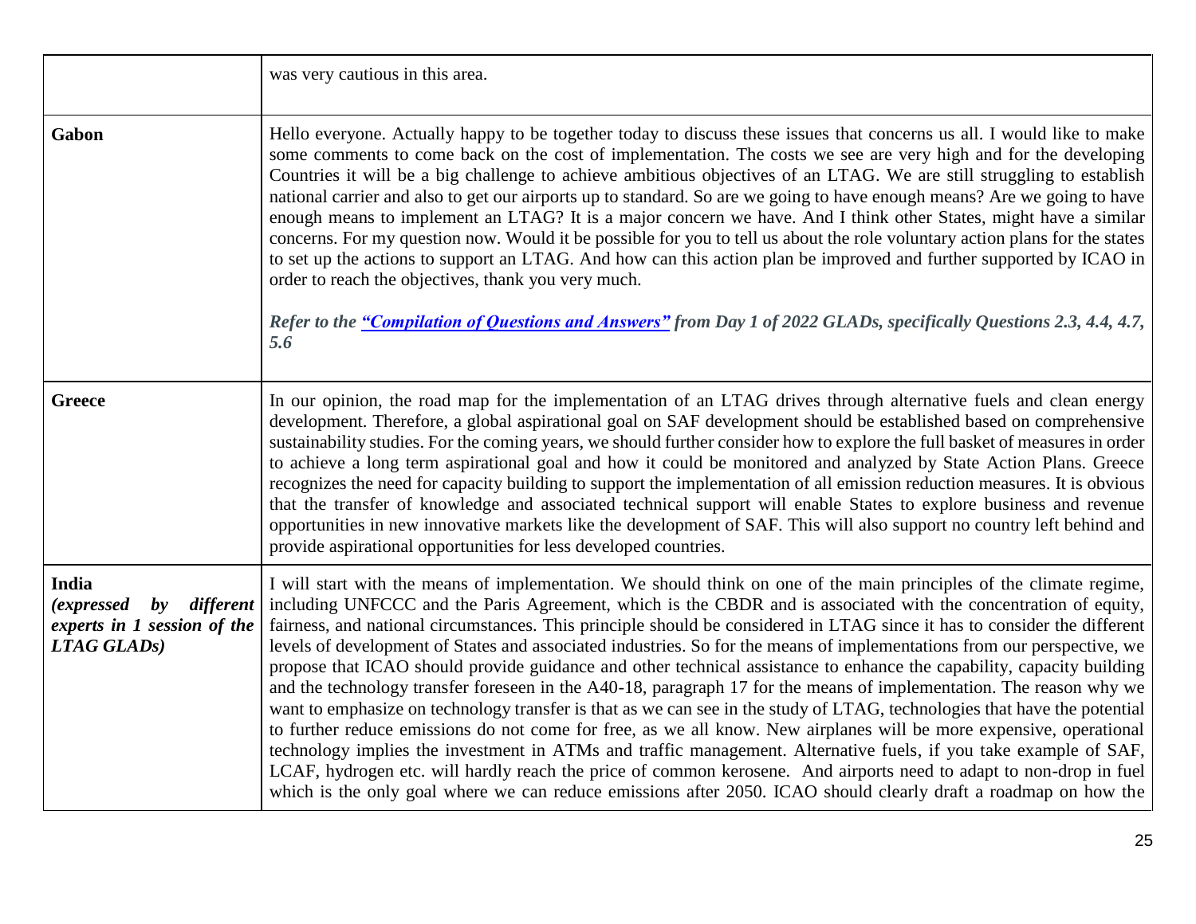| | |
|---|---|
| | was very cautious in this area. |
| **Gabon** | Hello everyone. Actually happy to be together today to discuss these issues that concerns us all. I would like to make some comments to come back on the cost of implementation. The costs we see are very high and for the developing Countries it will be a big challenge to achieve ambitious objectives of an LTAG. We are still struggling to establish national carrier and also to get our airports up to standard. So are we going to have enough means? Are we going to have enough means to implement an LTAG? It is a major concern we have. And I think other States, might have a similar concerns. For my question now. Would it be possible for you to tell us about the role voluntary action plans for the states to set up the actions to support an LTAG. And how can this action plan be improved and further supported by ICAO in order to reach the objectives, thank you very much.<br><br>***Refer to the "Compilation of Questions and Answers" from Day 1 of 2022 GLADs, specifically Questions 2.3, 4.4, 4.7, 5.6*** |
| **Greece** | In our opinion, the road map for the implementation of an LTAG drives through alternative fuels and clean energy development. Therefore, a global aspirational goal on SAF development should be established based on comprehensive sustainability studies. For the coming years, we should further consider how to explore the full basket of measures in order to achieve a long term aspirational goal and how it could be monitored and analyzed by State Action Plans. Greece recognizes the need for capacity building to support the implementation of all emission reduction measures. It is obvious that the transfer of knowledge and associated technical support will enable States to explore business and revenue opportunities in new innovative markets like the development of SAF. This will also support no country left behind and provide aspirational opportunities for less developed countries. |
| **India**<br>***(expressed by different experts in 1 session of the LTAG GLADs)*** | I will start with the means of implementation. We should think on one of the main principles of the climate regime, including UNFCCC and the Paris Agreement, which is the CBDR and is associated with the concentration of equity, fairness, and national circumstances. This principle should be considered in LTAG since it has to consider the different levels of development of States and associated industries. So for the means of implementations from our perspective, we propose that ICAO should provide guidance and other technical assistance to enhance the capability, capacity building and the technology transfer foreseen in the A40-18, paragraph 17 for the means of implementation. The reason why we want to emphasize on technology transfer is that as we can see in the study of LTAG, technologies that have the potential to further reduce emissions do not come for free, as we all know. New airplanes will be more expensive, operational technology implies the investment in ATMs and traffic management. Alternative fuels, if you take example of SAF, LCAF, hydrogen etc. will hardly reach the price of common kerosene. And airports need to adapt to non-drop in fuel which is the only goal where we can reduce emissions after 2050. ICAO should clearly draft a roadmap on how the |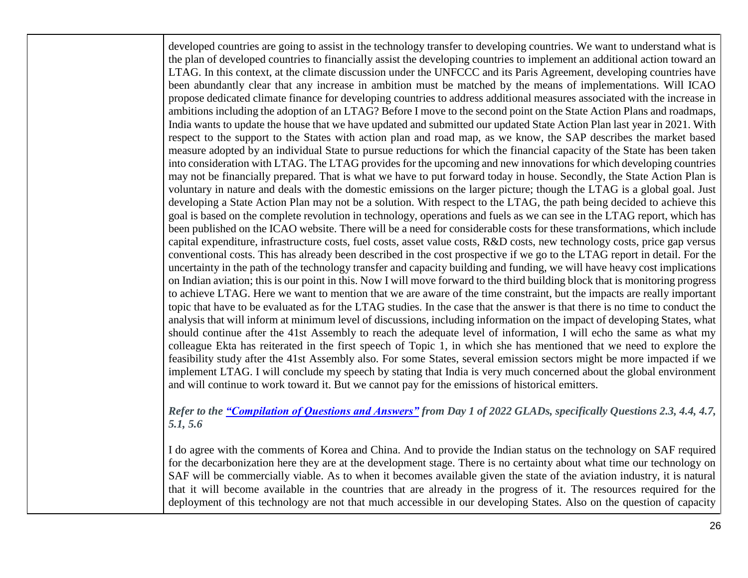| | |
|---|---|
| | developed countries are going to assist in the technology transfer to developing countries. We want to understand what is the plan of developed countries to financially assist the developing countries to implement an additional action toward an LTAG. In this context, at the climate discussion under the UNFCCC and its Paris Agreement, developing countries have been abundantly clear that any increase in ambition must be matched by the means of implementations. Will ICAO propose dedicated climate finance for developing countries to address additional measures associated with the increase in ambitions including the adoption of an LTAG? Before I move to the second point on the State Action Plans and roadmaps, India wants to update the house that we have updated and submitted our updated State Action Plan last year in 2021. With respect to the support to the States with action plan and road map, as we know, the SAP describes the market based measure adopted by an individual State to pursue reductions for which the financial capacity of the State has been taken into consideration with LTAG. The LTAG provides for the upcoming and new innovations for which developing countries may not be financially prepared. That is what we have to put forward today in house. Secondly, the State Action Plan is voluntary in nature and deals with the domestic emissions on the larger picture; though the LTAG is a global goal. Just developing a State Action Plan may not be a solution. With respect to the LTAG, the path being decided to achieve this goal is based on the complete revolution in technology, operations and fuels as we can see in the LTAG report, which has been published on the ICAO website. There will be a need for considerable costs for these transformations, which include capital expenditure, infrastructure costs, fuel costs, asset value costs, R&D costs, new technology costs, price gap versus conventional costs. This has already been described in the cost prospective if we go to the LTAG report in detail. For the uncertainty in the path of the technology transfer and capacity building and funding, we will have heavy cost implications on Indian aviation; this is our point in this. Now I will move forward to the third building block that is monitoring progress to achieve LTAG. Here we want to mention that we are aware of the time constraint, but the impacts are really important topic that have to be evaluated as for the LTAG studies. In the case that the answer is that there is no time to conduct the analysis that will inform at minimum level of discussions, including information on the impact of developing States, what should continue after the 41st Assembly to reach the adequate level of information, I will echo the same as what my colleague Ekta has reiterated in the first speech of Topic 1, in which she has mentioned that we need to explore the feasibility study after the 41st Assembly also. For some States, several emission sectors might be more impacted if we implement LTAG. I will conclude my speech by stating that India is very much concerned about the global environment and will continue to work toward it. But we cannot pay for the emissions of historical emitters.<br><br>***Refer to the "Compilation of Questions and Answers" from Day 1 of 2022 GLADs, specifically Questions 2.3, 4.4, 4.7, 5.1, 5.6***<br><br>I do agree with the comments of Korea and China. And to provide the Indian status on the technology on SAF required for the decarbonization here they are at the development stage. There is no certainty about what time our technology on SAF will be commercially viable. As to when it becomes available given the state of the aviation industry, it is natural that it will become available in the countries that are already in the progress of it. The resources required for the deployment of this technology are not that much accessible in our developing States. Also on the question of capacity |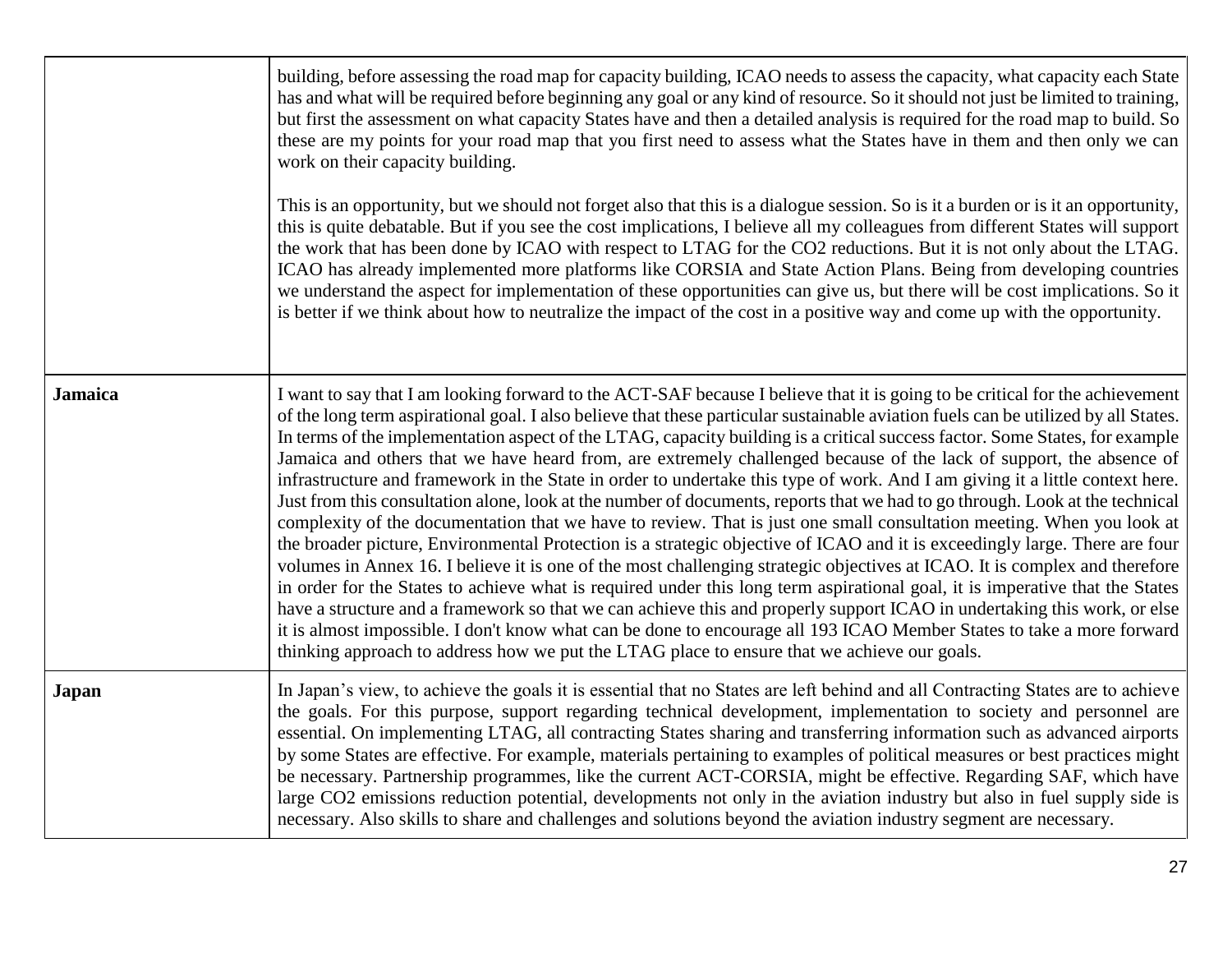| | |
|---|---|
| | building, before assessing the road map for capacity building, ICAO needs to assess the capacity, what capacity each State has and what will be required before beginning any goal or any kind of resource. So it should not just be limited to training, but first the assessment on what capacity States have and then a detailed analysis is required for the road map to build. So these are my points for your road map that you first need to assess what the States have in them and then only we can work on their capacity building.<br><br>This is an opportunity, but we should not forget also that this is a dialogue session. So is it a burden or is it an opportunity, this is quite debatable. But if you see the cost implications, I believe all my colleagues from different States will support the work that has been done by ICAO with respect to LTAG for the CO2 reductions. But it is not only about the LTAG. ICAO has already implemented more platforms like CORSIA and State Action Plans. Being from developing countries we understand the aspect for implementation of these opportunities can give us, but there will be cost implications. So it is better if we think about how to neutralize the impact of the cost in a positive way and come up with the opportunity. |
| **Jamaica** | I want to say that I am looking forward to the ACT-SAF because I believe that it is going to be critical for the achievement of the long term aspirational goal. I also believe that these particular sustainable aviation fuels can be utilized by all States. In terms of the implementation aspect of the LTAG, capacity building is a critical success factor. Some States, for example Jamaica and others that we have heard from, are extremely challenged because of the lack of support, the absence of infrastructure and framework in the State in order to undertake this type of work. And I am giving it a little context here. Just from this consultation alone, look at the number of documents, reports that we had to go through. Look at the technical complexity of the documentation that we have to review. That is just one small consultation meeting. When you look at the broader picture, Environmental Protection is a strategic objective of ICAO and it is exceedingly large. There are four volumes in Annex 16. I believe it is one of the most challenging strategic objectives at ICAO. It is complex and therefore in order for the States to achieve what is required under this long term aspirational goal, it is imperative that the States have a structure and a framework so that we can achieve this and properly support ICAO in undertaking this work, or else it is almost impossible. I don't know what can be done to encourage all 193 ICAO Member States to take a more forward thinking approach to address how we put the LTAG place to ensure that we achieve our goals. |
| **Japan** | In Japan's view, to achieve the goals it is essential that no States are left behind and all Contracting States are to achieve the goals. For this purpose, support regarding technical development, implementation to society and personnel are essential. On implementing LTAG, all contracting States sharing and transferring information such as advanced airports by some States are effective. For example, materials pertaining to examples of political measures or best practices might be necessary. Partnership programmes, like the current ACT-CORSIA, might be effective. Regarding SAF, which have large CO2 emissions reduction potential, developments not only in the aviation industry but also in fuel supply side is necessary. Also skills to share and challenges and solutions beyond the aviation industry segment are necessary. |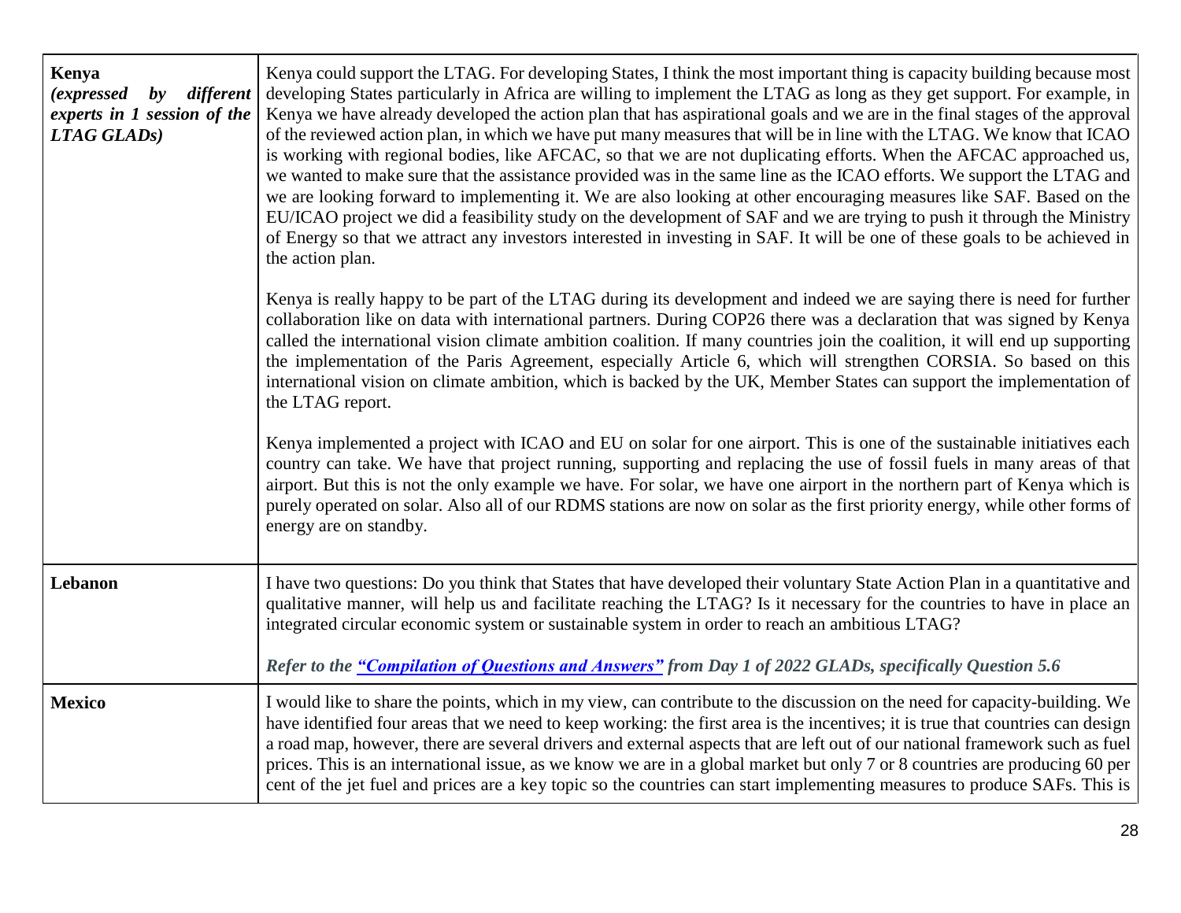| | |
|---|---|
| **Kenya** *(expressed by different experts in 1 session of the LTAG GLADs)* | Kenya could support the LTAG. For developing States, I think the most important thing is capacity building because most developing States particularly in Africa are willing to implement the LTAG as long as they get support. For example, in Kenya we have already developed the action plan that has aspirational goals and we are in the final stages of the approval of the reviewed action plan, in which we have put many measures that will be in line with the LTAG. We know that ICAO is working with regional bodies, like AFCAC, so that we are not duplicating efforts. When the AFCAC approached us, we wanted to make sure that the assistance provided was in the same line as the ICAO efforts. We support the LTAG and we are looking forward to implementing it. We are also looking at other encouraging measures like SAF. Based on the EU/ICAO project we did a feasibility study on the development of SAF and we are trying to push it through the Ministry of Energy so that we attract any investors interested in investing in SAF. It will be one of these goals to be achieved in the action plan.<br><br>Kenya is really happy to be part of the LTAG during its development and indeed we are saying there is need for further collaboration like on data with international partners. During COP26 there was a declaration that was signed by Kenya called the international vision climate ambition coalition. If many countries join the coalition, it will end up supporting the implementation of the Paris Agreement, especially Article 6, which will strengthen CORSIA. So based on this international vision on climate ambition, which is backed by the UK, Member States can support the implementation of the LTAG report.<br><br>Kenya implemented a project with ICAO and EU on solar for one airport. This is one of the sustainable initiatives each country can take. We have that project running, supporting and replacing the use of fossil fuels in many areas of that airport. But this is not the only example we have. For solar, we have one airport in the northern part of Kenya which is purely operated on solar. Also all of our RDMS stations are now on solar as the first priority energy, while other forms of energy are on standby. |
| **Lebanon** | I have two questions: Do you think that States that have developed their voluntary State Action Plan in a quantitative and qualitative manner, will help us and facilitate reaching the LTAG? Is it necessary for the countries to have in place an integrated circular economic system or sustainable system in order to reach an ambitious LTAG?<br><br>***Refer to the "Compilation of Questions and Answers" from Day 1 of 2022 GLADs, specifically Question 5.6*** |
| **Mexico** | I would like to share the points, which in my view, can contribute to the discussion on the need for capacity-building. We have identified four areas that we need to keep working: the first area is the incentives; it is true that countries can design a road map, however, there are several drivers and external aspects that are left out of our national framework such as fuel prices. This is an international issue, as we know we are in a global market but only 7 or 8 countries are producing 60 per cent of the jet fuel and prices are a key topic so the countries can start implementing measures to produce SAFs. This is |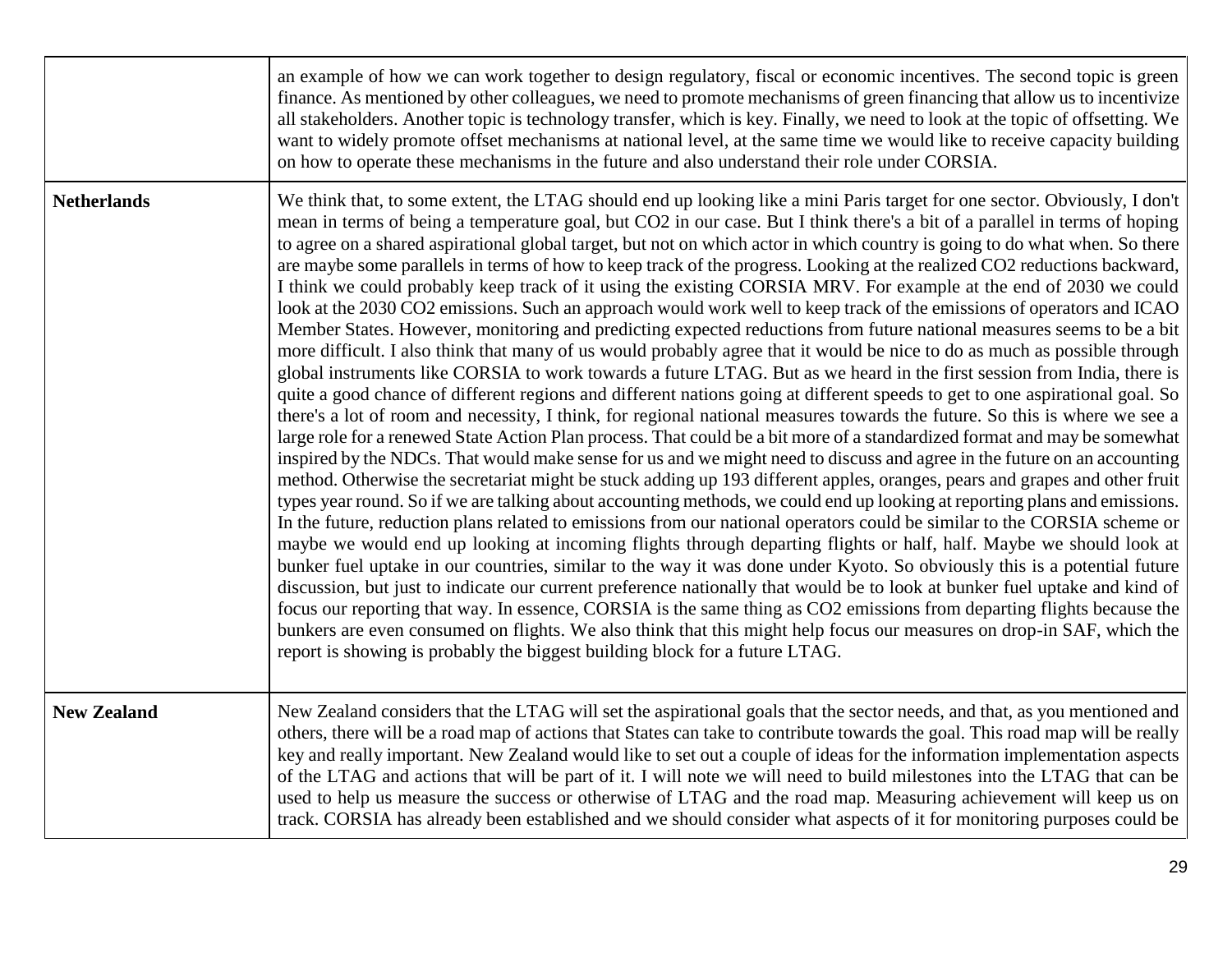| | |
|---|---|
| | an example of how we can work together to design regulatory, fiscal or economic incentives. The second topic is green finance. As mentioned by other colleagues, we need to promote mechanisms of green financing that allow us to incentivize all stakeholders. Another topic is technology transfer, which is key. Finally, we need to look at the topic of offsetting. We want to widely promote offset mechanisms at national level, at the same time we would like to receive capacity building on how to operate these mechanisms in the future and also understand their role under CORSIA. |
| **Netherlands** | We think that, to some extent, the LTAG should end up looking like a mini Paris target for one sector. Obviously, I don't mean in terms of being a temperature goal, but CO2 in our case. But I think there's a bit of a parallel in terms of hoping to agree on a shared aspirational global target, but not on which actor in which country is going to do what when. So there are maybe some parallels in terms of how to keep track of the progress. Looking at the realized CO2 reductions backward, I think we could probably keep track of it using the existing CORSIA MRV. For example at the end of 2030 we could look at the 2030 CO2 emissions. Such an approach would work well to keep track of the emissions of operators and ICAO Member States. However, monitoring and predicting expected reductions from future national measures seems to be a bit more difficult. I also think that many of us would probably agree that it would be nice to do as much as possible through global instruments like CORSIA to work towards a future LTAG. But as we heard in the first session from India, there is quite a good chance of different regions and different nations going at different speeds to get to one aspirational goal. So there's a lot of room and necessity, I think, for regional national measures towards the future. So this is where we see a large role for a renewed State Action Plan process. That could be a bit more of a standardized format and may be somewhat inspired by the NDCs. That would make sense for us and we might need to discuss and agree in the future on an accounting method. Otherwise the secretariat might be stuck adding up 193 different apples, oranges, pears and grapes and other fruit types year round. So if we are talking about accounting methods, we could end up looking at reporting plans and emissions. In the future, reduction plans related to emissions from our national operators could be similar to the CORSIA scheme or maybe we would end up looking at incoming flights through departing flights or half, half. Maybe we should look at bunker fuel uptake in our countries, similar to the way it was done under Kyoto. So obviously this is a potential future discussion, but just to indicate our current preference nationally that would be to look at bunker fuel uptake and kind of focus our reporting that way. In essence, CORSIA is the same thing as CO2 emissions from departing flights because the bunkers are even consumed on flights. We also think that this might help focus our measures on drop-in SAF, which the report is showing is probably the biggest building block for a future LTAG. |
| **New Zealand** | New Zealand considers that the LTAG will set the aspirational goals that the sector needs, and that, as you mentioned and others, there will be a road map of actions that States can take to contribute towards the goal. This road map will be really key and really important. New Zealand would like to set out a couple of ideas for the information implementation aspects of the LTAG and actions that will be part of it. I will note we will need to build milestones into the LTAG that can be used to help us measure the success or otherwise of LTAG and the road map. Measuring achievement will keep us on track. CORSIA has already been established and we should consider what aspects of it for monitoring purposes could be |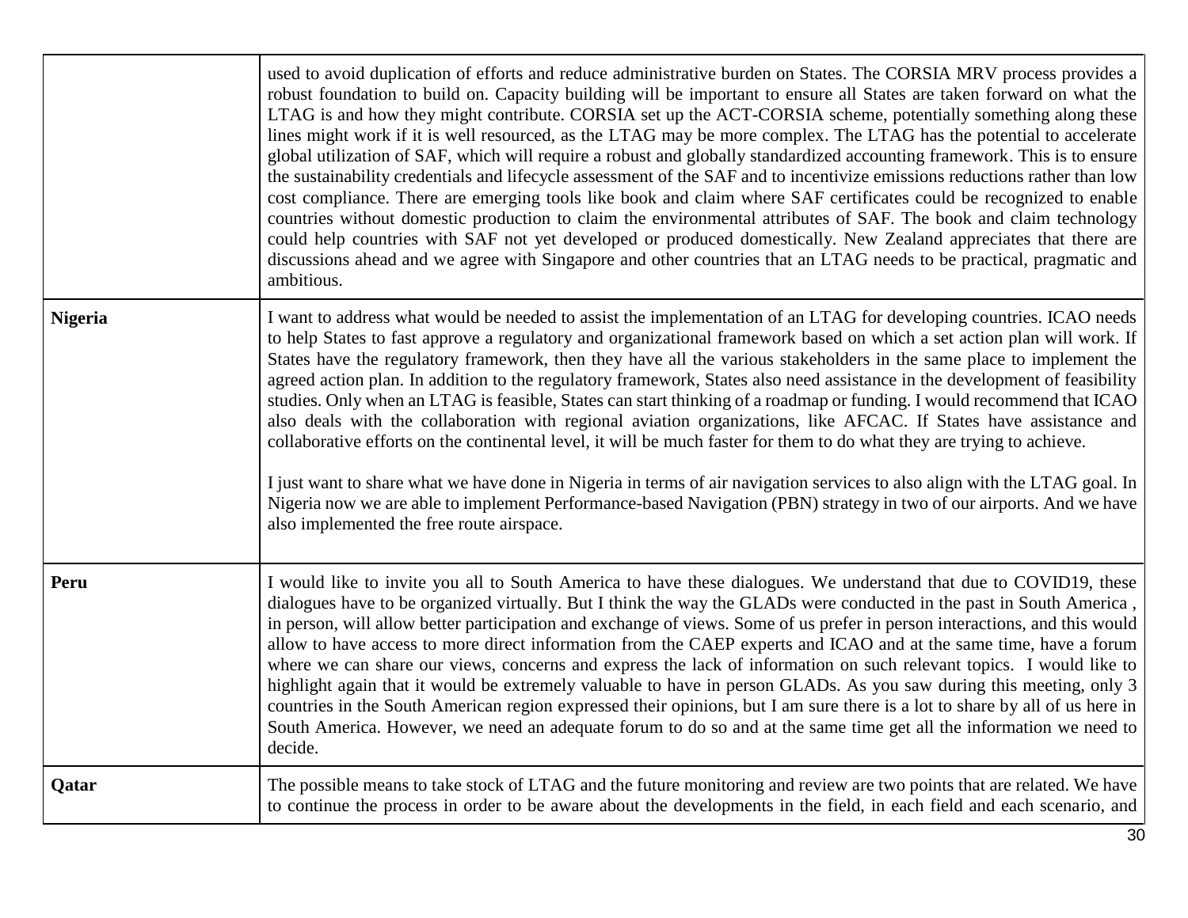| | |
|---|---|
| | used to avoid duplication of efforts and reduce administrative burden on States. The CORSIA MRV process provides a robust foundation to build on. Capacity building will be important to ensure all States are taken forward on what the LTAG is and how they might contribute. CORSIA set up the ACT-CORSIA scheme, potentially something along these lines might work if it is well resourced, as the LTAG may be more complex. The LTAG has the potential to accelerate global utilization of SAF, which will require a robust and globally standardized accounting framework. This is to ensure the sustainability credentials and lifecycle assessment of the SAF and to incentivize emissions reductions rather than low cost compliance. There are emerging tools like book and claim where SAF certificates could be recognized to enable countries without domestic production to claim the environmental attributes of SAF. The book and claim technology could help countries with SAF not yet developed or produced domestically. New Zealand appreciates that there are discussions ahead and we agree with Singapore and other countries that an LTAG needs to be practical, pragmatic and ambitious. |
| **Nigeria** | I want to address what would be needed to assist the implementation of an LTAG for developing countries. ICAO needs to help States to fast approve a regulatory and organizational framework based on which a set action plan will work. If States have the regulatory framework, then they have all the various stakeholders in the same place to implement the agreed action plan. In addition to the regulatory framework, States also need assistance in the development of feasibility studies. Only when an LTAG is feasible, States can start thinking of a roadmap or funding. I would recommend that ICAO also deals with the collaboration with regional aviation organizations, like AFCAC. If States have assistance and collaborative efforts on the continental level, it will be much faster for them to do what they are trying to achieve.<br><br>I just want to share what we have done in Nigeria in terms of air navigation services to also align with the LTAG goal. In Nigeria now we are able to implement Performance-based Navigation (PBN) strategy in two of our airports. And we have also implemented the free route airspace. |
| **Peru** | I would like to invite you all to South America to have these dialogues. We understand that due to COVID19, these dialogues have to be organized virtually. But I think the way the GLADs were conducted in the past in South America , in person, will allow better participation and exchange of views. Some of us prefer in person interactions, and this would allow to have access to more direct information from the CAEP experts and ICAO and at the same time, have a forum where we can share our views, concerns and express the lack of information on such relevant topics. I would like to highlight again that it would be extremely valuable to have in person GLADs. As you saw during this meeting, only 3 countries in the South American region expressed their opinions, but I am sure there is a lot to share by all of us here in South America. However, we need an adequate forum to do so and at the same time get all the information we need to decide. |
| **Qatar** | The possible means to take stock of LTAG and the future monitoring and review are two points that are related. We have to continue the process in order to be aware about the developments in the field, in each field and each scenario, and |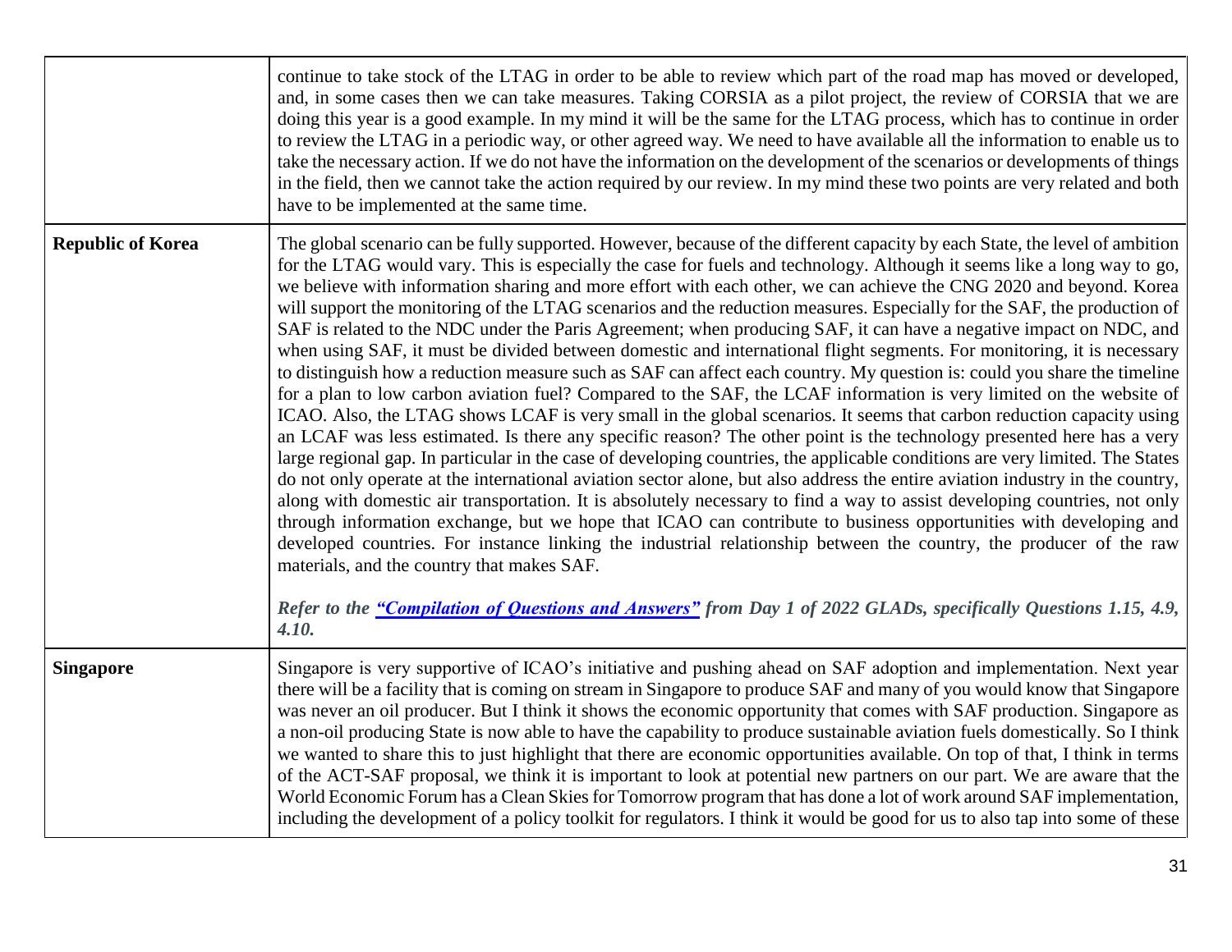| | |
|---|---|
| | continue to take stock of the LTAG in order to be able to review which part of the road map has moved or developed, and, in some cases then we can take measures. Taking CORSIA as a pilot project, the review of CORSIA that we are doing this year is a good example. In my mind it will be the same for the LTAG process, which has to continue in order to review the LTAG in a periodic way, or other agreed way. We need to have available all the information to enable us to take the necessary action. If we do not have the information on the development of the scenarios or developments of things in the field, then we cannot take the action required by our review. In my mind these two points are very related and both have to be implemented at the same time. |
| **Republic of Korea** | The global scenario can be fully supported. However, because of the different capacity by each State, the level of ambition for the LTAG would vary. This is especially the case for fuels and technology. Although it seems like a long way to go, we believe with information sharing and more effort with each other, we can achieve the CNG 2020 and beyond. Korea will support the monitoring of the LTAG scenarios and the reduction measures. Especially for the SAF, the production of SAF is related to the NDC under the Paris Agreement; when producing SAF, it can have a negative impact on NDC, and when using SAF, it must be divided between domestic and international flight segments. For monitoring, it is necessary to distinguish how a reduction measure such as SAF can affect each country. My question is: could you share the timeline for a plan to low carbon aviation fuel? Compared to the SAF, the LCAF information is very limited on the website of ICAO. Also, the LTAG shows LCAF is very small in the global scenarios. It seems that carbon reduction capacity using an LCAF was less estimated. Is there any specific reason? The other point is the technology presented here has a very large regional gap. In particular in the case of developing countries, the applicable conditions are very limited. The States do not only operate at the international aviation sector alone, but also address the entire aviation industry in the country, along with domestic air transportation. It is absolutely necessary to find a way to assist developing countries, not only through information exchange, but we hope that ICAO can contribute to business opportunities with developing and developed countries. For instance linking the industrial relationship between the country, the producer of the raw materials, and the country that makes SAF.<br><br>***Refer to the "Compilation of Questions and Answers" from Day 1 of 2022 GLADs, specifically Questions 1.15, 4.9, 4.10.*** |
| **Singapore** | Singapore is very supportive of ICAO's initiative and pushing ahead on SAF adoption and implementation. Next year there will be a facility that is coming on stream in Singapore to produce SAF and many of you would know that Singapore was never an oil producer. But I think it shows the economic opportunity that comes with SAF production. Singapore as a non-oil producing State is now able to have the capability to produce sustainable aviation fuels domestically. So I think we wanted to share this to just highlight that there are economic opportunities available. On top of that, I think in terms of the ACT-SAF proposal, we think it is important to look at potential new partners on our part. We are aware that the World Economic Forum has a Clean Skies for Tomorrow program that has done a lot of work around SAF implementation, including the development of a policy toolkit for regulators. I think it would be good for us to also tap into some of these |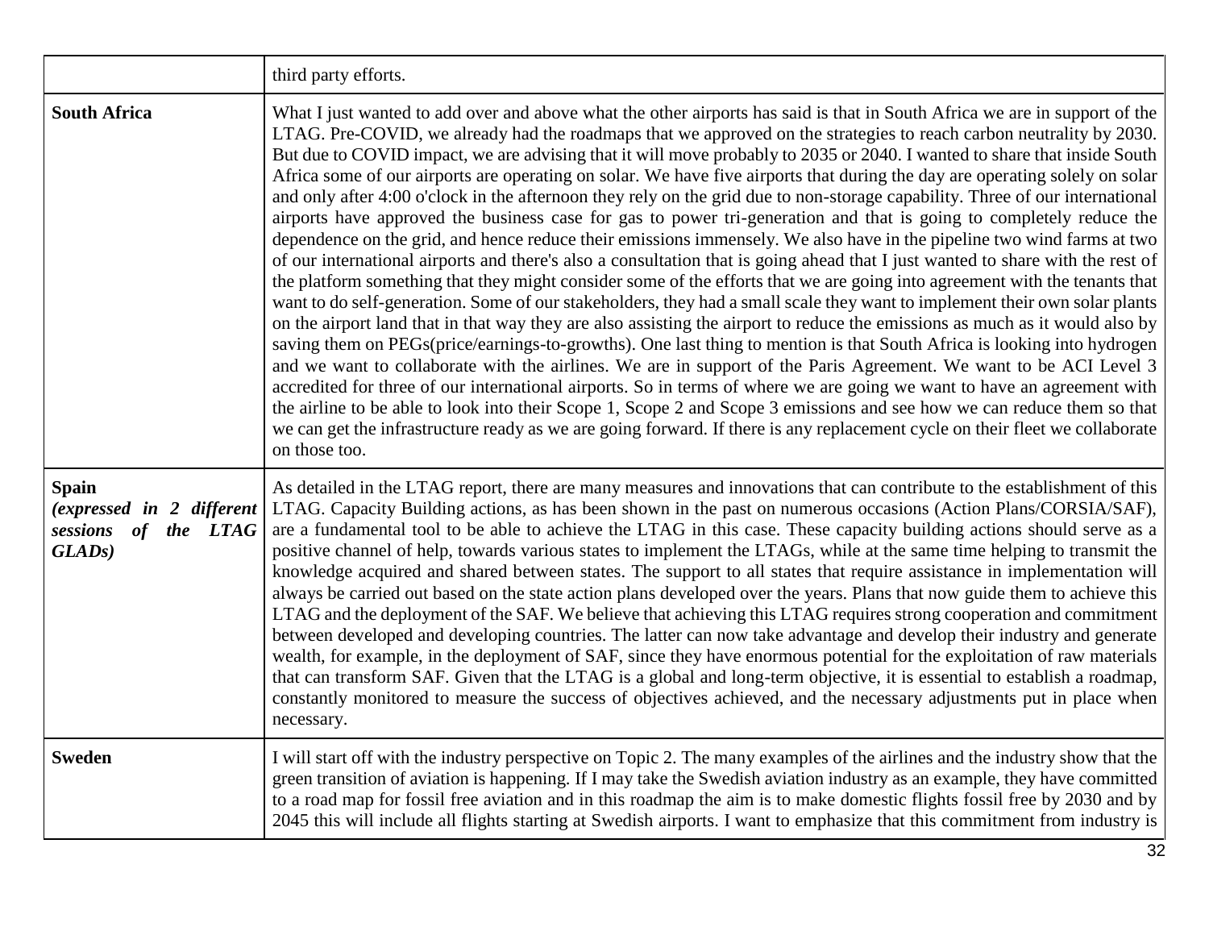| | |
|---|---|
| | third party efforts. |
| **South Africa** | What I just wanted to add over and above what the other airports has said is that in South Africa we are in support of the LTAG. Pre-COVID, we already had the roadmaps that we approved on the strategies to reach carbon neutrality by 2030. But due to COVID impact, we are advising that it will move probably to 2035 or 2040. I wanted to share that inside South Africa some of our airports are operating on solar. We have five airports that during the day are operating solely on solar and only after 4:00 o'clock in the afternoon they rely on the grid due to non-storage capability. Three of our international airports have approved the business case for gas to power tri-generation and that is going to completely reduce the dependence on the grid, and hence reduce their emissions immensely. We also have in the pipeline two wind farms at two of our international airports and there's also a consultation that is going ahead that I just wanted to share with the rest of the platform something that they might consider some of the efforts that we are going into agreement with the tenants that want to do self-generation. Some of our stakeholders, they had a small scale they want to implement their own solar plants on the airport land that in that way they are also assisting the airport to reduce the emissions as much as it would also by saving them on PEGs(price/earnings-to-growths). One last thing to mention is that South Africa is looking into hydrogen and we want to collaborate with the airlines. We are in support of the Paris Agreement. We want to be ACI Level 3 accredited for three of our international airports. So in terms of where we are going we want to have an agreement with the airline to be able to look into their Scope 1, Scope 2 and Scope 3 emissions and see how we can reduce them so that we can get the infrastructure ready as we are going forward. If there is any replacement cycle on their fleet we collaborate on those too. |
| **Spain** ***(expressed in 2 different sessions of the LTAG GLADs)*** | As detailed in the LTAG report, there are many measures and innovations that can contribute to the establishment of this LTAG. Capacity Building actions, as has been shown in the past on numerous occasions (Action Plans/CORSIA/SAF), are a fundamental tool to be able to achieve the LTAG in this case. These capacity building actions should serve as a positive channel of help, towards various states to implement the LTAGs, while at the same time helping to transmit the knowledge acquired and shared between states. The support to all states that require assistance in implementation will always be carried out based on the state action plans developed over the years. Plans that now guide them to achieve this LTAG and the deployment of the SAF. We believe that achieving this LTAG requires strong cooperation and commitment between developed and developing countries. The latter can now take advantage and develop their industry and generate wealth, for example, in the deployment of SAF, since they have enormous potential for the exploitation of raw materials that can transform SAF. Given that the LTAG is a global and long-term objective, it is essential to establish a roadmap, constantly monitored to measure the success of objectives achieved, and the necessary adjustments put in place when necessary. |
| **Sweden** | I will start off with the industry perspective on Topic 2. The many examples of the airlines and the industry show that the green transition of aviation is happening. If I may take the Swedish aviation industry as an example, they have committed to a road map for fossil free aviation and in this roadmap the aim is to make domestic flights fossil free by 2030 and by 2045 this will include all flights starting at Swedish airports. I want to emphasize that this commitment from industry is |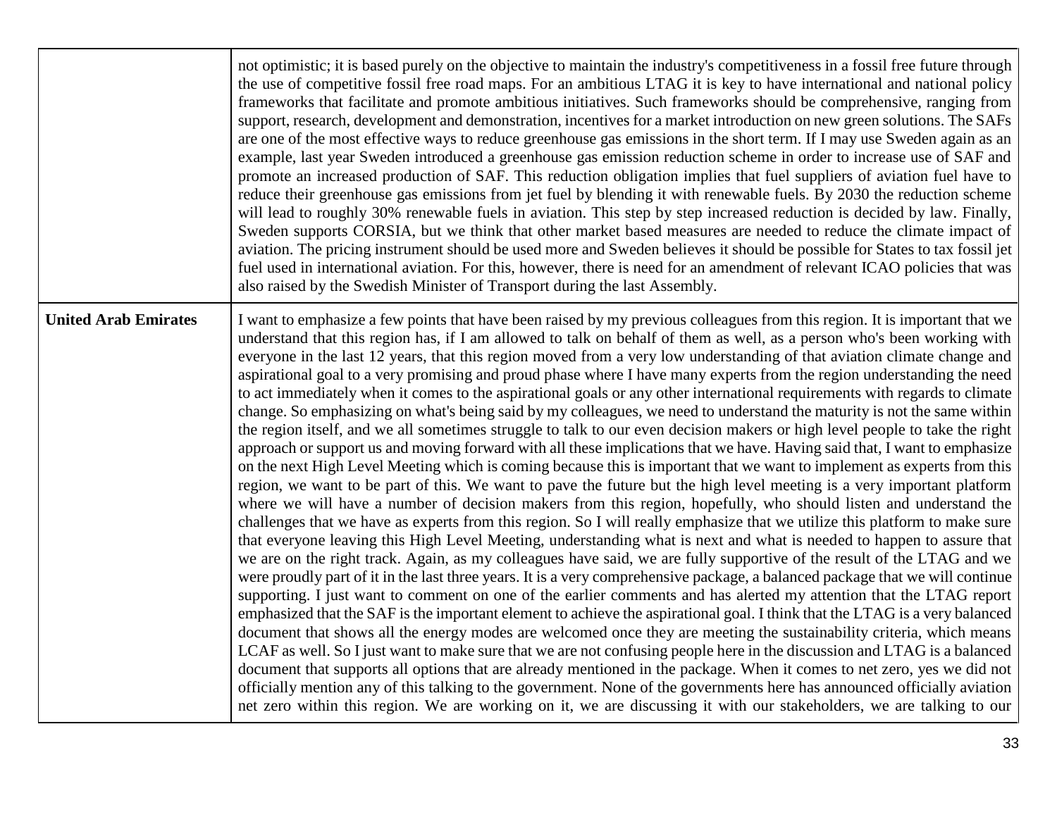| | |
|---|---|
| | not optimistic; it is based purely on the objective to maintain the industry's competitiveness in a fossil free future through the use of competitive fossil free road maps. For an ambitious LTAG it is key to have international and national policy frameworks that facilitate and promote ambitious initiatives. Such frameworks should be comprehensive, ranging from support, research, development and demonstration, incentives for a market introduction on new green solutions. The SAFs are one of the most effective ways to reduce greenhouse gas emissions in the short term. If I may use Sweden again as an example, last year Sweden introduced a greenhouse gas emission reduction scheme in order to increase use of SAF and promote an increased production of SAF. This reduction obligation implies that fuel suppliers of aviation fuel have to reduce their greenhouse gas emissions from jet fuel by blending it with renewable fuels. By 2030 the reduction scheme will lead to roughly 30% renewable fuels in aviation. This step by step increased reduction is decided by law. Finally, Sweden supports CORSIA, but we think that other market based measures are needed to reduce the climate impact of aviation. The pricing instrument should be used more and Sweden believes it should be possible for States to tax fossil jet fuel used in international aviation. For this, however, there is need for an amendment of relevant ICAO policies that was also raised by the Swedish Minister of Transport during the last Assembly. |
| **United Arab Emirates** | I want to emphasize a few points that have been raised by my previous colleagues from this region. It is important that we understand that this region has, if I am allowed to talk on behalf of them as well, as a person who's been working with everyone in the last 12 years, that this region moved from a very low understanding of that aviation climate change and aspirational goal to a very promising and proud phase where I have many experts from the region understanding the need to act immediately when it comes to the aspirational goals or any other international requirements with regards to climate change. So emphasizing on what's being said by my colleagues, we need to understand the maturity is not the same within the region itself, and we all sometimes struggle to talk to our even decision makers or high level people to take the right approach or support us and moving forward with all these implications that we have. Having said that, I want to emphasize on the next High Level Meeting which is coming because this is important that we want to implement as experts from this region, we want to be part of this. We want to pave the future but the high level meeting is a very important platform where we will have a number of decision makers from this region, hopefully, who should listen and understand the challenges that we have as experts from this region. So I will really emphasize that we utilize this platform to make sure that everyone leaving this High Level Meeting, understanding what is next and what is needed to happen to assure that we are on the right track. Again, as my colleagues have said, we are fully supportive of the result of the LTAG and we were proudly part of it in the last three years. It is a very comprehensive package, a balanced package that we will continue supporting. I just want to comment on one of the earlier comments and has alerted my attention that the LTAG report emphasized that the SAF is the important element to achieve the aspirational goal. I think that the LTAG is a very balanced document that shows all the energy modes are welcomed once they are meeting the sustainability criteria, which means LCAF as well. So I just want to make sure that we are not confusing people here in the discussion and LTAG is a balanced document that supports all options that are already mentioned in the package. When it comes to net zero, yes we did not officially mention any of this talking to the government. None of the governments here has announced officially aviation net zero within this region. We are working on it, we are discussing it with our stakeholders, we are talking to our |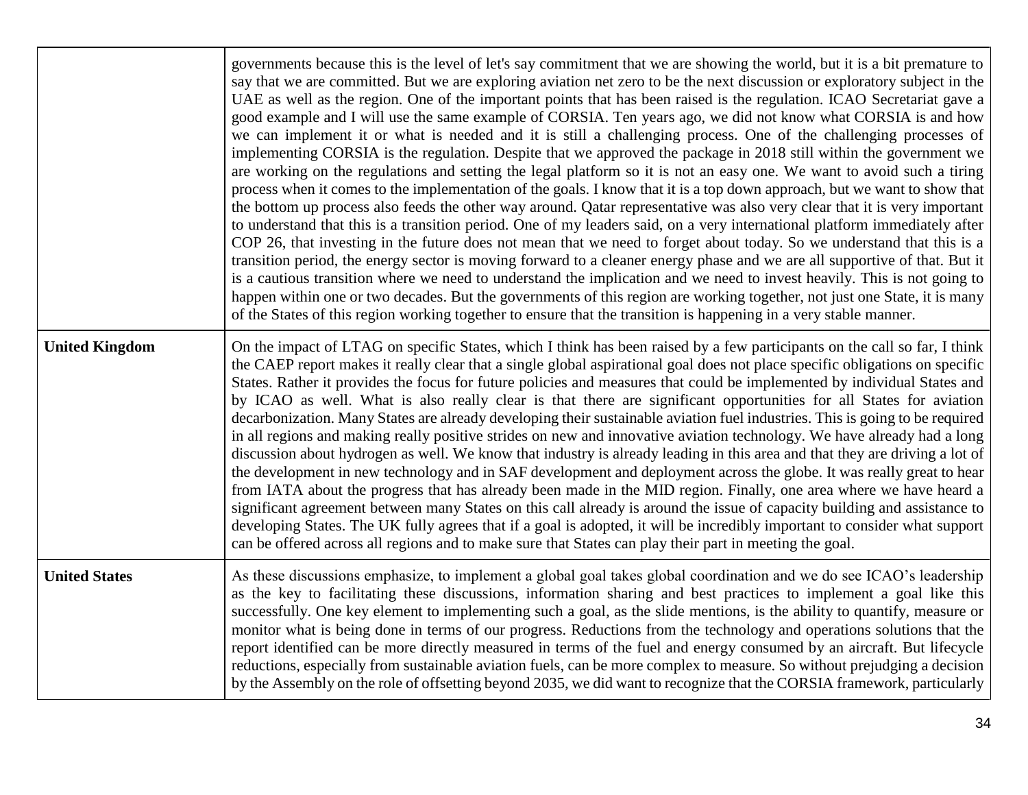| | |
|---|---|
| | governments because this is the level of let's say commitment that we are showing the world, but it is a bit premature to say that we are committed. But we are exploring aviation net zero to be the next discussion or exploratory subject in the UAE as well as the region. One of the important points that has been raised is the regulation. ICAO Secretariat gave a good example and I will use the same example of CORSIA. Ten years ago, we did not know what CORSIA is and how we can implement it or what is needed and it is still a challenging process. One of the challenging processes of implementing CORSIA is the regulation. Despite that we approved the package in 2018 still within the government we are working on the regulations and setting the legal platform so it is not an easy one. We want to avoid such a tiring process when it comes to the implementation of the goals. I know that it is a top down approach, but we want to show that the bottom up process also feeds the other way around. Qatar representative was also very clear that it is very important to understand that this is a transition period. One of my leaders said, on a very international platform immediately after COP 26, that investing in the future does not mean that we need to forget about today. So we understand that this is a transition period, the energy sector is moving forward to a cleaner energy phase and we are all supportive of that. But it is a cautious transition where we need to understand the implication and we need to invest heavily. This is not going to happen within one or two decades. But the governments of this region are working together, not just one State, it is many of the States of this region working together to ensure that the transition is happening in a very stable manner. |
| **United Kingdom** | On the impact of LTAG on specific States, which I think has been raised by a few participants on the call so far, I think the CAEP report makes it really clear that a single global aspirational goal does not place specific obligations on specific States. Rather it provides the focus for future policies and measures that could be implemented by individual States and by ICAO as well. What is also really clear is that there are significant opportunities for all States for aviation decarbonization. Many States are already developing their sustainable aviation fuel industries. This is going to be required in all regions and making really positive strides on new and innovative aviation technology. We have already had a long discussion about hydrogen as well. We know that industry is already leading in this area and that they are driving a lot of the development in new technology and in SAF development and deployment across the globe. It was really great to hear from IATA about the progress that has already been made in the MID region. Finally, one area where we have heard a significant agreement between many States on this call already is around the issue of capacity building and assistance to developing States. The UK fully agrees that if a goal is adopted, it will be incredibly important to consider what support can be offered across all regions and to make sure that States can play their part in meeting the goal. |
| **United States** | As these discussions emphasize, to implement a global goal takes global coordination and we do see ICAO's leadership as the key to facilitating these discussions, information sharing and best practices to implement a goal like this successfully. One key element to implementing such a goal, as the slide mentions, is the ability to quantify, measure or monitor what is being done in terms of our progress. Reductions from the technology and operations solutions that the report identified can be more directly measured in terms of the fuel and energy consumed by an aircraft. But lifecycle reductions, especially from sustainable aviation fuels, can be more complex to measure. So without prejudging a decision by the Assembly on the role of offsetting beyond 2035, we did want to recognize that the CORSIA framework, particularly |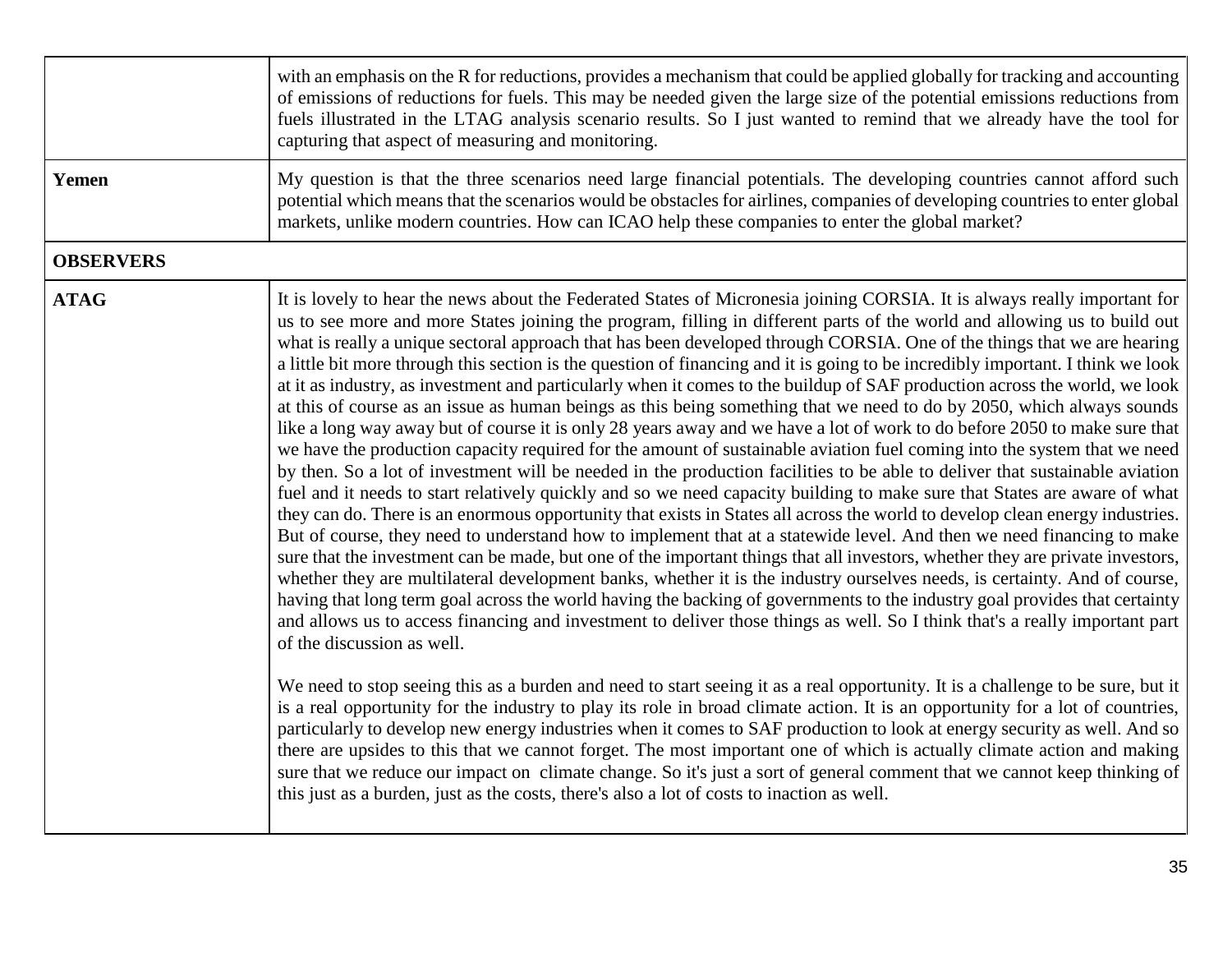| | |
|---|---|
| | with an emphasis on the R for reductions, provides a mechanism that could be applied globally for tracking and accounting of emissions of reductions for fuels. This may be needed given the large size of the potential emissions reductions from fuels illustrated in the LTAG analysis scenario results. So I just wanted to remind that we already have the tool for capturing that aspect of measuring and monitoring. |
| **Yemen** | My question is that the three scenarios need large financial potentials. The developing countries cannot afford such potential which means that the scenarios would be obstacles for airlines, companies of developing countries to enter global markets, unlike modern countries. How can ICAO help these companies to enter the global market? |
| **OBSERVERS** | |
| **ATAG** | It is lovely to hear the news about the Federated States of Micronesia joining CORSIA. It is always really important for us to see more and more States joining the program, filling in different parts of the world and allowing us to build out what is really a unique sectoral approach that has been developed through CORSIA. One of the things that we are hearing a little bit more through this section is the question of financing and it is going to be incredibly important. I think we look at it as industry, as investment and particularly when it comes to the buildup of SAF production across the world, we look at this of course as an issue as human beings as this being something that we need to do by 2050, which always sounds like a long way away but of course it is only 28 years away and we have a lot of work to do before 2050 to make sure that we have the production capacity required for the amount of sustainable aviation fuel coming into the system that we need by then. So a lot of investment will be needed in the production facilities to be able to deliver that sustainable aviation fuel and it needs to start relatively quickly and so we need capacity building to make sure that States are aware of what they can do. There is an enormous opportunity that exists in States all across the world to develop clean energy industries. But of course, they need to understand how to implement that at a statewide level. And then we need financing to make sure that the investment can be made, but one of the important things that all investors, whether they are private investors, whether they are multilateral development banks, whether it is the industry ourselves needs, is certainty. And of course, having that long term goal across the world having the backing of governments to the industry goal provides that certainty and allows us to access financing and investment to deliver those things as well. So I think that's a really important part of the discussion as well.<br><br>We need to stop seeing this as a burden and need to start seeing it as a real opportunity. It is a challenge to be sure, but it is a real opportunity for the industry to play its role in broad climate action. It is an opportunity for a lot of countries, particularly to develop new energy industries when it comes to SAF production to look at energy security as well. And so there are upsides to this that we cannot forget. The most important one of which is actually climate action and making sure that we reduce our impact on climate change. So it's just a sort of general comment that we cannot keep thinking of this just as a burden, just as the costs, there's also a lot of costs to inaction as well. |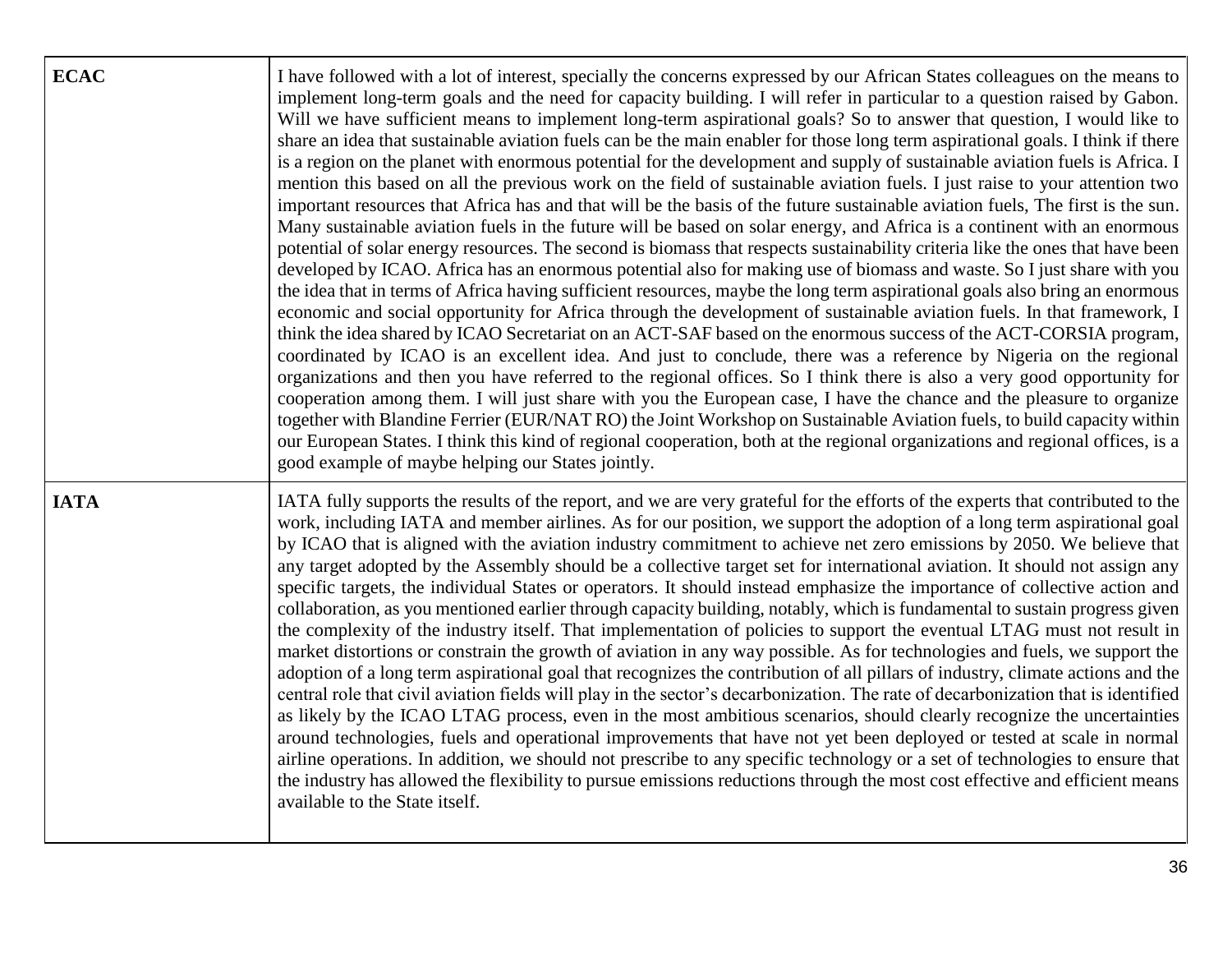| | |
|---|---|
| **ECAC** | I have followed with a lot of interest, specially the concerns expressed by our African States colleagues on the means to implement long-term goals and the need for capacity building. I will refer in particular to a question raised by Gabon. Will we have sufficient means to implement long-term aspirational goals? So to answer that question, I would like to share an idea that sustainable aviation fuels can be the main enabler for those long term aspirational goals. I think if there is a region on the planet with enormous potential for the development and supply of sustainable aviation fuels is Africa. I mention this based on all the previous work on the field of sustainable aviation fuels. I just raise to your attention two important resources that Africa has and that will be the basis of the future sustainable aviation fuels, The first is the sun. Many sustainable aviation fuels in the future will be based on solar energy, and Africa is a continent with an enormous potential of solar energy resources. The second is biomass that respects sustainability criteria like the ones that have been developed by ICAO. Africa has an enormous potential also for making use of biomass and waste. So I just share with you the idea that in terms of Africa having sufficient resources, maybe the long term aspirational goals also bring an enormous economic and social opportunity for Africa through the development of sustainable aviation fuels. In that framework, I think the idea shared by ICAO Secretariat on an ACT-SAF based on the enormous success of the ACT-CORSIA program, coordinated by ICAO is an excellent idea. And just to conclude, there was a reference by Nigeria on the regional organizations and then you have referred to the regional offices. So I think there is also a very good opportunity for cooperation among them. I will just share with you the European case, I have the chance and the pleasure to organize together with Blandine Ferrier (EUR/NAT RO) the Joint Workshop on Sustainable Aviation fuels, to build capacity within our European States. I think this kind of regional cooperation, both at the regional organizations and regional offices, is a good example of maybe helping our States jointly. |
| **IATA** | IATA fully supports the results of the report, and we are very grateful for the efforts of the experts that contributed to the work, including IATA and member airlines. As for our position, we support the adoption of a long term aspirational goal by ICAO that is aligned with the aviation industry commitment to achieve net zero emissions by 2050. We believe that any target adopted by the Assembly should be a collective target set for international aviation. It should not assign any specific targets, the individual States or operators. It should instead emphasize the importance of collective action and collaboration, as you mentioned earlier through capacity building, notably, which is fundamental to sustain progress given the complexity of the industry itself. That implementation of policies to support the eventual LTAG must not result in market distortions or constrain the growth of aviation in any way possible. As for technologies and fuels, we support the adoption of a long term aspirational goal that recognizes the contribution of all pillars of industry, climate actions and the central role that civil aviation fields will play in the sector's decarbonization. The rate of decarbonization that is identified as likely by the ICAO LTAG process, even in the most ambitious scenarios, should clearly recognize the uncertainties around technologies, fuels and operational improvements that have not yet been deployed or tested at scale in normal airline operations. In addition, we should not prescribe to any specific technology or a set of technologies to ensure that the industry has allowed the flexibility to pursue emissions reductions through the most cost effective and efficient means available to the State itself. |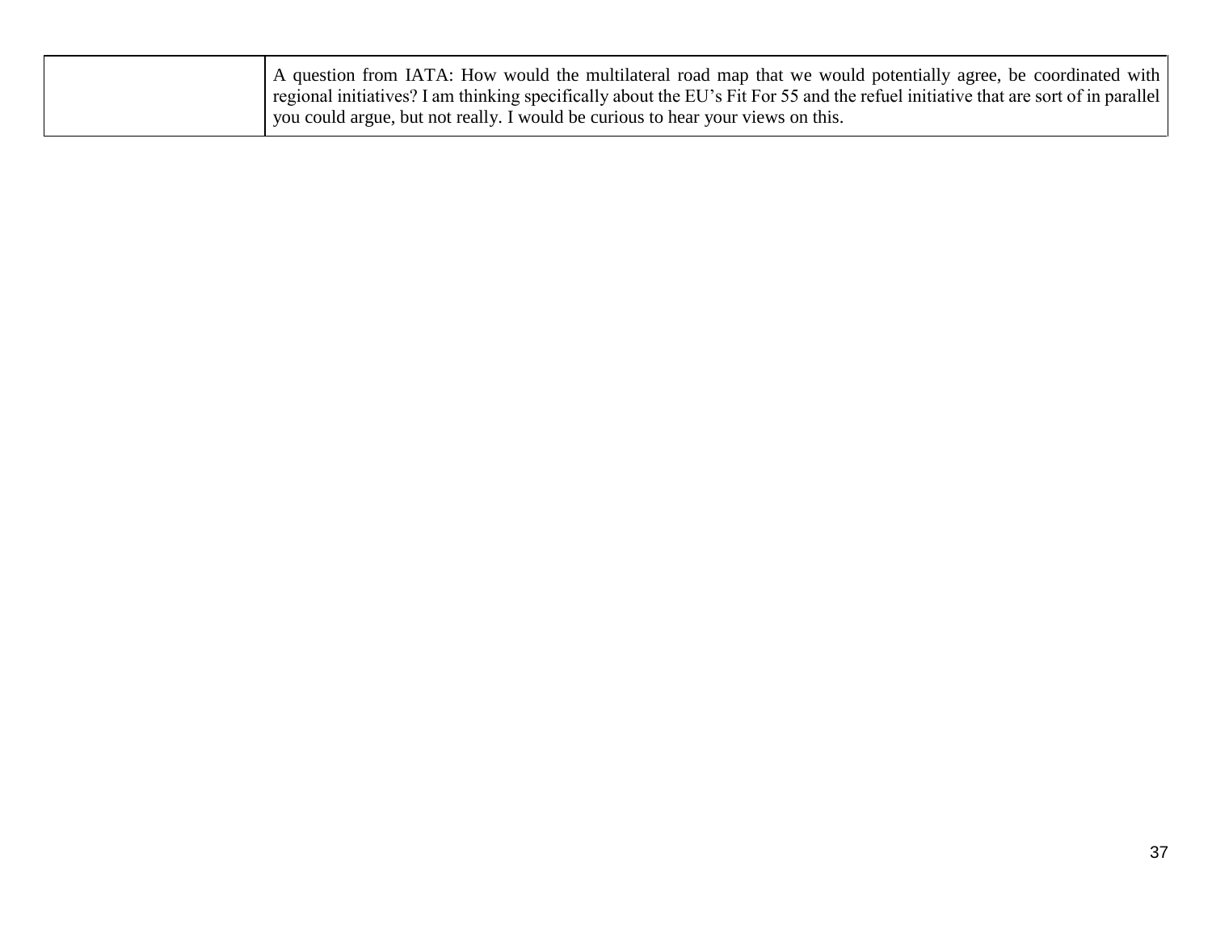| | |
|---|---|
| | A question from IATA: How would the multilateral road map that we would potentially agree, be coordinated with regional initiatives? I am thinking specifically about the EU's Fit For 55 and the refuel initiative that are sort of in parallel you could argue, but not really. I would be curious to hear your views on this. |